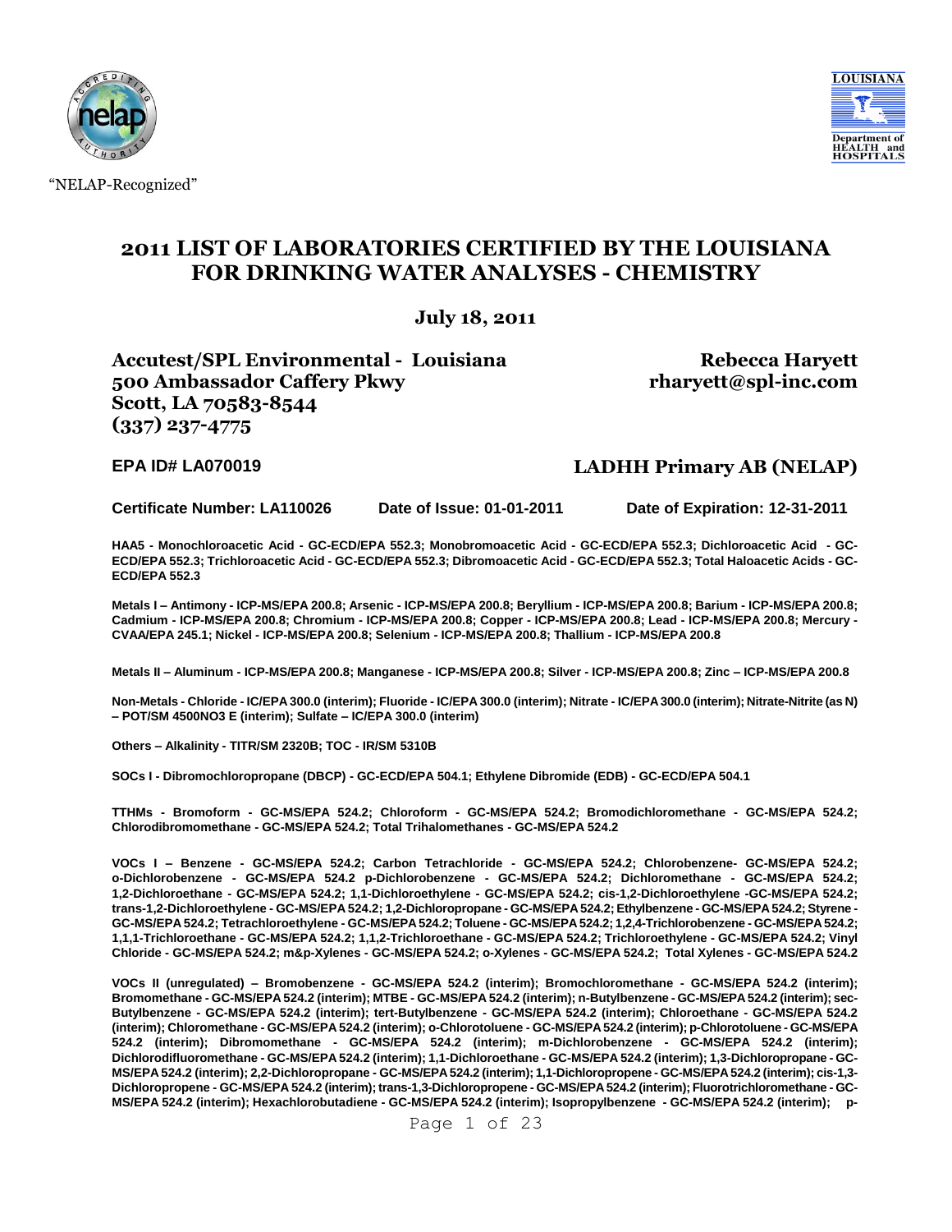"NELAP-Recognized"

# 2011 LIST OF LABORATORIES CERTIFIED BY THE LOUISIANA FOR DRINKING WATER ANALYSES - CHEMISTRY

**July 18, 2011**

**Accutest/SPL Environmental - Louisiana**
**500 Ambassador Caffery Pkwy**
**Scott, LA 70583-8544**
**(337) 237-4775**

**Rebecca Haryett**
**rharyett@spl-inc.com**

**EPA ID# LA070019**

**LADHH Primary AB (NELAP)**

**Certificate Number: LA110026** **Date of Issue: 01-01-2011** **Date of Expiration: 12-31-2011**

**HAA5 - Monochloroacetic Acid - GC-ECD/EPA 552.3; Monobromoacetic Acid - GC-ECD/EPA 552.3; Dichloroacetic Acid - GC-ECD/EPA 552.3; Trichloroacetic Acid - GC-ECD/EPA 552.3; Dibromoacetic Acid - GC-ECD/EPA 552.3; Total Haloacetic Acids - GC-ECD/EPA 552.3**

**Metals I – Antimony - ICP-MS/EPA 200.8; Arsenic - ICP-MS/EPA 200.8; Beryllium - ICP-MS/EPA 200.8; Barium - ICP-MS/EPA 200.8; Cadmium - ICP-MS/EPA 200.8; Chromium - ICP-MS/EPA 200.8; Copper - ICP-MS/EPA 200.8; Lead - ICP-MS/EPA 200.8; Mercury - CVAA/EPA 245.1; Nickel - ICP-MS/EPA 200.8; Selenium - ICP-MS/EPA 200.8; Thallium - ICP-MS/EPA 200.8**

**Metals II – Aluminum - ICP-MS/EPA 200.8; Manganese - ICP-MS/EPA 200.8; Silver - ICP-MS/EPA 200.8; Zinc – ICP-MS/EPA 200.8**

**Non-Metals - Chloride - IC/EPA 300.0 (interim); Fluoride - IC/EPA 300.0 (interim); Nitrate - IC/EPA 300.0 (interim); Nitrate-Nitrite (as N) – POT/SM 4500NO3 E (interim); Sulfate – IC/EPA 300.0 (interim)**

**Others – Alkalinity - TITR/SM 2320B; TOC - IR/SM 5310B**

**SOCs I - Dibromochloropropane (DBCP) - GC-ECD/EPA 504.1; Ethylene Dibromide (EDB) - GC-ECD/EPA 504.1**

**TTHMs - Bromoform - GC-MS/EPA 524.2; Chloroform - GC-MS/EPA 524.2; Bromodichloromethane - GC-MS/EPA 524.2; Chlorodibromomethane - GC-MS/EPA 524.2; Total Trihalomethanes - GC-MS/EPA 524.2**

**VOCs I – Benzene - GC-MS/EPA 524.2; Carbon Tetrachloride - GC-MS/EPA 524.2; Chlorobenzene- GC-MS/EPA 524.2; o-Dichlorobenzene - GC-MS/EPA 524.2 p-Dichlorobenzene - GC-MS/EPA 524.2; Dichloromethane - GC-MS/EPA 524.2; 1,2-Dichloroethane - GC-MS/EPA 524.2; 1,1-Dichloroethylene - GC-MS/EPA 524.2; cis-1,2-Dichloroethylene -GC-MS/EPA 524.2; trans-1,2-Dichloroethylene - GC-MS/EPA 524.2; 1,2-Dichloropropane - GC-MS/EPA 524.2; Ethylbenzene - GC-MS/EPA 524.2; Styrene - GC-MS/EPA 524.2; Tetrachloroethylene - GC-MS/EPA 524.2; Toluene - GC-MS/EPA 524.2; 1,2,4-Trichlorobenzene - GC-MS/EPA 524.2; 1,1,1-Trichloroethane - GC-MS/EPA 524.2; 1,1,2-Trichloroethane - GC-MS/EPA 524.2; Trichloroethylene - GC-MS/EPA 524.2; Vinyl Chloride - GC-MS/EPA 524.2; m&p-Xylenes - GC-MS/EPA 524.2; o-Xylenes - GC-MS/EPA 524.2; Total Xylenes - GC-MS/EPA 524.2**

**VOCs II (unregulated) – Bromobenzene - GC-MS/EPA 524.2 (interim); Bromochloromethane - GC-MS/EPA 524.2 (interim); Bromomethane - GC-MS/EPA 524.2 (interim); MTBE - GC-MS/EPA 524.2 (interim); n-Butylbenzene - GC-MS/EPA 524.2 (interim); sec-Butylbenzene - GC-MS/EPA 524.2 (interim); tert-Butylbenzene - GC-MS/EPA 524.2 (interim); Chloroethane - GC-MS/EPA 524.2 (interim); Chloromethane - GC-MS/EPA 524.2 (interim); o-Chlorotoluene - GC-MS/EPA 524.2 (interim); p-Chlorotoluene - GC-MS/EPA 524.2 (interim); Dibromomethane - GC-MS/EPA 524.2 (interim); m-Dichlorobenzene - GC-MS/EPA 524.2 (interim); Dichlorodifluoromethane - GC-MS/EPA 524.2 (interim); 1,1-Dichloroethane - GC-MS/EPA 524.2 (interim); 1,3-Dichloropropane - GC-MS/EPA 524.2 (interim); 2,2-Dichloropropane - GC-MS/EPA 524.2 (interim); 1,1-Dichloropropene - GC-MS/EPA 524.2 (interim); cis-1,3-Dichloropropene - GC-MS/EPA 524.2 (interim); trans-1,3-Dichloropropene - GC-MS/EPA 524.2 (interim); Fluorotrichloromethane - GC-MS/EPA 524.2 (interim); Hexachlorobutadiene - GC-MS/EPA 524.2 (interim); Isopropylbenzene - GC-MS/EPA 524.2 (interim); p-**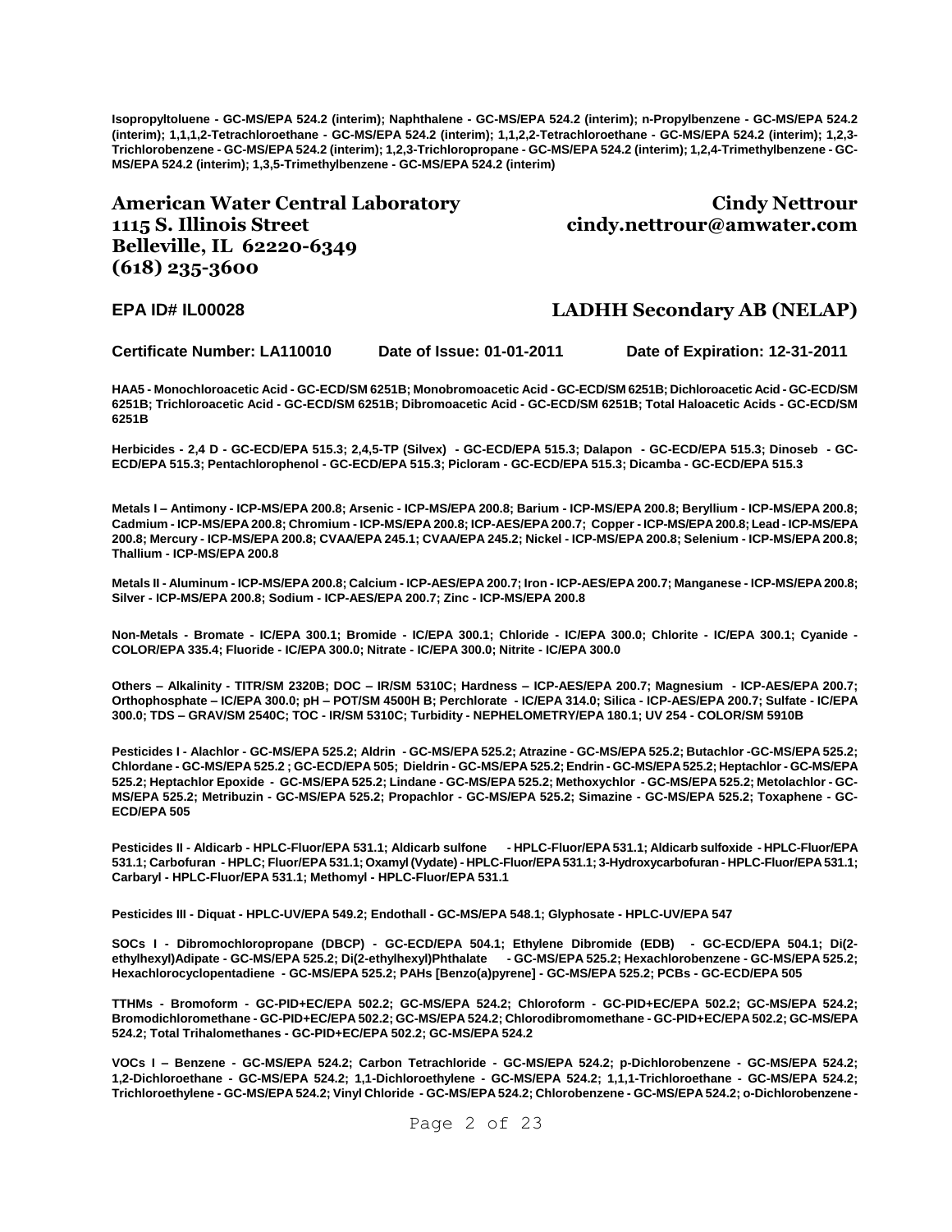**Isopropyltoluene - GC-MS/EPA 524.2 (interim); Naphthalene - GC-MS/EPA 524.2 (interim); n-Propylbenzene - GC-MS/EPA 524.2 (interim); 1,1,1,2-Tetrachloroethane - GC-MS/EPA 524.2 (interim); 1,1,2,2-Tetrachloroethane - GC-MS/EPA 524.2 (interim); 1,2,3-Trichlorobenzene - GC-MS/EPA 524.2 (interim); 1,2,3-Trichloropropane - GC-MS/EPA 524.2 (interim); 1,2,4-Trimethylbenzene - GC-MS/EPA 524.2 (interim); 1,3,5-Trimethylbenzene - GC-MS/EPA 524.2 (interim)**

## American Water Central Laboratory

**1115 S. Illinois Street**
**Belleville, IL 62220-6349**
**(618) 235-3600**

**Cindy Nettrour**
**cindy.nettrour@amwater.com**

**EPA ID# IL00028**

**LADHH Secondary AB (NELAP)**

**Certificate Number: LA110010 Date of Issue: 01-01-2011 Date of Expiration: 12-31-2011**

**HAA5 - Monochloroacetic Acid - GC-ECD/SM 6251B; Monobromoacetic Acid - GC-ECD/SM 6251B; Dichloroacetic Acid - GC-ECD/SM 6251B; Trichloroacetic Acid - GC-ECD/SM 6251B; Dibromoacetic Acid - GC-ECD/SM 6251B; Total Haloacetic Acids - GC-ECD/SM 6251B**

**Herbicides - 2,4 D - GC-ECD/EPA 515.3; 2,4,5-TP (Silvex) - GC-ECD/EPA 515.3; Dalapon - GC-ECD/EPA 515.3; Dinoseb - GC-ECD/EPA 515.3; Pentachlorophenol - GC-ECD/EPA 515.3; Picloram - GC-ECD/EPA 515.3; Dicamba - GC-ECD/EPA 515.3**

**Metals I – Antimony - ICP-MS/EPA 200.8; Arsenic - ICP-MS/EPA 200.8; Barium - ICP-MS/EPA 200.8; Beryllium - ICP-MS/EPA 200.8; Cadmium - ICP-MS/EPA 200.8; Chromium - ICP-MS/EPA 200.8; ICP-AES/EPA 200.7; Copper - ICP-MS/EPA 200.8; Lead - ICP-MS/EPA 200.8; Mercury - ICP-MS/EPA 200.8; CVAA/EPA 245.1; CVAA/EPA 245.2; Nickel - ICP-MS/EPA 200.8; Selenium - ICP-MS/EPA 200.8; Thallium - ICP-MS/EPA 200.8**

**Metals II - Aluminum - ICP-MS/EPA 200.8; Calcium - ICP-AES/EPA 200.7; Iron - ICP-AES/EPA 200.7; Manganese - ICP-MS/EPA 200.8; Silver - ICP-MS/EPA 200.8; Sodium - ICP-AES/EPA 200.7; Zinc - ICP-MS/EPA 200.8**

**Non-Metals - Bromate - IC/EPA 300.1; Bromide - IC/EPA 300.1; Chloride - IC/EPA 300.0; Chlorite - IC/EPA 300.1; Cyanide - COLOR/EPA 335.4; Fluoride - IC/EPA 300.0; Nitrate - IC/EPA 300.0; Nitrite - IC/EPA 300.0**

**Others – Alkalinity - TITR/SM 2320B; DOC – IR/SM 5310C; Hardness – ICP-AES/EPA 200.7; Magnesium - ICP-AES/EPA 200.7; Orthophosphate – IC/EPA 300.0; pH – POT/SM 4500H B; Perchlorate - IC/EPA 314.0; Silica - ICP-AES/EPA 200.7; Sulfate - IC/EPA 300.0; TDS – GRAV/SM 2540C; TOC - IR/SM 5310C; Turbidity - NEPHELOMETRY/EPA 180.1; UV 254 - COLOR/SM 5910B**

**Pesticides I - Alachlor - GC-MS/EPA 525.2; Aldrin - GC-MS/EPA 525.2; Atrazine - GC-MS/EPA 525.2; Butachlor -GC-MS/EPA 525.2; Chlordane - GC-MS/EPA 525.2 ; GC-ECD/EPA 505; Dieldrin - GC-MS/EPA 525.2; Endrin - GC-MS/EPA 525.2; Heptachlor - GC-MS/EPA 525.2; Heptachlor Epoxide - GC-MS/EPA 525.2; Lindane - GC-MS/EPA 525.2; Methoxychlor - GC-MS/EPA 525.2; Metolachlor - GC-MS/EPA 525.2; Metribuzin - GC-MS/EPA 525.2; Propachlor - GC-MS/EPA 525.2; Simazine - GC-MS/EPA 525.2; Toxaphene - GC-ECD/EPA 505**

**Pesticides II - Aldicarb - HPLC-Fluor/EPA 531.1; Aldicarb sulfone - HPLC-Fluor/EPA 531.1; Aldicarb sulfoxide - HPLC-Fluor/EPA 531.1; Carbofuran - HPLC; Fluor/EPA 531.1; Oxamyl (Vydate) - HPLC-Fluor/EPA 531.1; 3-Hydroxycarbofuran - HPLC-Fluor/EPA 531.1; Carbaryl - HPLC-Fluor/EPA 531.1; Methomyl - HPLC-Fluor/EPA 531.1**

**Pesticides III - Diquat - HPLC-UV/EPA 549.2; Endothall - GC-MS/EPA 548.1; Glyphosate - HPLC-UV/EPA 547**

**SOCs I - Dibromochloropropane (DBCP) - GC-ECD/EPA 504.1; Ethylene Dibromide (EDB) - GC-ECD/EPA 504.1; Di(2-ethylhexyl)Adipate - GC-MS/EPA 525.2; Di(2-ethylhexyl)Phthalate - GC-MS/EPA 525.2; Hexachlorobenzene - GC-MS/EPA 525.2; Hexachlorocyclopentadiene - GC-MS/EPA 525.2; PAHs [Benzo(a)pyrene] - GC-MS/EPA 525.2; PCBs - GC-ECD/EPA 505**

**TTHMs - Bromoform - GC-PID+EC/EPA 502.2; GC-MS/EPA 524.2; Chloroform - GC-PID+EC/EPA 502.2; GC-MS/EPA 524.2; Bromodichloromethane - GC-PID+EC/EPA 502.2; GC-MS/EPA 524.2; Chlorodibromomethane - GC-PID+EC/EPA 502.2; GC-MS/EPA 524.2; Total Trihalomethanes - GC-PID+EC/EPA 502.2; GC-MS/EPA 524.2**

**VOCs I – Benzene - GC-MS/EPA 524.2; Carbon Tetrachloride - GC-MS/EPA 524.2; p-Dichlorobenzene - GC-MS/EPA 524.2; 1,2-Dichloroethane - GC-MS/EPA 524.2; 1,1-Dichloroethylene - GC-MS/EPA 524.2; 1,1,1-Trichloroethane - GC-MS/EPA 524.2; Trichloroethylene - GC-MS/EPA 524.2; Vinyl Chloride - GC-MS/EPA 524.2; Chlorobenzene - GC-MS/EPA 524.2; o-Dichlorobenzene -**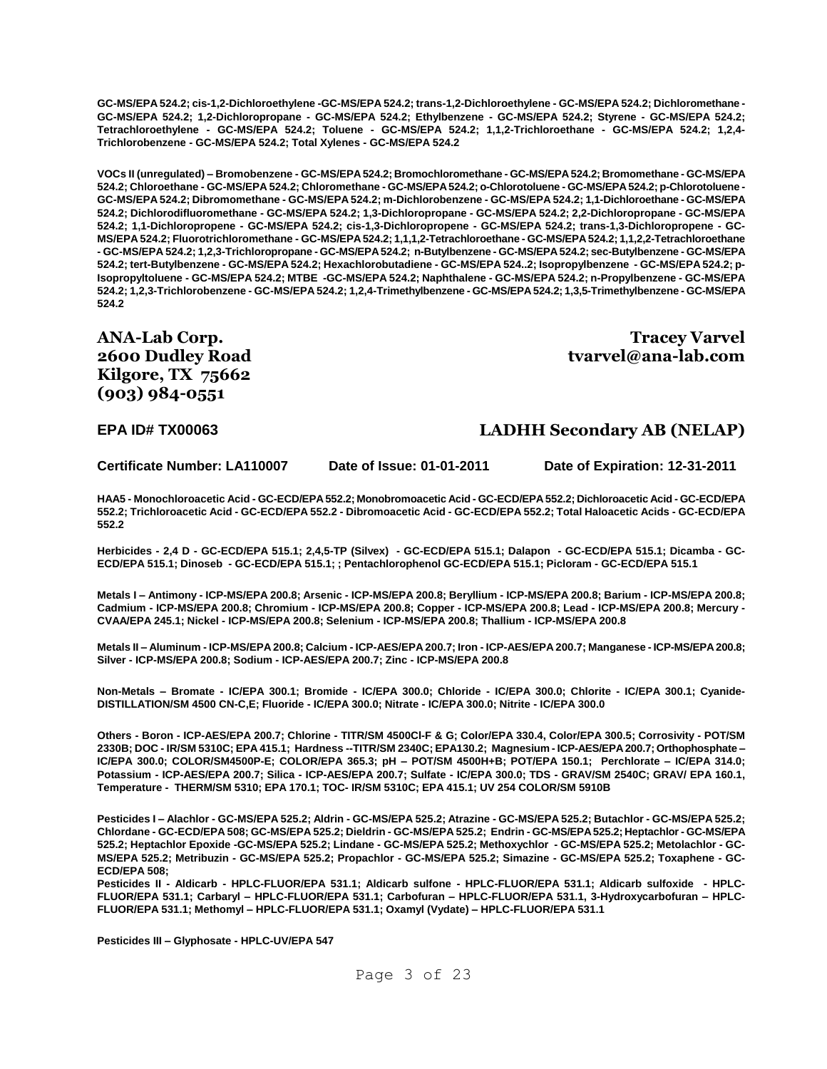**GC-MS/EPA 524.2; cis-1,2-Dichloroethylene -GC-MS/EPA 524.2; trans-1,2-Dichloroethylene - GC-MS/EPA 524.2; Dichloromethane - GC-MS/EPA 524.2; 1,2-Dichloropropane - GC-MS/EPA 524.2; Ethylbenzene - GC-MS/EPA 524.2; Styrene - GC-MS/EPA 524.2; Tetrachloroethylene - GC-MS/EPA 524.2; Toluene - GC-MS/EPA 524.2; 1,1,2-Trichloroethane - GC-MS/EPA 524.2; 1,2,4-Trichlorobenzene - GC-MS/EPA 524.2; Total Xylenes - GC-MS/EPA 524.2**

**VOCs II (unregulated) – Bromobenzene - GC-MS/EPA 524.2; Bromochloromethane - GC-MS/EPA 524.2; Bromomethane - GC-MS/EPA 524.2; Chloroethane - GC-MS/EPA 524.2; Chloromethane - GC-MS/EPA 524.2; o-Chlorotoluene - GC-MS/EPA 524.2; p-Chlorotoluene - GC-MS/EPA 524.2; Dibromomethane - GC-MS/EPA 524.2; m-Dichlorobenzene - GC-MS/EPA 524.2; 1,1-Dichloroethane - GC-MS/EPA 524.2; Dichlorodifluoromethane - GC-MS/EPA 524.2; 1,3-Dichloropropane - GC-MS/EPA 524.2; 2,2-Dichloropropane - GC-MS/EPA 524.2; 1,1-Dichloropropene - GC-MS/EPA 524.2; cis-1,3-Dichloropropene - GC-MS/EPA 524.2; trans-1,3-Dichloropropene - GC-MS/EPA 524.2; Fluorotrichloromethane - GC-MS/EPA 524.2; 1,1,1,2-Tetrachloroethane - GC-MS/EPA 524.2; 1,1,2,2-Tetrachloroethane - GC-MS/EPA 524.2; 1,2,3-Trichloropropane - GC-MS/EPA 524.2; n-Butylbenzene - GC-MS/EPA 524.2; sec-Butylbenzene - GC-MS/EPA 524.2; tert-Butylbenzene - GC-MS/EPA 524.2; Hexachlorobutadiene - GC-MS/EPA 524..2; Isopropylbenzene - GC-MS/EPA 524.2; p-Isopropyltoluene - GC-MS/EPA 524.2; MTBE -GC-MS/EPA 524.2; Naphthalene - GC-MS/EPA 524.2; n-Propylbenzene - GC-MS/EPA 524.2; 1,2,3-Trichlorobenzene - GC-MS/EPA 524.2; 1,2,4-Trimethylbenzene - GC-MS/EPA 524.2; 1,3,5-Trimethylbenzene - GC-MS/EPA 524.2**

## ANA-Lab Corp.
**2600 Dudley Road**
**Kilgore, TX 75662**
**(903) 984-0551**

**Tracey Varvel**
**tvarvel@ana-lab.com**

**EPA ID# TX00063**

**LADHH Secondary AB (NELAP)**

**Certificate Number: LA110007** | **Date of Issue: 01-01-2011** | **Date of Expiration: 12-31-2011**

**HAA5 - Monochloroacetic Acid - GC-ECD/EPA 552.2; Monobromoacetic Acid - GC-ECD/EPA 552.2; Dichloroacetic Acid - GC-ECD/EPA 552.2; Trichloroacetic Acid - GC-ECD/EPA 552.2 - Dibromoacetic Acid - GC-ECD/EPA 552.2; Total Haloacetic Acids - GC-ECD/EPA 552.2**

**Herbicides - 2,4 D - GC-ECD/EPA 515.1; 2,4,5-TP (Silvex) - GC-ECD/EPA 515.1; Dalapon - GC-ECD/EPA 515.1; Dicamba - GC-ECD/EPA 515.1; Dinoseb - GC-ECD/EPA 515.1; ; Pentachlorophenol GC-ECD/EPA 515.1; Picloram - GC-ECD/EPA 515.1**

**Metals I – Antimony - ICP-MS/EPA 200.8; Arsenic - ICP-MS/EPA 200.8; Beryllium - ICP-MS/EPA 200.8; Barium - ICP-MS/EPA 200.8; Cadmium - ICP-MS/EPA 200.8; Chromium - ICP-MS/EPA 200.8; Copper - ICP-MS/EPA 200.8; Lead - ICP-MS/EPA 200.8; Mercury - CVAA/EPA 245.1; Nickel - ICP-MS/EPA 200.8; Selenium - ICP-MS/EPA 200.8; Thallium - ICP-MS/EPA 200.8**

**Metals II – Aluminum - ICP-MS/EPA 200.8; Calcium - ICP-AES/EPA 200.7; Iron - ICP-AES/EPA 200.7; Manganese - ICP-MS/EPA 200.8; Silver - ICP-MS/EPA 200.8; Sodium - ICP-AES/EPA 200.7; Zinc - ICP-MS/EPA 200.8**

**Non-Metals – Bromate - IC/EPA 300.1; Bromide - IC/EPA 300.0; Chloride - IC/EPA 300.0; Chlorite - IC/EPA 300.1; Cyanide-DISTILLATION/SM 4500 CN-C,E; Fluoride - IC/EPA 300.0; Nitrate - IC/EPA 300.0; Nitrite - IC/EPA 300.0**

**Others - Boron - ICP-AES/EPA 200.7; Chlorine - TITR/SM 4500Cl-F & G; Color/EPA 330.4, Color/EPA 300.5; Corrosivity - POT/SM 2330B; DOC - IR/SM 5310C; EPA 415.1; Hardness --TITR/SM 2340C; EPA130.2; Magnesium - ICP-AES/EPA 200.7; Orthophosphate – IC/EPA 300.0; COLOR/SM4500P-E; COLOR/EPA 365.3; pH – POT/SM 4500H+B; POT/EPA 150.1; Perchlorate – IC/EPA 314.0; Potassium - ICP-AES/EPA 200.7; Silica - ICP-AES/EPA 200.7; Sulfate - IC/EPA 300.0; TDS - GRAV/SM 2540C; GRAV/ EPA 160.1, Temperature - THERM/SM 5310; EPA 170.1; TOC- IR/SM 5310C; EPA 415.1; UV 254 COLOR/SM 5910B**

**Pesticides I – Alachlor - GC-MS/EPA 525.2; Aldrin - GC-MS/EPA 525.2; Atrazine - GC-MS/EPA 525.2; Butachlor - GC-MS/EPA 525.2; Chlordane - GC-ECD/EPA 508; GC-MS/EPA 525.2; Dieldrin - GC-MS/EPA 525.2; Endrin - GC-MS/EPA 525.2; Heptachlor - GC-MS/EPA 525.2; Heptachlor Epoxide -GC-MS/EPA 525.2; Lindane - GC-MS/EPA 525.2; Methoxychlor - GC-MS/EPA 525.2; Metolachlor - GC-MS/EPA 525.2; Metribuzin - GC-MS/EPA 525.2; Propachlor - GC-MS/EPA 525.2; Simazine - GC-MS/EPA 525.2; Toxaphene - GC-ECD/EPA 508;**
**Pesticides II - Aldicarb - HPLC-FLUOR/EPA 531.1; Aldicarb sulfone - HPLC-FLUOR/EPA 531.1; Aldicarb sulfoxide - HPLC-FLUOR/EPA 531.1; Carbaryl – HPLC-FLUOR/EPA 531.1; Carbofuran – HPLC-FLUOR/EPA 531.1, 3-Hydroxycarbofuran – HPLC-FLUOR/EPA 531.1; Methomyl – HPLC-FLUOR/EPA 531.1; Oxamyl (Vydate) – HPLC-FLUOR/EPA 531.1**

**Pesticides III – Glyphosate - HPLC-UV/EPA 547**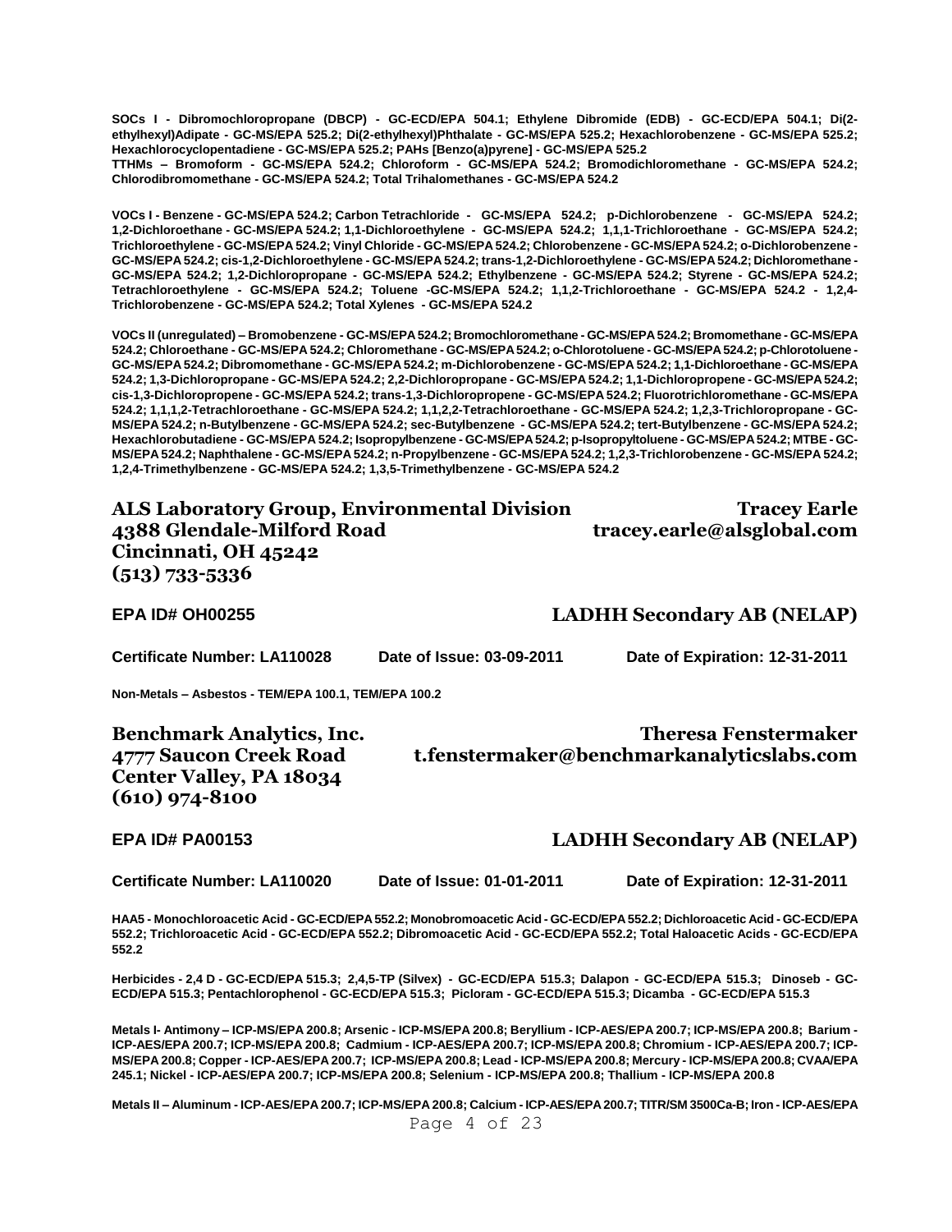**SOCs I - Dibromochloropropane (DBCP) - GC-ECD/EPA 504.1; Ethylene Dibromide (EDB) - GC-ECD/EPA 504.1; Di(2-ethylhexyl)Adipate - GC-MS/EPA 525.2; Di(2-ethylhexyl)Phthalate - GC-MS/EPA 525.2; Hexachlorobenzene - GC-MS/EPA 525.2; Hexachlorocyclopentadiene - GC-MS/EPA 525.2; PAHs [Benzo(a)pyrene] - GC-MS/EPA 525.2**

**TTHMs – Bromoform - GC-MS/EPA 524.2; Chloroform - GC-MS/EPA 524.2; Bromodichloromethane - GC-MS/EPA 524.2; Chlorodibromomethane - GC-MS/EPA 524.2; Total Trihalomethanes - GC-MS/EPA 524.2**

**VOCs I - Benzene - GC-MS/EPA 524.2; Carbon Tetrachloride - GC-MS/EPA 524.2; p-Dichlorobenzene - GC-MS/EPA 524.2; 1,2-Dichloroethane - GC-MS/EPA 524.2; 1,1-Dichloroethylene - GC-MS/EPA 524.2; 1,1,1-Trichloroethane - GC-MS/EPA 524.2; Trichloroethylene - GC-MS/EPA 524.2; Vinyl Chloride - GC-MS/EPA 524.2; Chlorobenzene - GC-MS/EPA 524.2; o-Dichlorobenzene - GC-MS/EPA 524.2; cis-1,2-Dichloroethylene - GC-MS/EPA 524.2; trans-1,2-Dichloroethylene - GC-MS/EPA 524.2; Dichloromethane - GC-MS/EPA 524.2; 1,2-Dichloropropane - GC-MS/EPA 524.2; Ethylbenzene - GC-MS/EPA 524.2; Styrene - GC-MS/EPA 524.2; Tetrachloroethylene - GC-MS/EPA 524.2; Toluene -GC-MS/EPA 524.2; 1,1,2-Trichloroethane - GC-MS/EPA 524.2 - 1,2,4-Trichlorobenzene - GC-MS/EPA 524.2; Total Xylenes - GC-MS/EPA 524.2**

**VOCs II (unregulated) – Bromobenzene - GC-MS/EPA 524.2; Bromochloromethane - GC-MS/EPA 524.2; Bromomethane - GC-MS/EPA 524.2; Chloroethane - GC-MS/EPA 524.2; Chloromethane - GC-MS/EPA 524.2; o-Chlorotoluene - GC-MS/EPA 524.2; p-Chlorotoluene - GC-MS/EPA 524.2; Dibromomethane - GC-MS/EPA 524.2; m-Dichlorobenzene - GC-MS/EPA 524.2; 1,1-Dichloroethane - GC-MS/EPA 524.2; 1,3-Dichloropropane - GC-MS/EPA 524.2; 2,2-Dichloropropane - GC-MS/EPA 524.2; 1,1-Dichloropropene - GC-MS/EPA 524.2; cis-1,3-Dichloropropene - GC-MS/EPA 524.2; trans-1,3-Dichloropropene - GC-MS/EPA 524.2; Fluorotrichloromethane - GC-MS/EPA 524.2; 1,1,1,2-Tetrachloroethane - GC-MS/EPA 524.2; 1,1,2,2-Tetrachloroethane - GC-MS/EPA 524.2; 1,2,3-Trichloropropane - GC-MS/EPA 524.2; n-Butylbenzene - GC-MS/EPA 524.2; sec-Butylbenzene - GC-MS/EPA 524.2; tert-Butylbenzene - GC-MS/EPA 524.2; Hexachlorobutadiene - GC-MS/EPA 524.2; Isopropylbenzene - GC-MS/EPA 524.2; p-Isopropyltoluene - GC-MS/EPA 524.2; MTBE - GC-MS/EPA 524.2; Naphthalene - GC-MS/EPA 524.2; n-Propylbenzene - GC-MS/EPA 524.2; 1,2,3-Trichlorobenzene - GC-MS/EPA 524.2; 1,2,4-Trimethylbenzene - GC-MS/EPA 524.2; 1,3,5-Trimethylbenzene - GC-MS/EPA 524.2**

## ALS Laboratory Group, Environmental Division

**4388 Glendale-Milford Road**
**Cincinnati, OH 45242**
**(513) 733-5336**

**Tracey Earle**
**tracey.earle@alsglobal.com**

**EPA ID# OH00255** — **LADHH Secondary AB (NELAP)**

**Certificate Number: LA110028** | **Date of Issue: 03-09-2011** | **Date of Expiration: 12-31-2011**

**Non-Metals – Asbestos - TEM/EPA 100.1, TEM/EPA 100.2**

## Benchmark Analytics, Inc.

**4777 Saucon Creek Road**
**Center Valley, PA 18034**
**(610) 974-8100**

**Theresa Fenstermaker**
**t.fenstermaker@benchmarkanalyticslabs.com**

**EPA ID# PA00153** — **LADHH Secondary AB (NELAP)**

**Certificate Number: LA110020** | **Date of Issue: 01-01-2011** | **Date of Expiration: 12-31-2011**

**HAA5 - Monochloroacetic Acid - GC-ECD/EPA 552.2; Monobromoacetic Acid - GC-ECD/EPA 552.2; Dichloroacetic Acid - GC-ECD/EPA 552.2; Trichloroacetic Acid - GC-ECD/EPA 552.2; Dibromoacetic Acid - GC-ECD/EPA 552.2; Total Haloacetic Acids - GC-ECD/EPA 552.2**

**Herbicides - 2,4 D - GC-ECD/EPA 515.3; 2,4,5-TP (Silvex) - GC-ECD/EPA 515.3; Dalapon - GC-ECD/EPA 515.3; Dinoseb - GC-ECD/EPA 515.3; Pentachlorophenol - GC-ECD/EPA 515.3; Picloram - GC-ECD/EPA 515.3; Dicamba - GC-ECD/EPA 515.3**

**Metals I- Antimony – ICP-MS/EPA 200.8; Arsenic - ICP-MS/EPA 200.8; Beryllium - ICP-AES/EPA 200.7; ICP-MS/EPA 200.8; Barium - ICP-AES/EPA 200.7; ICP-MS/EPA 200.8; Cadmium - ICP-AES/EPA 200.7; ICP-MS/EPA 200.8; Chromium - ICP-AES/EPA 200.7; ICP-MS/EPA 200.8; Copper - ICP-AES/EPA 200.7; ICP-MS/EPA 200.8; Lead - ICP-MS/EPA 200.8; Mercury - ICP-MS/EPA 200.8; CVAA/EPA 245.1; Nickel - ICP-AES/EPA 200.7; ICP-MS/EPA 200.8; Selenium - ICP-MS/EPA 200.8; Thallium - ICP-MS/EPA 200.8**

**Metals II – Aluminum - ICP-AES/EPA 200.7; ICP-MS/EPA 200.8; Calcium - ICP-AES/EPA 200.7; TITR/SM 3500Ca-B; Iron - ICP-AES/EPA**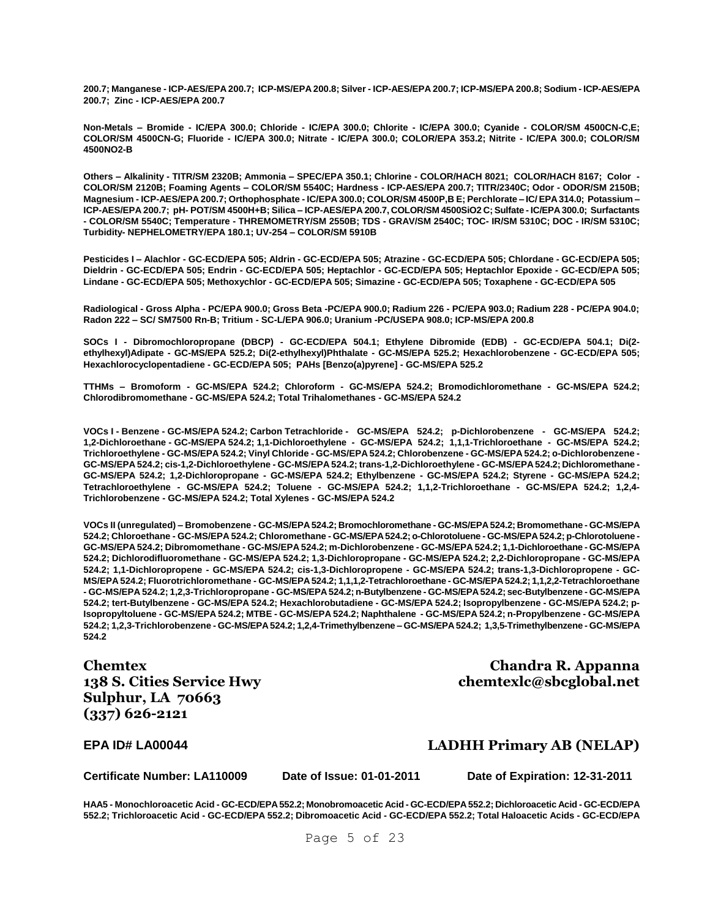**200.7; Manganese - ICP-AES/EPA 200.7; ICP-MS/EPA 200.8; Silver - ICP-AES/EPA 200.7; ICP-MS/EPA 200.8; Sodium - ICP-AES/EPA 200.7; Zinc - ICP-AES/EPA 200.7**

**Non-Metals – Bromide - IC/EPA 300.0; Chloride - IC/EPA 300.0; Chlorite - IC/EPA 300.0; Cyanide - COLOR/SM 4500CN-C,E; COLOR/SM 4500CN-G; Fluoride - IC/EPA 300.0; Nitrate - IC/EPA 300.0; COLOR/EPA 353.2; Nitrite - IC/EPA 300.0; COLOR/SM 4500NO2-B**

**Others – Alkalinity - TITR/SM 2320B; Ammonia – SPEC/EPA 350.1; Chlorine - COLOR/HACH 8021; COLOR/HACH 8167; Color - COLOR/SM 2120B; Foaming Agents – COLOR/SM 5540C; Hardness - ICP-AES/EPA 200.7; TITR/2340C; Odor - ODOR/SM 2150B; Magnesium - ICP-AES/EPA 200.7; Orthophosphate - IC/EPA 300.0; COLOR/SM 4500P,B E; Perchlorate – IC/ EPA 314.0; Potassium – ICP-AES/EPA 200.7; pH- POT/SM 4500H+B; Silica – ICP-AES/EPA 200.7, COLOR/SM 4500SiO2 C; Sulfate - IC/EPA 300.0; Surfactants - COLOR/SM 5540C; Temperature - THREMOMETRY/SM 2550B; TDS - GRAV/SM 2540C; TOC- IR/SM 5310C; DOC - IR/SM 5310C; Turbidity- NEPHELOMETRY/EPA 180.1; UV-254 – COLOR/SM 5910B**

**Pesticides I – Alachlor - GC-ECD/EPA 505; Aldrin - GC-ECD/EPA 505; Atrazine - GC-ECD/EPA 505; Chlordane - GC-ECD/EPA 505; Dieldrin - GC-ECD/EPA 505; Endrin - GC-ECD/EPA 505; Heptachlor - GC-ECD/EPA 505; Heptachlor Epoxide - GC-ECD/EPA 505; Lindane - GC-ECD/EPA 505; Methoxychlor - GC-ECD/EPA 505; Simazine - GC-ECD/EPA 505; Toxaphene - GC-ECD/EPA 505**

**Radiological - Gross Alpha - PC/EPA 900.0; Gross Beta -PC/EPA 900.0; Radium 226 - PC/EPA 903.0; Radium 228 - PC/EPA 904.0; Radon 222 – SC/ SM7500 Rn-B; Tritium - SC-L/EPA 906.0; Uranium -PC/USEPA 908.0; ICP-MS/EPA 200.8**

**SOCs I - Dibromochloropropane (DBCP) - GC-ECD/EPA 504.1; Ethylene Dibromide (EDB) - GC-ECD/EPA 504.1; Di(2-ethylhexyl)Adipate - GC-MS/EPA 525.2; Di(2-ethylhexyl)Phthalate - GC-MS/EPA 525.2; Hexachlorobenzene - GC-ECD/EPA 505; Hexachlorocyclopentadiene - GC-ECD/EPA 505; PAHs [Benzo(a)pyrene] - GC-MS/EPA 525.2**

**TTHMs – Bromoform - GC-MS/EPA 524.2; Chloroform - GC-MS/EPA 524.2; Bromodichloromethane - GC-MS/EPA 524.2; Chlorodibromomethane - GC-MS/EPA 524.2; Total Trihalomethanes - GC-MS/EPA 524.2**

**VOCs I - Benzene - GC-MS/EPA 524.2; Carbon Tetrachloride - GC-MS/EPA 524.2; p-Dichlorobenzene - GC-MS/EPA 524.2; 1,2-Dichloroethane - GC-MS/EPA 524.2; 1,1-Dichloroethylene - GC-MS/EPA 524.2; 1,1,1-Trichloroethane - GC-MS/EPA 524.2; Trichloroethylene - GC-MS/EPA 524.2; Vinyl Chloride - GC-MS/EPA 524.2; Chlorobenzene - GC-MS/EPA 524.2; o-Dichlorobenzene - GC-MS/EPA 524.2; cis-1,2-Dichloroethylene - GC-MS/EPA 524.2; trans-1,2-Dichloroethylene - GC-MS/EPA 524.2; Dichloromethane - GC-MS/EPA 524.2; 1,2-Dichloropropane - GC-MS/EPA 524.2; Ethylbenzene - GC-MS/EPA 524.2; Styrene - GC-MS/EPA 524.2; Tetrachloroethylene - GC-MS/EPA 524.2; Toluene - GC-MS/EPA 524.2; 1,1,2-Trichloroethane - GC-MS/EPA 524.2; 1,2,4-Trichlorobenzene - GC-MS/EPA 524.2; Total Xylenes - GC-MS/EPA 524.2**

**VOCs II (unregulated) – Bromobenzene - GC-MS/EPA 524.2; Bromochloromethane - GC-MS/EPA 524.2; Bromomethane - GC-MS/EPA 524.2; Chloroethane - GC-MS/EPA 524.2; Chloromethane - GC-MS/EPA 524.2; o-Chlorotoluene - GC-MS/EPA 524.2; p-Chlorotoluene - GC-MS/EPA 524.2; Dibromomethane - GC-MS/EPA 524.2; m-Dichlorobenzene - GC-MS/EPA 524.2; 1,1-Dichloroethane - GC-MS/EPA 524.2; Dichlorodifluoromethane - GC-MS/EPA 524.2; 1,3-Dichloropropane - GC-MS/EPA 524.2; 2,2-Dichloropropane - GC-MS/EPA 524.2; 1,1-Dichloropropene - GC-MS/EPA 524.2; cis-1,3-Dichloropropene - GC-MS/EPA 524.2; trans-1,3-Dichloropropene - GC-MS/EPA 524.2; Fluorotrichloromethane - GC-MS/EPA 524.2; 1,1,1,2-Tetrachloroethane - GC-MS/EPA 524.2; 1,1,2,2-Tetrachloroethane - GC-MS/EPA 524.2; 1,2,3-Trichloropropane - GC-MS/EPA 524.2; n-Butylbenzene - GC-MS/EPA 524.2; sec-Butylbenzene - GC-MS/EPA 524.2; tert-Butylbenzene - GC-MS/EPA 524.2; Hexachlorobutadiene - GC-MS/EPA 524.2; Isopropylbenzene - GC-MS/EPA 524.2; p-Isopropyltoluene - GC-MS/EPA 524.2; MTBE - GC-MS/EPA 524.2; Naphthalene - GC-MS/EPA 524.2; n-Propylbenzene - GC-MS/EPA 524.2; 1,2,3-Trichlorobenzene - GC-MS/EPA 524.2; 1,2,4-Trimethylbenzene – GC-MS/EPA 524.2; 1,3,5-Trimethylbenzene - GC-MS/EPA 524.2**

## Chemtex
**138 S. Cities Service Hwy**
**Sulphur, LA 70663**
**(337) 626-2121**

**Chandra R. Appanna**
**chemtexlc@sbcglobal.net**

**EPA ID# LA00044**

**LADHH Primary AB (NELAP)**

**Certificate Number: LA110009** **Date of Issue: 01-01-2011** **Date of Expiration: 12-31-2011**

**HAA5 - Monochloroacetic Acid - GC-ECD/EPA 552.2; Monobromoacetic Acid - GC-ECD/EPA 552.2; Dichloroacetic Acid - GC-ECD/EPA 552.2; Trichloroacetic Acid - GC-ECD/EPA 552.2; Dibromoacetic Acid - GC-ECD/EPA 552.2; Total Haloacetic Acids - GC-ECD/EPA**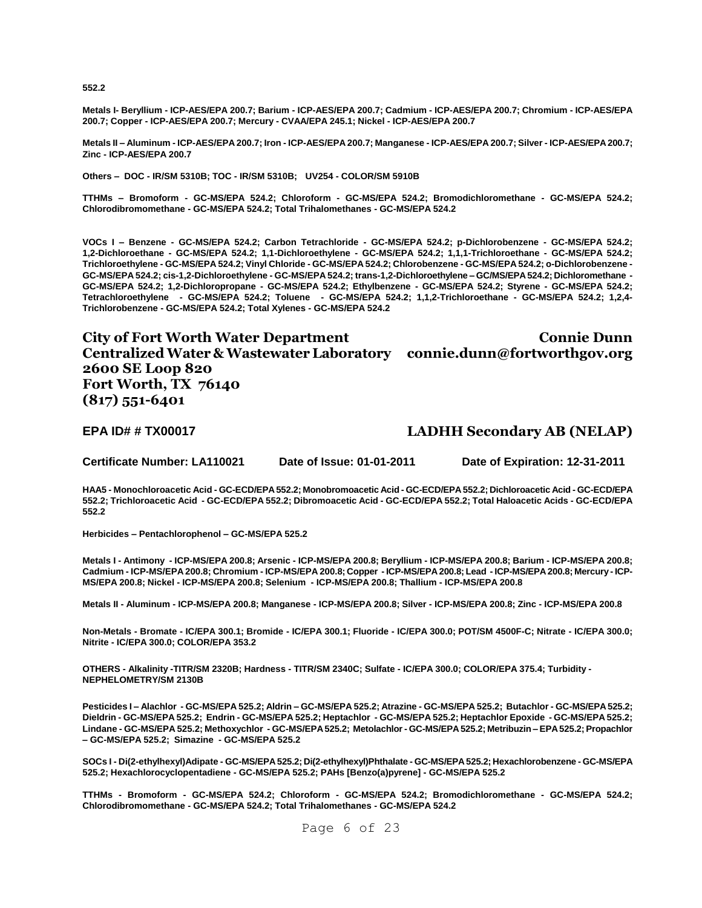**552.2**

**Metals I- Beryllium - ICP-AES/EPA 200.7; Barium - ICP-AES/EPA 200.7; Cadmium - ICP-AES/EPA 200.7; Chromium - ICP-AES/EPA 200.7; Copper - ICP-AES/EPA 200.7; Mercury - CVAA/EPA 245.1; Nickel - ICP-AES/EPA 200.7**

**Metals II – Aluminum - ICP-AES/EPA 200.7; Iron - ICP-AES/EPA 200.7; Manganese - ICP-AES/EPA 200.7; Silver - ICP-AES/EPA 200.7; Zinc - ICP-AES/EPA 200.7**

**Others – DOC - IR/SM 5310B; TOC - IR/SM 5310B; UV254 - COLOR/SM 5910B**

**TTHMs – Bromoform - GC-MS/EPA 524.2; Chloroform - GC-MS/EPA 524.2; Bromodichloromethane - GC-MS/EPA 524.2; Chlorodibromomethane - GC-MS/EPA 524.2; Total Trihalomethanes - GC-MS/EPA 524.2**

**VOCs I – Benzene - GC-MS/EPA 524.2; Carbon Tetrachloride - GC-MS/EPA 524.2; p-Dichlorobenzene - GC-MS/EPA 524.2; 1,2-Dichloroethane - GC-MS/EPA 524.2; 1,1-Dichloroethylene - GC-MS/EPA 524.2; 1,1,1-Trichloroethane - GC-MS/EPA 524.2; Trichloroethylene - GC-MS/EPA 524.2; Vinyl Chloride - GC-MS/EPA 524.2; Chlorobenzene - GC-MS/EPA 524.2; o-Dichlorobenzene - GC-MS/EPA 524.2; cis-1,2-Dichloroethylene - GC-MS/EPA 524.2; trans-1,2-Dichloroethylene – GC/MS/EPA 524.2; Dichloromethane - GC-MS/EPA 524.2; 1,2-Dichloropropane - GC-MS/EPA 524.2; Ethylbenzene - GC-MS/EPA 524.2; Styrene - GC-MS/EPA 524.2; Tetrachloroethylene - GC-MS/EPA 524.2; Toluene - GC-MS/EPA 524.2; 1,1,2-Trichloroethane - GC-MS/EPA 524.2; 1,2,4-Trichlorobenzene - GC-MS/EPA 524.2; Total Xylenes - GC-MS/EPA 524.2**

## City of Fort Worth Water Department
## Centralized Water & Wastewater Laboratory
## 2600 SE Loop 820
## Fort Worth, TX 76140
## (817) 551-6401

## Connie Dunn
## connie.dunn@fortworthgov.org

### EPA ID# # TX00017

### LADHH Secondary AB (NELAP)

**Certificate Number: LA110021 Date of Issue: 01-01-2011 Date of Expiration: 12-31-2011**

**HAA5 - Monochloroacetic Acid - GC-ECD/EPA 552.2; Monobromoacetic Acid - GC-ECD/EPA 552.2; Dichloroacetic Acid - GC-ECD/EPA 552.2; Trichloroacetic Acid - GC-ECD/EPA 552.2; Dibromoacetic Acid - GC-ECD/EPA 552.2; Total Haloacetic Acids - GC-ECD/EPA 552.2**

**Herbicides – Pentachlorophenol – GC-MS/EPA 525.2**

**Metals I - Antimony - ICP-MS/EPA 200.8; Arsenic - ICP-MS/EPA 200.8; Beryllium - ICP-MS/EPA 200.8; Barium - ICP-MS/EPA 200.8; Cadmium - ICP-MS/EPA 200.8; Chromium - ICP-MS/EPA 200.8; Copper - ICP-MS/EPA 200.8; Lead - ICP-MS/EPA 200.8; Mercury - ICP-MS/EPA 200.8; Nickel - ICP-MS/EPA 200.8; Selenium - ICP-MS/EPA 200.8; Thallium - ICP-MS/EPA 200.8**

**Metals II - Aluminum - ICP-MS/EPA 200.8; Manganese - ICP-MS/EPA 200.8; Silver - ICP-MS/EPA 200.8; Zinc - ICP-MS/EPA 200.8**

**Non-Metals - Bromate - IC/EPA 300.1; Bromide - IC/EPA 300.1; Fluoride - IC/EPA 300.0; POT/SM 4500F-C; Nitrate - IC/EPA 300.0; Nitrite - IC/EPA 300.0; COLOR/EPA 353.2**

**OTHERS - Alkalinity -TITR/SM 2320B; Hardness - TITR/SM 2340C; Sulfate - IC/EPA 300.0; COLOR/EPA 375.4; Turbidity - NEPHELOMETRY/SM 2130B**

**Pesticides I – Alachlor - GC-MS/EPA 525.2; Aldrin – GC-MS/EPA 525.2; Atrazine - GC-MS/EPA 525.2; Butachlor - GC-MS/EPA 525.2; Dieldrin - GC-MS/EPA 525.2; Endrin - GC-MS/EPA 525.2; Heptachlor - GC-MS/EPA 525.2; Heptachlor Epoxide - GC-MS/EPA 525.2; Lindane - GC-MS/EPA 525.2; Methoxychlor - GC-MS/EPA 525.2; Metolachlor - GC-MS/EPA 525.2; Metribuzin – EPA 525.2; Propachlor – GC-MS/EPA 525.2; Simazine - GC-MS/EPA 525.2**

**SOCs I - Di(2-ethylhexyl)Adipate - GC-MS/EPA 525.2; Di(2-ethylhexyl)Phthalate - GC-MS/EPA 525.2; Hexachlorobenzene - GC-MS/EPA 525.2; Hexachlorocyclopentadiene - GC-MS/EPA 525.2; PAHs [Benzo(a)pyrene] - GC-MS/EPA 525.2**

**TTHMs - Bromoform - GC-MS/EPA 524.2; Chloroform - GC-MS/EPA 524.2; Bromodichloromethane - GC-MS/EPA 524.2; Chlorodibromomethane - GC-MS/EPA 524.2; Total Trihalomethanes - GC-MS/EPA 524.2**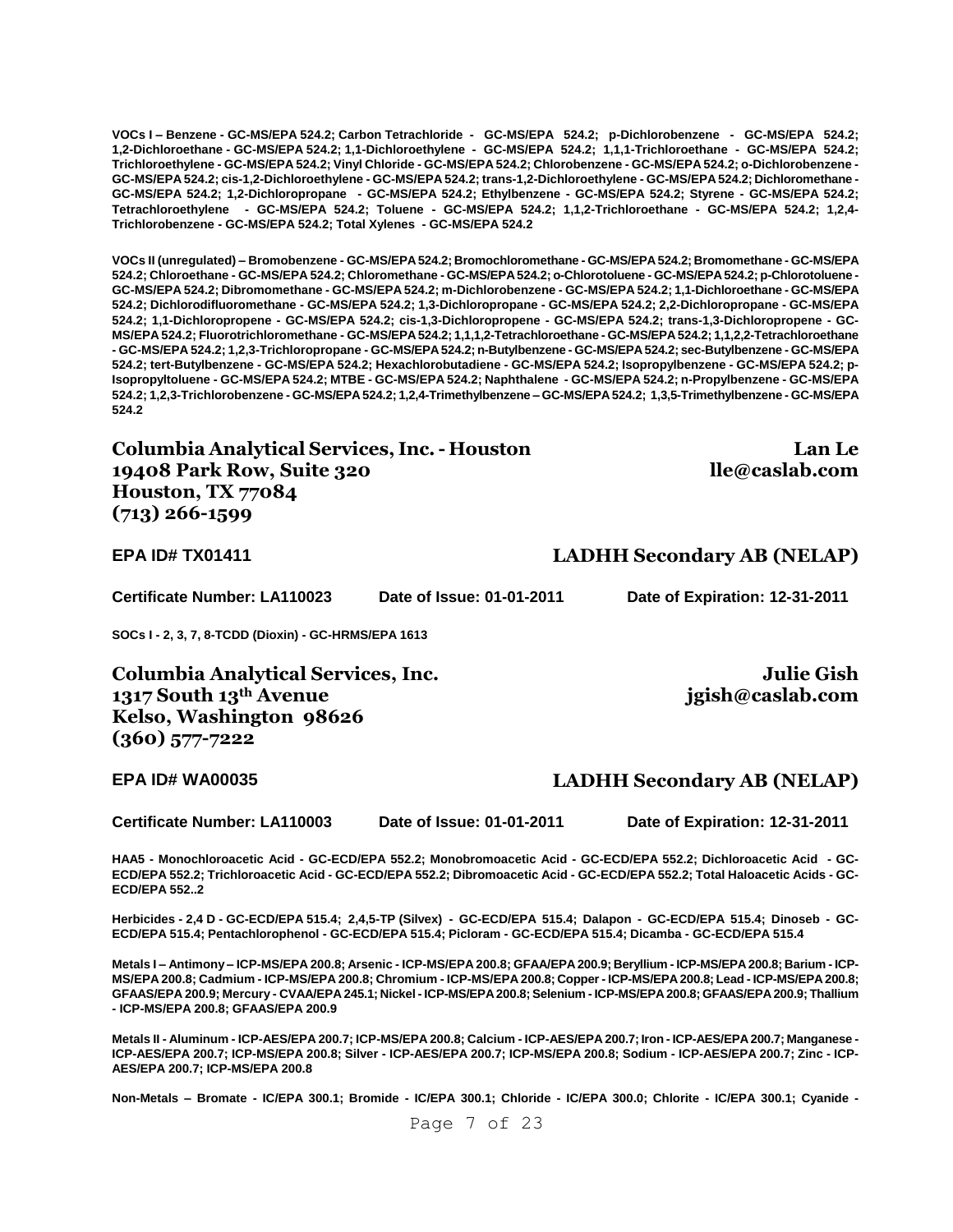**VOCs I – Benzene - GC-MS/EPA 524.2; Carbon Tetrachloride - GC-MS/EPA 524.2; p-Dichlorobenzene - GC-MS/EPA 524.2; 1,2-Dichloroethane - GC-MS/EPA 524.2; 1,1-Dichloroethylene - GC-MS/EPA 524.2; 1,1,1-Trichloroethane - GC-MS/EPA 524.2; Trichloroethylene - GC-MS/EPA 524.2; Vinyl Chloride - GC-MS/EPA 524.2; Chlorobenzene - GC-MS/EPA 524.2; o-Dichlorobenzene - GC-MS/EPA 524.2; cis-1,2-Dichloroethylene - GC-MS/EPA 524.2; trans-1,2-Dichloroethylene - GC-MS/EPA 524.2; Dichloromethane - GC-MS/EPA 524.2; 1,2-Dichloropropane - GC-MS/EPA 524.2; Ethylbenzene - GC-MS/EPA 524.2; Styrene - GC-MS/EPA 524.2; Tetrachloroethylene - GC-MS/EPA 524.2; Toluene - GC-MS/EPA 524.2; 1,1,2-Trichloroethane - GC-MS/EPA 524.2; 1,2,4-Trichlorobenzene - GC-MS/EPA 524.2; Total Xylenes - GC-MS/EPA 524.2**

**VOCs II (unregulated) – Bromobenzene - GC-MS/EPA 524.2; Bromochloromethane - GC-MS/EPA 524.2; Bromomethane - GC-MS/EPA 524.2; Chloroethane - GC-MS/EPA 524.2; Chloromethane - GC-MS/EPA 524.2; o-Chlorotoluene - GC-MS/EPA 524.2; p-Chlorotoluene - GC-MS/EPA 524.2; Dibromomethane - GC-MS/EPA 524.2; m-Dichlorobenzene - GC-MS/EPA 524.2; 1,1-Dichloroethane - GC-MS/EPA 524.2; Dichlorodifluoromethane - GC-MS/EPA 524.2; 1,3-Dichloropropane - GC-MS/EPA 524.2; 2,2-Dichloropropane - GC-MS/EPA 524.2; 1,1-Dichloropropene - GC-MS/EPA 524.2; cis-1,3-Dichloropropene - GC-MS/EPA 524.2; trans-1,3-Dichloropropene - GC-MS/EPA 524.2; Fluorotrichloromethane - GC-MS/EPA 524.2; 1,1,1,2-Tetrachloroethane - GC-MS/EPA 524.2; 1,1,2,2-Tetrachloroethane - GC-MS/EPA 524.2; 1,2,3-Trichloropropane - GC-MS/EPA 524.2; n-Butylbenzene - GC-MS/EPA 524.2; sec-Butylbenzene - GC-MS/EPA 524.2; tert-Butylbenzene - GC-MS/EPA 524.2; Hexachlorobutadiene - GC-MS/EPA 524.2; Isopropylbenzene - GC-MS/EPA 524.2; p-Isopropyltoluene - GC-MS/EPA 524.2; MTBE - GC-MS/EPA 524.2; Naphthalene - GC-MS/EPA 524.2; n-Propylbenzene - GC-MS/EPA 524.2; 1,2,3-Trichlorobenzene - GC-MS/EPA 524.2; 1,2,4-Trimethylbenzene – GC-MS/EPA 524.2; 1,3,5-Trimethylbenzene - GC-MS/EPA 524.2**

## Columbia Analytical Services, Inc. - Houston
**19408 Park Row, Suite 320**
**Houston, TX 77084**
**(713) 266-1599**

**Lan Le**
**lle@caslab.com**

**EPA ID# TX01411** — **LADHH Secondary AB (NELAP)**

**Certificate Number: LA110023** | **Date of Issue: 01-01-2011** | **Date of Expiration: 12-31-2011**

**SOCs I - 2, 3, 7, 8-TCDD (Dioxin) - GC-HRMS/EPA 1613**

## Columbia Analytical Services, Inc.
**1317 South 13th Avenue**
**Kelso, Washington 98626**
**(360) 577-7222**

**Julie Gish**
**jgish@caslab.com**

**EPA ID# WA00035** — **LADHH Secondary AB (NELAP)**

**Certificate Number: LA110003** | **Date of Issue: 01-01-2011** | **Date of Expiration: 12-31-2011**

**HAA5 - Monochloroacetic Acid - GC-ECD/EPA 552.2; Monobromoacetic Acid - GC-ECD/EPA 552.2; Dichloroacetic Acid - GC-ECD/EPA 552.2; Trichloroacetic Acid - GC-ECD/EPA 552.2; Dibromoacetic Acid - GC-ECD/EPA 552.2; Total Haloacetic Acids - GC-ECD/EPA 552..2**

**Herbicides - 2,4 D - GC-ECD/EPA 515.4; 2,4,5-TP (Silvex) - GC-ECD/EPA 515.4; Dalapon - GC-ECD/EPA 515.4; Dinoseb - GC-ECD/EPA 515.4; Pentachlorophenol - GC-ECD/EPA 515.4; Picloram - GC-ECD/EPA 515.4; Dicamba - GC-ECD/EPA 515.4**

**Metals I – Antimony – ICP-MS/EPA 200.8; Arsenic - ICP-MS/EPA 200.8; GFAA/EPA 200.9; Beryllium - ICP-MS/EPA 200.8; Barium - ICP-MS/EPA 200.8; Cadmium - ICP-MS/EPA 200.8; Chromium - ICP-MS/EPA 200.8; Copper - ICP-MS/EPA 200.8; Lead - ICP-MS/EPA 200.8; GFAAS/EPA 200.9; Mercury - CVAA/EPA 245.1; Nickel - ICP-MS/EPA 200.8; Selenium - ICP-MS/EPA 200.8; GFAAS/EPA 200.9; Thallium - ICP-MS/EPA 200.8; GFAAS/EPA 200.9**

**Metals II - Aluminum - ICP-AES/EPA 200.7; ICP-MS/EPA 200.8; Calcium - ICP-AES/EPA 200.7; Iron - ICP-AES/EPA 200.7; Manganese - ICP-AES/EPA 200.7; ICP-MS/EPA 200.8; Silver - ICP-AES/EPA 200.7; ICP-MS/EPA 200.8; Sodium - ICP-AES/EPA 200.7; Zinc - ICP-AES/EPA 200.7; ICP-MS/EPA 200.8**

**Non-Metals – Bromate - IC/EPA 300.1; Bromide - IC/EPA 300.1; Chloride - IC/EPA 300.0; Chlorite - IC/EPA 300.1; Cyanide -**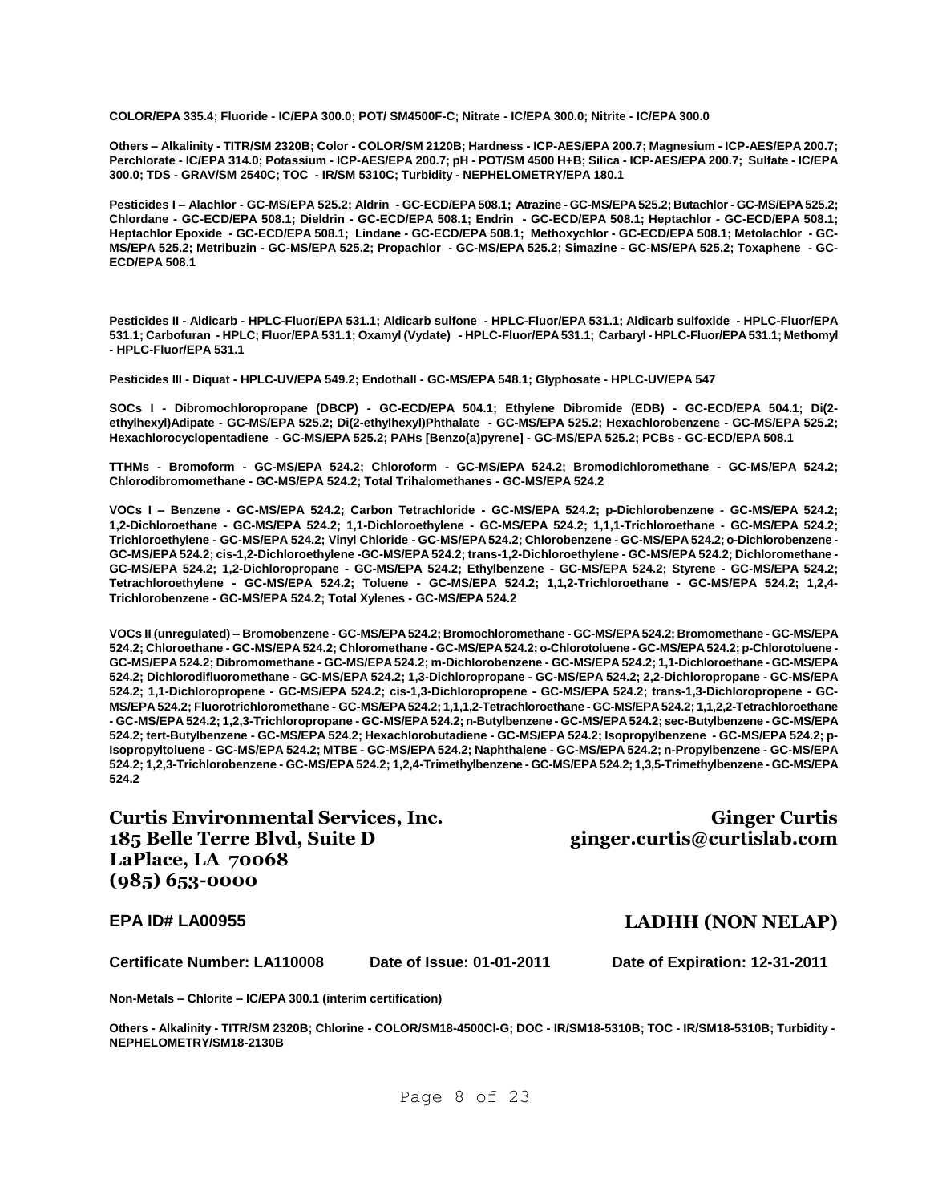**COLOR/EPA 335.4; Fluoride - IC/EPA 300.0; POT/ SM4500F-C; Nitrate - IC/EPA 300.0; Nitrite - IC/EPA 300.0**

**Others – Alkalinity - TITR/SM 2320B; Color - COLOR/SM 2120B; Hardness - ICP-AES/EPA 200.7; Magnesium - ICP-AES/EPA 200.7; Perchlorate - IC/EPA 314.0; Potassium - ICP-AES/EPA 200.7; pH - POT/SM 4500 H+B; Silica - ICP-AES/EPA 200.7; Sulfate - IC/EPA 300.0; TDS - GRAV/SM 2540C; TOC - IR/SM 5310C; Turbidity - NEPHELOMETRY/EPA 180.1**

**Pesticides I – Alachlor - GC-MS/EPA 525.2; Aldrin - GC-ECD/EPA 508.1; Atrazine - GC-MS/EPA 525.2; Butachlor - GC-MS/EPA 525.2; Chlordane - GC-ECD/EPA 508.1; Dieldrin - GC-ECD/EPA 508.1; Endrin - GC-ECD/EPA 508.1; Heptachlor - GC-ECD/EPA 508.1; Heptachlor Epoxide - GC-ECD/EPA 508.1; Lindane - GC-ECD/EPA 508.1; Methoxychlor - GC-ECD/EPA 508.1; Metolachlor - GC-MS/EPA 525.2; Metribuzin - GC-MS/EPA 525.2; Propachlor - GC-MS/EPA 525.2; Simazine - GC-MS/EPA 525.2; Toxaphene - GC-ECD/EPA 508.1**

**Pesticides II - Aldicarb - HPLC-Fluor/EPA 531.1; Aldicarb sulfone - HPLC-Fluor/EPA 531.1; Aldicarb sulfoxide - HPLC-Fluor/EPA 531.1; Carbofuran - HPLC; Fluor/EPA 531.1; Oxamyl (Vydate) - HPLC-Fluor/EPA 531.1; Carbaryl - HPLC-Fluor/EPA 531.1; Methomyl - HPLC-Fluor/EPA 531.1**

**Pesticides III - Diquat - HPLC-UV/EPA 549.2; Endothall - GC-MS/EPA 548.1; Glyphosate - HPLC-UV/EPA 547**

**SOCs I - Dibromochloropropane (DBCP) - GC-ECD/EPA 504.1; Ethylene Dibromide (EDB) - GC-ECD/EPA 504.1; Di(2-ethylhexyl)Adipate - GC-MS/EPA 525.2; Di(2-ethylhexyl)Phthalate - GC-MS/EPA 525.2; Hexachlorobenzene - GC-MS/EPA 525.2; Hexachlorocyclopentadiene - GC-MS/EPA 525.2; PAHs [Benzo(a)pyrene] - GC-MS/EPA 525.2; PCBs - GC-ECD/EPA 508.1**

**TTHMs - Bromoform - GC-MS/EPA 524.2; Chloroform - GC-MS/EPA 524.2; Bromodichloromethane - GC-MS/EPA 524.2; Chlorodibromomethane - GC-MS/EPA 524.2; Total Trihalomethanes - GC-MS/EPA 524.2**

**VOCs I – Benzene - GC-MS/EPA 524.2; Carbon Tetrachloride - GC-MS/EPA 524.2; p-Dichlorobenzene - GC-MS/EPA 524.2; 1,2-Dichloroethane - GC-MS/EPA 524.2; 1,1-Dichloroethylene - GC-MS/EPA 524.2; 1,1,1-Trichloroethane - GC-MS/EPA 524.2; Trichloroethylene - GC-MS/EPA 524.2; Vinyl Chloride - GC-MS/EPA 524.2; Chlorobenzene - GC-MS/EPA 524.2; o-Dichlorobenzene - GC-MS/EPA 524.2; cis-1,2-Dichloroethylene -GC-MS/EPA 524.2; trans-1,2-Dichloroethylene - GC-MS/EPA 524.2; Dichloromethane - GC-MS/EPA 524.2; 1,2-Dichloropropane - GC-MS/EPA 524.2; Ethylbenzene - GC-MS/EPA 524.2; Styrene - GC-MS/EPA 524.2; Tetrachloroethylene - GC-MS/EPA 524.2; Toluene - GC-MS/EPA 524.2; 1,1,2-Trichloroethane - GC-MS/EPA 524.2; 1,2,4-Trichlorobenzene - GC-MS/EPA 524.2; Total Xylenes - GC-MS/EPA 524.2**

**VOCs II (unregulated) – Bromobenzene - GC-MS/EPA 524.2; Bromochloromethane - GC-MS/EPA 524.2; Bromomethane - GC-MS/EPA 524.2; Chloroethane - GC-MS/EPA 524.2; Chloromethane - GC-MS/EPA 524.2; o-Chlorotoluene - GC-MS/EPA 524.2; p-Chlorotoluene - GC-MS/EPA 524.2; Dibromomethane - GC-MS/EPA 524.2; m-Dichlorobenzene - GC-MS/EPA 524.2; 1,1-Dichloroethane - GC-MS/EPA 524.2; Dichlorodifluoromethane - GC-MS/EPA 524.2; 1,3-Dichloropropane - GC-MS/EPA 524.2; 2,2-Dichloropropane - GC-MS/EPA 524.2; 1,1-Dichloropropene - GC-MS/EPA 524.2; cis-1,3-Dichloropropene - GC-MS/EPA 524.2; trans-1,3-Dichloropropene - GC-MS/EPA 524.2; Fluorotrichloromethane - GC-MS/EPA 524.2; 1,1,1,2-Tetrachloroethane - GC-MS/EPA 524.2; 1,1,2,2-Tetrachloroethane - GC-MS/EPA 524.2; 1,2,3-Trichloropropane - GC-MS/EPA 524.2; n-Butylbenzene - GC-MS/EPA 524.2; sec-Butylbenzene - GC-MS/EPA 524.2; tert-Butylbenzene - GC-MS/EPA 524.2; Hexachlorobutadiene - GC-MS/EPA 524.2; Isopropylbenzene - GC-MS/EPA 524.2; p-Isopropyltoluene - GC-MS/EPA 524.2; MTBE - GC-MS/EPA 524.2; Naphthalene - GC-MS/EPA 524.2; n-Propylbenzene - GC-MS/EPA 524.2; 1,2,3-Trichlorobenzene - GC-MS/EPA 524.2; 1,2,4-Trimethylbenzene - GC-MS/EPA 524.2; 1,3,5-Trimethylbenzene - GC-MS/EPA 524.2**

## Curtis Environmental Services, Inc.

**185 Belle Terre Blvd, Suite D**
**LaPlace, LA 70068**
**(985) 653-0000**

**Ginger Curtis**
**ginger.curtis@curtislab.com**

**EPA ID# LA00955**

**LADHH (NON NELAP)**

**Certificate Number: LA110008** **Date of Issue: 01-01-2011** **Date of Expiration: 12-31-2011**

**Non-Metals – Chlorite – IC/EPA 300.1 (interim certification)**

**Others - Alkalinity - TITR/SM 2320B; Chlorine - COLOR/SM18-4500Cl-G; DOC - IR/SM18-5310B; TOC - IR/SM18-5310B; Turbidity - NEPHELOMETRY/SM18-2130B**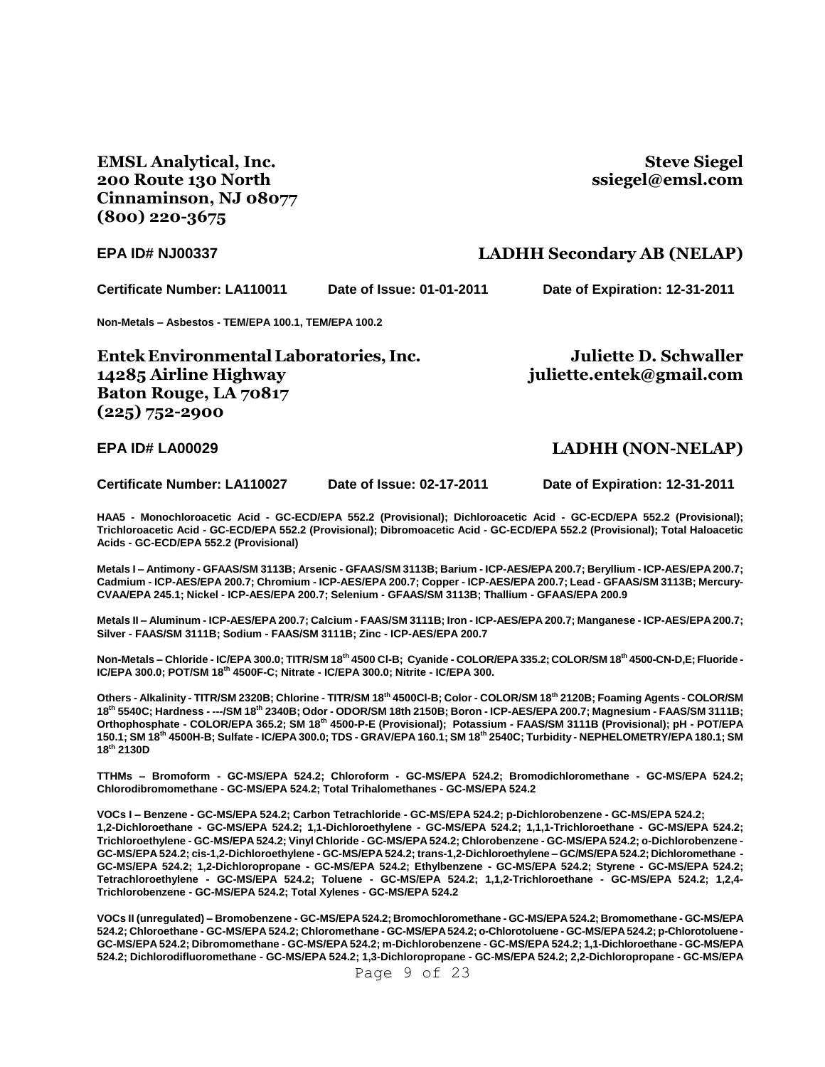**EMSL Analytical, Inc.**
**200 Route 130 North**
**Cinnaminson, NJ 08077**
**(800) 220-3675**

**Steve Siegel**
**ssiegel@emsl.com**

**EPA ID# NJ00337** **LADHH Secondary AB (NELAP)**

**Certificate Number: LA110011** **Date of Issue: 01-01-2011** **Date of Expiration: 12-31-2011**

**Non-Metals – Asbestos - TEM/EPA 100.1, TEM/EPA 100.2**

**Entek Environmental Laboratories, Inc.**
**14285 Airline Highway**
**Baton Rouge, LA 70817**
**(225) 752-2900**

**Juliette D. Schwaller**
**juliette.entek@gmail.com**

**EPA ID# LA00029** **LADHH (NON-NELAP)**

**Certificate Number: LA110027** **Date of Issue: 02-17-2011** **Date of Expiration: 12-31-2011**

**HAA5 - Monochloroacetic Acid - GC-ECD/EPA 552.2 (Provisional); Dichloroacetic Acid - GC-ECD/EPA 552.2 (Provisional); Trichloroacetic Acid - GC-ECD/EPA 552.2 (Provisional); Dibromoacetic Acid - GC-ECD/EPA 552.2 (Provisional); Total Haloacetic Acids - GC-ECD/EPA 552.2 (Provisional)**

**Metals I – Antimony - GFAAS/SM 3113B; Arsenic - GFAAS/SM 3113B; Barium - ICP-AES/EPA 200.7; Beryllium - ICP-AES/EPA 200.7; Cadmium - ICP-AES/EPA 200.7; Chromium - ICP-AES/EPA 200.7; Copper - ICP-AES/EPA 200.7; Lead - GFAAS/SM 3113B; Mercury-CVAA/EPA 245.1; Nickel - ICP-AES/EPA 200.7; Selenium - GFAAS/SM 3113B; Thallium - GFAAS/EPA 200.9**

**Metals II – Aluminum - ICP-AES/EPA 200.7; Calcium - FAAS/SM 3111B; Iron - ICP-AES/EPA 200.7; Manganese - ICP-AES/EPA 200.7; Silver - FAAS/SM 3111B; Sodium - FAAS/SM 3111B; Zinc - ICP-AES/EPA 200.7**

**Non-Metals – Chloride - IC/EPA 300.0; TITR/SM 18th 4500 Cl-B; Cyanide - COLOR/EPA 335.2; COLOR/SM 18th 4500-CN-D,E; Fluoride - IC/EPA 300.0; POT/SM 18th 4500F-C; Nitrate - IC/EPA 300.0; Nitrite - IC/EPA 300.**

**Others - Alkalinity - TITR/SM 2320B; Chlorine - TITR/SM 18th 4500Cl-B; Color - COLOR/SM 18th 2120B; Foaming Agents - COLOR/SM 18th 5540C; Hardness - ---/SM 18th 2340B; Odor - ODOR/SM 18th 2150B; Boron - ICP-AES/EPA 200.7; Magnesium - FAAS/SM 3111B; Orthophosphate - COLOR/EPA 365.2; SM 18th 4500-P-E (Provisional); Potassium - FAAS/SM 3111B (Provisional); pH - POT/EPA 150.1; SM 18th 4500H-B; Sulfate - IC/EPA 300.0; TDS - GRAV/EPA 160.1; SM 18th 2540C; Turbidity - NEPHELOMETRY/EPA 180.1; SM 18th 2130D**

**TTHMs – Bromoform - GC-MS/EPA 524.2; Chloroform - GC-MS/EPA 524.2; Bromodichloromethane - GC-MS/EPA 524.2; Chlorodibromomethane - GC-MS/EPA 524.2; Total Trihalomethanes - GC-MS/EPA 524.2**

**VOCs I – Benzene - GC-MS/EPA 524.2; Carbon Tetrachloride - GC-MS/EPA 524.2; p-Dichlorobenzene - GC-MS/EPA 524.2; 1,2-Dichloroethane - GC-MS/EPA 524.2; 1,1-Dichloroethylene - GC-MS/EPA 524.2; 1,1,1-Trichloroethane - GC-MS/EPA 524.2; Trichloroethylene - GC-MS/EPA 524.2; Vinyl Chloride - GC-MS/EPA 524.2; Chlorobenzene - GC-MS/EPA 524.2; o-Dichlorobenzene - GC-MS/EPA 524.2; cis-1,2-Dichloroethylene - GC-MS/EPA 524.2; trans-1,2-Dichloroethylene – GC/MS/EPA 524.2; Dichloromethane - GC-MS/EPA 524.2; 1,2-Dichloropropane - GC-MS/EPA 524.2; Ethylbenzene - GC-MS/EPA 524.2; Styrene - GC-MS/EPA 524.2; Tetrachloroethylene - GC-MS/EPA 524.2; Toluene - GC-MS/EPA 524.2; 1,1,2-Trichloroethane - GC-MS/EPA 524.2; 1,2,4-Trichlorobenzene - GC-MS/EPA 524.2; Total Xylenes - GC-MS/EPA 524.2**

**VOCs II (unregulated) – Bromobenzene - GC-MS/EPA 524.2; Bromochloromethane - GC-MS/EPA 524.2; Bromomethane - GC-MS/EPA 524.2; Chloroethane - GC-MS/EPA 524.2; Chloromethane - GC-MS/EPA 524.2; o-Chlorotoluene - GC-MS/EPA 524.2; p-Chlorotoluene - GC-MS/EPA 524.2; Dibromomethane - GC-MS/EPA 524.2; m-Dichlorobenzene - GC-MS/EPA 524.2; 1,1-Dichloroethane - GC-MS/EPA 524.2; Dichlorodifluoromethane - GC-MS/EPA 524.2; 1,3-Dichloropropane - GC-MS/EPA 524.2; 2,2-Dichloropropane - GC-MS/EPA**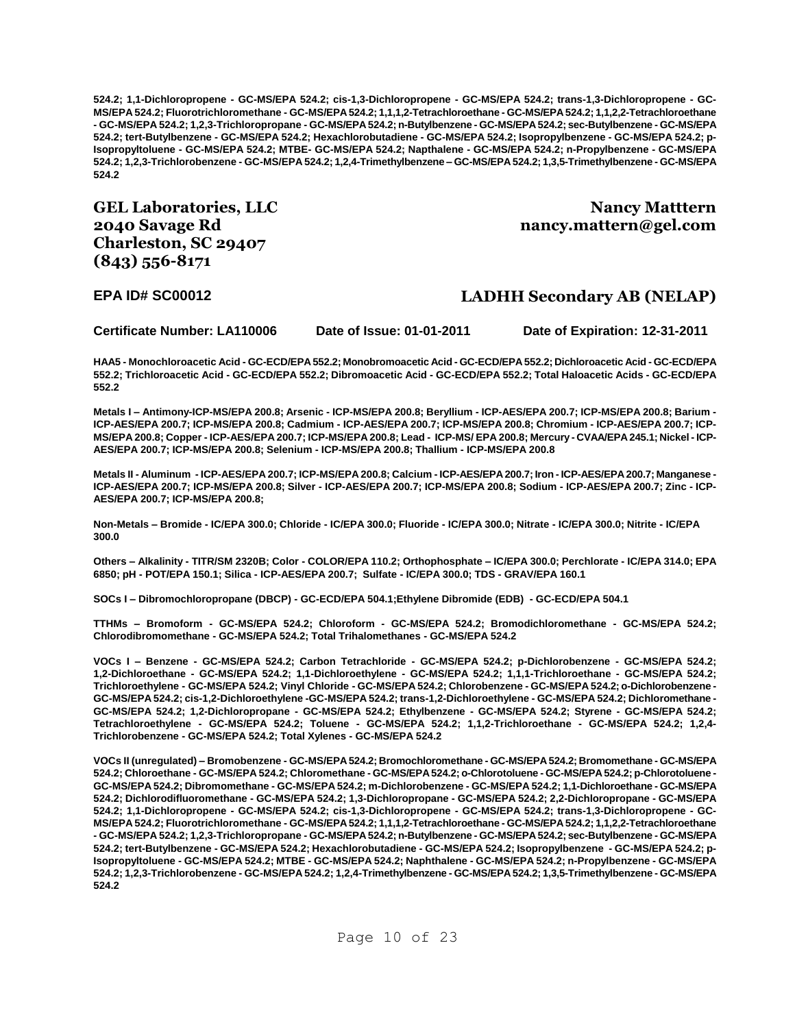524.2; 1,1-Dichloropropene - GC-MS/EPA 524.2; cis-1,3-Dichloropropene - GC-MS/EPA 524.2; trans-1,3-Dichloropropene - GC-MS/EPA 524.2; Fluorotrichloromethane - GC-MS/EPA 524.2; 1,1,1,2-Tetrachloroethane - GC-MS/EPA 524.2; 1,1,2,2-Tetrachloroethane - GC-MS/EPA 524.2; 1,2,3-Trichloropropane - GC-MS/EPA 524.2; n-Butylbenzene - GC-MS/EPA 524.2; sec-Butylbenzene - GC-MS/EPA 524.2; tert-Butylbenzene - GC-MS/EPA 524.2; Hexachlorobutadiene - GC-MS/EPA 524.2; Isopropylbenzene - GC-MS/EPA 524.2; p-Isopropyltoluene - GC-MS/EPA 524.2; MTBE- GC-MS/EPA 524.2; Napthalene - GC-MS/EPA 524.2; n-Propylbenzene - GC-MS/EPA 524.2; 1,2,3-Trichlorobenzene - GC-MS/EPA 524.2; 1,2,4-Trimethylbenzene – GC-MS/EPA 524.2; 1,3,5-Trimethylbenzene - GC-MS/EPA 524.2

**GEL Laboratories, LLC**
**2040 Savage Rd**
**Charleston, SC 29407**
**(843) 556-8171**

**Nancy Matttern**
**nancy.mattern@gel.com**

**EPA ID# SC00012**

**LADHH Secondary AB (NELAP)**

**Certificate Number: LA110006** **Date of Issue: 01-01-2011** **Date of Expiration: 12-31-2011**

**HAA5 - Monochloroacetic Acid - GC-ECD/EPA 552.2; Monobromoacetic Acid - GC-ECD/EPA 552.2; Dichloroacetic Acid - GC-ECD/EPA 552.2; Trichloroacetic Acid - GC-ECD/EPA 552.2; Dibromoacetic Acid - GC-ECD/EPA 552.2; Total Haloacetic Acids - GC-ECD/EPA 552.2**

**Metals I – Antimony-ICP-MS/EPA 200.8; Arsenic - ICP-MS/EPA 200.8; Beryllium - ICP-AES/EPA 200.7; ICP-MS/EPA 200.8; Barium - ICP-AES/EPA 200.7; ICP-MS/EPA 200.8; Cadmium - ICP-AES/EPA 200.7; ICP-MS/EPA 200.8; Chromium - ICP-AES/EPA 200.7; ICP-MS/EPA 200.8; Copper - ICP-AES/EPA 200.7; ICP-MS/EPA 200.8; Lead - ICP-MS/ EPA 200.8; Mercury - CVAA/EPA 245.1; Nickel - ICP-AES/EPA 200.7; ICP-MS/EPA 200.8; Selenium - ICP-MS/EPA 200.8; Thallium - ICP-MS/EPA 200.8**

**Metals II - Aluminum - ICP-AES/EPA 200.7; ICP-MS/EPA 200.8; Calcium - ICP-AES/EPA 200.7; Iron - ICP-AES/EPA 200.7; Manganese - ICP-AES/EPA 200.7; ICP-MS/EPA 200.8; Silver - ICP-AES/EPA 200.7; ICP-MS/EPA 200.8; Sodium - ICP-AES/EPA 200.7; Zinc - ICP-AES/EPA 200.7; ICP-MS/EPA 200.8;**

**Non-Metals – Bromide - IC/EPA 300.0; Chloride - IC/EPA 300.0; Fluoride - IC/EPA 300.0; Nitrate - IC/EPA 300.0; Nitrite - IC/EPA 300.0**

**Others – Alkalinity - TITR/SM 2320B; Color - COLOR/EPA 110.2; Orthophosphate – IC/EPA 300.0; Perchlorate - IC/EPA 314.0; EPA 6850; pH - POT/EPA 150.1; Silica - ICP-AES/EPA 200.7; Sulfate - IC/EPA 300.0; TDS - GRAV/EPA 160.1**

**SOCs I – Dibromochloropropane (DBCP) - GC-ECD/EPA 504.1;Ethylene Dibromide (EDB) - GC-ECD/EPA 504.1**

**TTHMs – Bromoform - GC-MS/EPA 524.2; Chloroform - GC-MS/EPA 524.2; Bromodichloromethane - GC-MS/EPA 524.2; Chlorodibromomethane - GC-MS/EPA 524.2; Total Trihalomethanes - GC-MS/EPA 524.2**

**VOCs I – Benzene - GC-MS/EPA 524.2; Carbon Tetrachloride - GC-MS/EPA 524.2; p-Dichlorobenzene - GC-MS/EPA 524.2; 1,2-Dichloroethane - GC-MS/EPA 524.2; 1,1-Dichloroethylene - GC-MS/EPA 524.2; 1,1,1-Trichloroethane - GC-MS/EPA 524.2; Trichloroethylene - GC-MS/EPA 524.2; Vinyl Chloride - GC-MS/EPA 524.2; Chlorobenzene - GC-MS/EPA 524.2; o-Dichlorobenzene - GC-MS/EPA 524.2; cis-1,2-Dichloroethylene -GC-MS/EPA 524.2; trans-1,2-Dichloroethylene - GC-MS/EPA 524.2; Dichloromethane - GC-MS/EPA 524.2; 1,2-Dichloropropane - GC-MS/EPA 524.2; Ethylbenzene - GC-MS/EPA 524.2; Styrene - GC-MS/EPA 524.2; Tetrachloroethylene - GC-MS/EPA 524.2; Toluene - GC-MS/EPA 524.2; 1,1,2-Trichloroethane - GC-MS/EPA 524.2; 1,2,4-Trichlorobenzene - GC-MS/EPA 524.2; Total Xylenes - GC-MS/EPA 524.2**

**VOCs II (unregulated) – Bromobenzene - GC-MS/EPA 524.2; Bromochloromethane - GC-MS/EPA 524.2; Bromomethane - GC-MS/EPA 524.2; Chloroethane - GC-MS/EPA 524.2; Chloromethane - GC-MS/EPA 524.2; o-Chlorotoluene - GC-MS/EPA 524.2; p-Chlorotoluene - GC-MS/EPA 524.2; Dibromomethane - GC-MS/EPA 524.2; m-Dichlorobenzene - GC-MS/EPA 524.2; 1,1-Dichloroethane - GC-MS/EPA 524.2; Dichlorodifluoromethane - GC-MS/EPA 524.2; 1,3-Dichloropropane - GC-MS/EPA 524.2; 2,2-Dichloropropane - GC-MS/EPA 524.2; 1,1-Dichloropropene - GC-MS/EPA 524.2; cis-1,3-Dichloropropene - GC-MS/EPA 524.2; trans-1,3-Dichloropropene - GC-MS/EPA 524.2; Fluorotrichloromethane - GC-MS/EPA 524.2; 1,1,1,2-Tetrachloroethane - GC-MS/EPA 524.2; 1,1,2,2-Tetrachloroethane - GC-MS/EPA 524.2; 1,2,3-Trichloropropane - GC-MS/EPA 524.2; n-Butylbenzene - GC-MS/EPA 524.2; sec-Butylbenzene - GC-MS/EPA 524.2; tert-Butylbenzene - GC-MS/EPA 524.2; Hexachlorobutadiene - GC-MS/EPA 524.2; Isopropylbenzene - GC-MS/EPA 524.2; p-Isopropyltoluene - GC-MS/EPA 524.2; MTBE - GC-MS/EPA 524.2; Naphthalene - GC-MS/EPA 524.2; n-Propylbenzene - GC-MS/EPA 524.2; 1,2,3-Trichlorobenzene - GC-MS/EPA 524.2; 1,2,4-Trimethylbenzene - GC-MS/EPA 524.2; 1,3,5-Trimethylbenzene - GC-MS/EPA 524.2**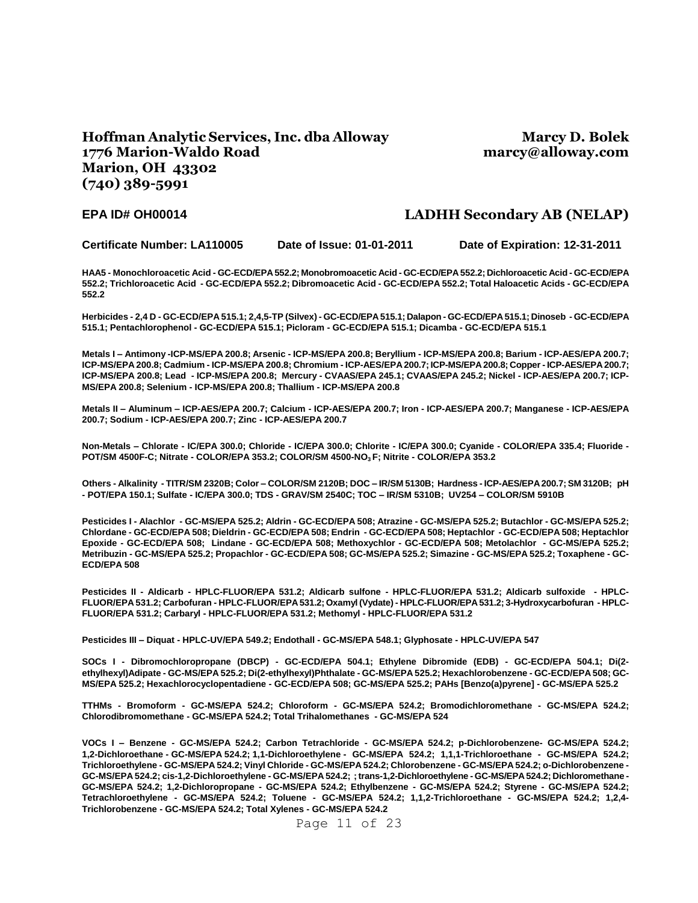**Hoffman Analytic Services, Inc. dba Alloway**
**1776 Marion-Waldo Road**
**Marion, OH 43302**
**(740) 389-5991**

**Marcy D. Bolek**
**marcy@alloway.com**

**EPA ID# OH00014**

**LADHH Secondary AB (NELAP)**

**Certificate Number: LA110005** **Date of Issue: 01-01-2011** **Date of Expiration: 12-31-2011**

**HAA5 - Monochloroacetic Acid - GC-ECD/EPA 552.2; Monobromoacetic Acid - GC-ECD/EPA 552.2; Dichloroacetic Acid - GC-ECD/EPA 552.2; Trichloroacetic Acid - GC-ECD/EPA 552.2; Dibromoacetic Acid - GC-ECD/EPA 552.2; Total Haloacetic Acids - GC-ECD/EPA 552.2**

**Herbicides - 2,4 D - GC-ECD/EPA 515.1; 2,4,5-TP (Silvex) - GC-ECD/EPA 515.1; Dalapon - GC-ECD/EPA 515.1; Dinoseb - GC-ECD/EPA 515.1; Pentachlorophenol - GC-ECD/EPA 515.1; Picloram - GC-ECD/EPA 515.1; Dicamba - GC-ECD/EPA 515.1**

**Metals I – Antimony -ICP-MS/EPA 200.8; Arsenic - ICP-MS/EPA 200.8; Beryllium - ICP-MS/EPA 200.8; Barium - ICP-AES/EPA 200.7; ICP-MS/EPA 200.8; Cadmium - ICP-MS/EPA 200.8; Chromium - ICP-AES/EPA 200.7; ICP-MS/EPA 200.8; Copper - ICP-AES/EPA 200.7; ICP-MS/EPA 200.8; Lead - ICP-MS/EPA 200.8; Mercury - CVAAS/EPA 245.1; CVAAS/EPA 245.2; Nickel - ICP-AES/EPA 200.7; ICP-MS/EPA 200.8; Selenium - ICP-MS/EPA 200.8; Thallium - ICP-MS/EPA 200.8**

**Metals II – Aluminum – ICP-AES/EPA 200.7; Calcium - ICP-AES/EPA 200.7; Iron - ICP-AES/EPA 200.7; Manganese - ICP-AES/EPA 200.7; Sodium - ICP-AES/EPA 200.7; Zinc - ICP-AES/EPA 200.7**

**Non-Metals – Chlorate - IC/EPA 300.0; Chloride - IC/EPA 300.0; Chlorite - IC/EPA 300.0; Cyanide - COLOR/EPA 335.4; Fluoride - POT/SM 4500F-C; Nitrate - COLOR/EPA 353.2; COLOR/SM 4500-$NO_3$ F; Nitrite - COLOR/EPA 353.2**

**Others - Alkalinity - TITR/SM 2320B; Color – COLOR/SM 2120B; DOC – IR/SM 5130B; Hardness - ICP-AES/EPA 200.7; SM 3120B; pH - POT/EPA 150.1; Sulfate - IC/EPA 300.0; TDS - GRAV/SM 2540C; TOC – IR/SM 5310B; UV254 – COLOR/SM 5910B**

**Pesticides I - Alachlor - GC-MS/EPA 525.2; Aldrin - GC-ECD/EPA 508; Atrazine - GC-MS/EPA 525.2; Butachlor - GC-MS/EPA 525.2; Chlordane - GC-ECD/EPA 508; Dieldrin - GC-ECD/EPA 508; Endrin - GC-ECD/EPA 508; Heptachlor - GC-ECD/EPA 508; Heptachlor Epoxide - GC-ECD/EPA 508; Lindane - GC-ECD/EPA 508; Methoxychlor - GC-ECD/EPA 508; Metolachlor - GC-MS/EPA 525.2; Metribuzin - GC-MS/EPA 525.2; Propachlor - GC-ECD/EPA 508; GC-MS/EPA 525.2; Simazine - GC-MS/EPA 525.2; Toxaphene - GC-ECD/EPA 508**

**Pesticides II - Aldicarb - HPLC-FLUOR/EPA 531.2; Aldicarb sulfone - HPLC-FLUOR/EPA 531.2; Aldicarb sulfoxide - HPLC-FLUOR/EPA 531.2; Carbofuran - HPLC-FLUOR/EPA 531.2; Oxamyl (Vydate) - HPLC-FLUOR/EPA 531.2; 3-Hydroxycarbofuran - HPLC-FLUOR/EPA 531.2; Carbaryl - HPLC-FLUOR/EPA 531.2; Methomyl - HPLC-FLUOR/EPA 531.2**

**Pesticides III – Diquat - HPLC-UV/EPA 549.2; Endothall - GC-MS/EPA 548.1; Glyphosate - HPLC-UV/EPA 547**

**SOCs I - Dibromochloropropane (DBCP) - GC-ECD/EPA 504.1; Ethylene Dibromide (EDB) - GC-ECD/EPA 504.1; Di(2-ethylhexyl)Adipate - GC-MS/EPA 525.2; Di(2-ethylhexyl)Phthalate - GC-MS/EPA 525.2; Hexachlorobenzene - GC-ECD/EPA 508; GC-MS/EPA 525.2; Hexachlorocyclopentadiene - GC-ECD/EPA 508; GC-MS/EPA 525.2; PAHs [Benzo(a)pyrene] - GC-MS/EPA 525.2**

**TTHMs - Bromoform - GC-MS/EPA 524.2; Chloroform - GC-MS/EPA 524.2; Bromodichloromethane - GC-MS/EPA 524.2; Chlorodibromomethane - GC-MS/EPA 524.2; Total Trihalomethanes - GC-MS/EPA 524**

**VOCs I – Benzene - GC-MS/EPA 524.2; Carbon Tetrachloride - GC-MS/EPA 524.2; p-Dichlorobenzene- GC-MS/EPA 524.2; 1,2-Dichloroethane - GC-MS/EPA 524.2; 1,1-Dichloroethylene - GC-MS/EPA 524.2; 1,1,1-Trichloroethane - GC-MS/EPA 524.2; Trichloroethylene - GC-MS/EPA 524.2; Vinyl Chloride - GC-MS/EPA 524.2; Chlorobenzene - GC-MS/EPA 524.2; o-Dichlorobenzene - GC-MS/EPA 524.2; cis-1,2-Dichloroethylene - GC-MS/EPA 524.2; ; trans-1,2-Dichloroethylene - GC-MS/EPA 524.2; Dichloromethane - GC-MS/EPA 524.2; 1,2-Dichloropropane - GC-MS/EPA 524.2; Ethylbenzene - GC-MS/EPA 524.2; Styrene - GC-MS/EPA 524.2; Tetrachloroethylene - GC-MS/EPA 524.2; Toluene - GC-MS/EPA 524.2; 1,1,2-Trichloroethane - GC-MS/EPA 524.2; 1,2,4-Trichlorobenzene - GC-MS/EPA 524.2; Total Xylenes - GC-MS/EPA 524.2**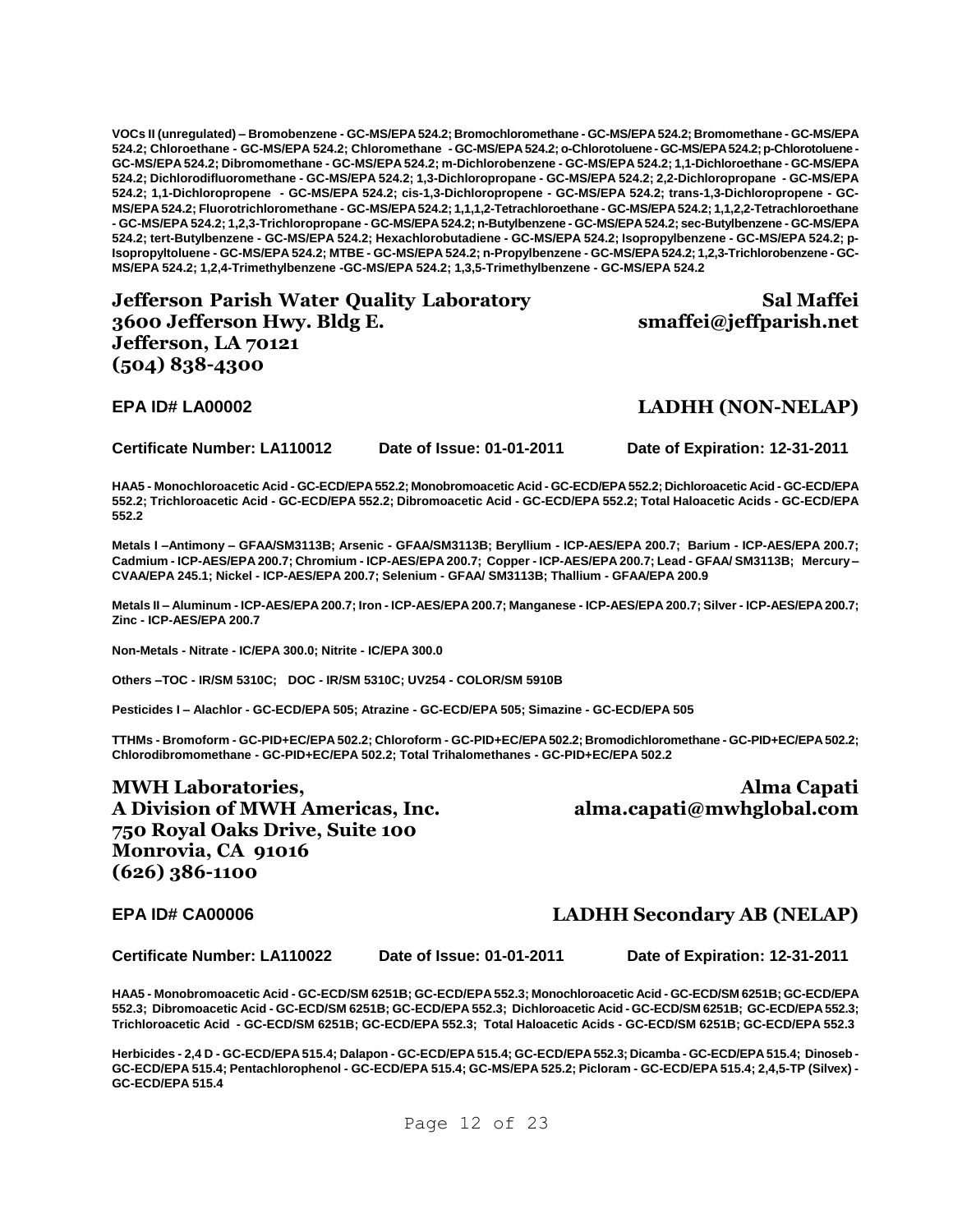**VOCs II (unregulated) – Bromobenzene - GC-MS/EPA 524.2; Bromochloromethane - GC-MS/EPA 524.2; Bromomethane - GC-MS/EPA 524.2; Chloroethane - GC-MS/EPA 524.2; Chloromethane - GC-MS/EPA 524.2; o-Chlorotoluene - GC-MS/EPA 524.2; p-Chlorotoluene - GC-MS/EPA 524.2; Dibromomethane - GC-MS/EPA 524.2; m-Dichlorobenzene - GC-MS/EPA 524.2; 1,1-Dichloroethane - GC-MS/EPA 524.2; Dichlorodifluoromethane - GC-MS/EPA 524.2; 1,3-Dichloropropane - GC-MS/EPA 524.2; 2,2-Dichloropropane - GC-MS/EPA 524.2; 1,1-Dichloropropene - GC-MS/EPA 524.2; cis-1,3-Dichloropropene - GC-MS/EPA 524.2; trans-1,3-Dichloropropene - GC-MS/EPA 524.2; Fluorotrichloromethane - GC-MS/EPA 524.2; 1,1,1,2-Tetrachloroethane - GC-MS/EPA 524.2; 1,1,2,2-Tetrachloroethane - GC-MS/EPA 524.2; 1,2,3-Trichloropropane - GC-MS/EPA 524.2; n-Butylbenzene - GC-MS/EPA 524.2; sec-Butylbenzene - GC-MS/EPA 524.2; tert-Butylbenzene - GC-MS/EPA 524.2; Hexachlorobutadiene - GC-MS/EPA 524.2; Isopropylbenzene - GC-MS/EPA 524.2; p-Isopropyltoluene - GC-MS/EPA 524.2; MTBE - GC-MS/EPA 524.2; n-Propylbenzene - GC-MS/EPA 524.2; 1,2,3-Trichlorobenzene - GC-MS/EPA 524.2; 1,2,4-Trimethylbenzene -GC-MS/EPA 524.2; 1,3,5-Trimethylbenzene - GC-MS/EPA 524.2**

## Jefferson Parish Water Quality Laboratory
**3600 Jefferson Hwy. Bldg E.**
**Jefferson, LA 70121**
**(504) 838-4300**

**Sal Maffei**
**smaffei@jeffparish.net**

**EPA ID# LA00002** **LADHH (NON-NELAP)**

**Certificate Number: LA110012** **Date of Issue: 01-01-2011** **Date of Expiration: 12-31-2011**

**HAA5 - Monochloroacetic Acid - GC-ECD/EPA 552.2; Monobromoacetic Acid - GC-ECD/EPA 552.2; Dichloroacetic Acid - GC-ECD/EPA 552.2; Trichloroacetic Acid - GC-ECD/EPA 552.2; Dibromoacetic Acid - GC-ECD/EPA 552.2; Total Haloacetic Acids - GC-ECD/EPA 552.2**

**Metals I –Antimony – GFAA/SM3113B; Arsenic - GFAA/SM3113B; Beryllium - ICP-AES/EPA 200.7; Barium - ICP-AES/EPA 200.7; Cadmium - ICP-AES/EPA 200.7; Chromium - ICP-AES/EPA 200.7; Copper - ICP-AES/EPA 200.7; Lead - GFAA/ SM3113B; Mercury – CVAA/EPA 245.1; Nickel - ICP-AES/EPA 200.7; Selenium - GFAA/ SM3113B; Thallium - GFAA/EPA 200.9**

**Metals II – Aluminum - ICP-AES/EPA 200.7; Iron - ICP-AES/EPA 200.7; Manganese - ICP-AES/EPA 200.7; Silver - ICP-AES/EPA 200.7; Zinc - ICP-AES/EPA 200.7**

**Non-Metals - Nitrate - IC/EPA 300.0; Nitrite - IC/EPA 300.0**

**Others –TOC - IR/SM 5310C; DOC - IR/SM 5310C; UV254 - COLOR/SM 5910B**

**Pesticides I – Alachlor - GC-ECD/EPA 505; Atrazine - GC-ECD/EPA 505; Simazine - GC-ECD/EPA 505**

**TTHMs - Bromoform - GC-PID+EC/EPA 502.2; Chloroform - GC-PID+EC/EPA 502.2; Bromodichloromethane - GC-PID+EC/EPA 502.2; Chlorodibromomethane - GC-PID+EC/EPA 502.2; Total Trihalomethanes - GC-PID+EC/EPA 502.2**

## MWH Laboratories,
**A Division of MWH Americas, Inc.**
**750 Royal Oaks Drive, Suite 100**
**Monrovia, CA 91016**
**(626) 386-1100**

**Alma Capati**
**alma.capati@mwhglobal.com**

**EPA ID# CA00006** **LADHH Secondary AB (NELAP)**

**Certificate Number: LA110022** **Date of Issue: 01-01-2011** **Date of Expiration: 12-31-2011**

**HAA5 - Monobromoacetic Acid - GC-ECD/SM 6251B; GC-ECD/EPA 552.3; Monochloroacetic Acid - GC-ECD/SM 6251B; GC-ECD/EPA 552.3; Dibromoacetic Acid - GC-ECD/SM 6251B; GC-ECD/EPA 552.3; Dichloroacetic Acid - GC-ECD/SM 6251B; GC-ECD/EPA 552.3; Trichloroacetic Acid - GC-ECD/SM 6251B; GC-ECD/EPA 552.3; Total Haloacetic Acids - GC-ECD/SM 6251B; GC-ECD/EPA 552.3**

**Herbicides - 2,4 D - GC-ECD/EPA 515.4; Dalapon - GC-ECD/EPA 515.4; GC-ECD/EPA 552.3; Dicamba - GC-ECD/EPA 515.4; Dinoseb - GC-ECD/EPA 515.4; Pentachlorophenol - GC-ECD/EPA 515.4; GC-MS/EPA 525.2; Picloram - GC-ECD/EPA 515.4; 2,4,5-TP (Silvex) - GC-ECD/EPA 515.4**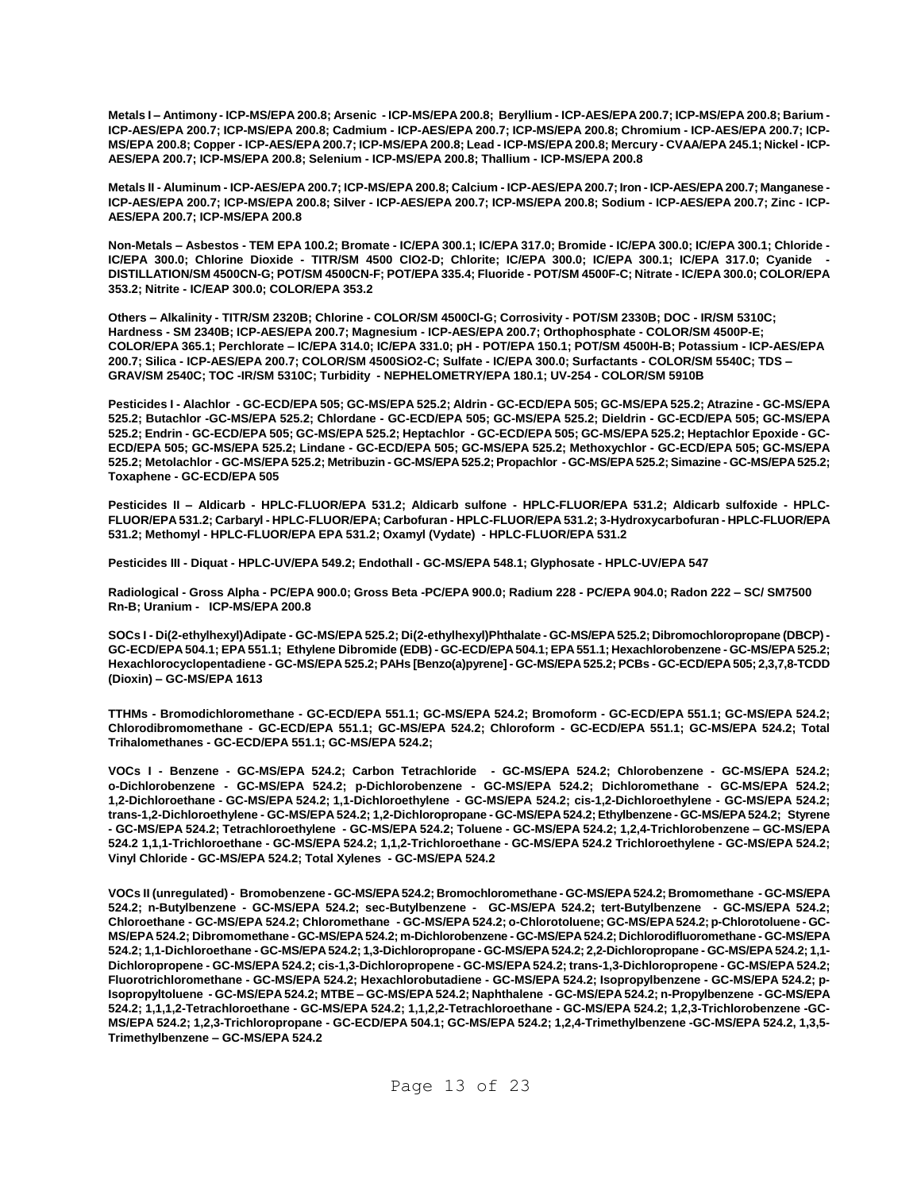**Metals I – Antimony - ICP-MS/EPA 200.8; Arsenic - ICP-MS/EPA 200.8; Beryllium - ICP-AES/EPA 200.7; ICP-MS/EPA 200.8; Barium - ICP-AES/EPA 200.7; ICP-MS/EPA 200.8; Cadmium - ICP-AES/EPA 200.7; ICP-MS/EPA 200.8; Chromium - ICP-AES/EPA 200.7; ICP-MS/EPA 200.8; Copper - ICP-AES/EPA 200.7; ICP-MS/EPA 200.8; Lead - ICP-MS/EPA 200.8; Mercury - CVAA/EPA 245.1; Nickel - ICP-AES/EPA 200.7; ICP-MS/EPA 200.8; Selenium - ICP-MS/EPA 200.8; Thallium - ICP-MS/EPA 200.8**

**Metals II - Aluminum - ICP-AES/EPA 200.7; ICP-MS/EPA 200.8; Calcium - ICP-AES/EPA 200.7; Iron - ICP-AES/EPA 200.7; Manganese - ICP-AES/EPA 200.7; ICP-MS/EPA 200.8; Silver - ICP-AES/EPA 200.7; ICP-MS/EPA 200.8; Sodium - ICP-AES/EPA 200.7; Zinc - ICP-AES/EPA 200.7; ICP-MS/EPA 200.8**

**Non-Metals – Asbestos - TEM EPA 100.2; Bromate - IC/EPA 300.1; IC/EPA 317.0; Bromide - IC/EPA 300.0; IC/EPA 300.1; Chloride - IC/EPA 300.0; Chlorine Dioxide - TITR/SM 4500 ClO2-D; Chlorite; IC/EPA 300.0; IC/EPA 300.1; IC/EPA 317.0; Cyanide - DISTILLATION/SM 4500CN-G; POT/SM 4500CN-F; POT/EPA 335.4; Fluoride - POT/SM 4500F-C; Nitrate - IC/EPA 300.0; COLOR/EPA 353.2; Nitrite - IC/EAP 300.0; COLOR/EPA 353.2**

**Others – Alkalinity - TITR/SM 2320B; Chlorine - COLOR/SM 4500Cl-G; Corrosivity - POT/SM 2330B; DOC - IR/SM 5310C; Hardness - SM 2340B; ICP-AES/EPA 200.7; Magnesium - ICP-AES/EPA 200.7; Orthophosphate - COLOR/SM 4500P-E; COLOR/EPA 365.1; Perchlorate – IC/EPA 314.0; IC/EPA 331.0; pH - POT/EPA 150.1; POT/SM 4500H-B; Potassium - ICP-AES/EPA 200.7; Silica - ICP-AES/EPA 200.7; COLOR/SM 4500SiO2-C; Sulfate - IC/EPA 300.0; Surfactants - COLOR/SM 5540C; TDS – GRAV/SM 2540C; TOC -IR/SM 5310C; Turbidity - NEPHELOMETRY/EPA 180.1; UV-254 - COLOR/SM 5910B**

**Pesticides I - Alachlor - GC-ECD/EPA 505; GC-MS/EPA 525.2; Aldrin - GC-ECD/EPA 505; GC-MS/EPA 525.2; Atrazine - GC-MS/EPA 525.2; Butachlor -GC-MS/EPA 525.2; Chlordane - GC-ECD/EPA 505; GC-MS/EPA 525.2; Dieldrin - GC-ECD/EPA 505; GC-MS/EPA 525.2; Endrin - GC-ECD/EPA 505; GC-MS/EPA 525.2; Heptachlor - GC-ECD/EPA 505; GC-MS/EPA 525.2; Heptachlor Epoxide - GC-ECD/EPA 505; GC-MS/EPA 525.2; Lindane - GC-ECD/EPA 505; GC-MS/EPA 525.2; Methoxychlor - GC-ECD/EPA 505; GC-MS/EPA 525.2; Metolachlor - GC-MS/EPA 525.2; Metribuzin - GC-MS/EPA 525.2; Propachlor - GC-MS/EPA 525.2; Simazine - GC-MS/EPA 525.2; Toxaphene - GC-ECD/EPA 505**

**Pesticides II – Aldicarb - HPLC-FLUOR/EPA 531.2; Aldicarb sulfone - HPLC-FLUOR/EPA 531.2; Aldicarb sulfoxide - HPLC-FLUOR/EPA 531.2; Carbaryl - HPLC-FLUOR/EPA; Carbofuran - HPLC-FLUOR/EPA 531.2; 3-Hydroxycarbofuran - HPLC-FLUOR/EPA 531.2; Methomyl - HPLC-FLUOR/EPA EPA 531.2; Oxamyl (Vydate) - HPLC-FLUOR/EPA 531.2**

**Pesticides III - Diquat - HPLC-UV/EPA 549.2; Endothall - GC-MS/EPA 548.1; Glyphosate - HPLC-UV/EPA 547**

**Radiological - Gross Alpha - PC/EPA 900.0; Gross Beta -PC/EPA 900.0; Radium 228 - PC/EPA 904.0; Radon 222 – SC/ SM7500 Rn-B; Uranium - ICP-MS/EPA 200.8**

**SOCs I - Di(2-ethylhexyl)Adipate - GC-MS/EPA 525.2; Di(2-ethylhexyl)Phthalate - GC-MS/EPA 525.2; Dibromochloropropane (DBCP) - GC-ECD/EPA 504.1; EPA 551.1; Ethylene Dibromide (EDB) - GC-ECD/EPA 504.1; EPA 551.1; Hexachlorobenzene - GC-MS/EPA 525.2; Hexachlorocyclopentadiene - GC-MS/EPA 525.2; PAHs [Benzo(a)pyrene] - GC-MS/EPA 525.2; PCBs - GC-ECD/EPA 505; 2,3,7,8-TCDD (Dioxin) – GC-MS/EPA 1613**

**TTHMs - Bromodichloromethane - GC-ECD/EPA 551.1; GC-MS/EPA 524.2; Bromoform - GC-ECD/EPA 551.1; GC-MS/EPA 524.2; Chlorodibromomethane - GC-ECD/EPA 551.1; GC-MS/EPA 524.2; Chloroform - GC-ECD/EPA 551.1; GC-MS/EPA 524.2; Total Trihalomethanes - GC-ECD/EPA 551.1; GC-MS/EPA 524.2;**

**VOCs I - Benzene - GC-MS/EPA 524.2; Carbon Tetrachloride - GC-MS/EPA 524.2; Chlorobenzene - GC-MS/EPA 524.2; o-Dichlorobenzene - GC-MS/EPA 524.2; p-Dichlorobenzene - GC-MS/EPA 524.2; Dichloromethane - GC-MS/EPA 524.2; 1,2-Dichloroethane - GC-MS/EPA 524.2; 1,1-Dichloroethylene - GC-MS/EPA 524.2; cis-1,2-Dichloroethylene - GC-MS/EPA 524.2; trans-1,2-Dichloroethylene - GC-MS/EPA 524.2; 1,2-Dichloropropane - GC-MS/EPA 524.2; Ethylbenzene - GC-MS/EPA 524.2; Styrene - GC-MS/EPA 524.2; Tetrachloroethylene - GC-MS/EPA 524.2; Toluene - GC-MS/EPA 524.2; 1,2,4-Trichlorobenzene – GC-MS/EPA 524.2 1,1,1-Trichloroethane - GC-MS/EPA 524.2; 1,1,2-Trichloroethane - GC-MS/EPA 524.2 Trichloroethylene - GC-MS/EPA 524.2; Vinyl Chloride - GC-MS/EPA 524.2; Total Xylenes - GC-MS/EPA 524.2**

**VOCs II (unregulated) - Bromobenzene - GC-MS/EPA 524.2; Bromochloromethane - GC-MS/EPA 524.2; Bromomethane - GC-MS/EPA 524.2; n-Butylbenzene - GC-MS/EPA 524.2; sec-Butylbenzene - GC-MS/EPA 524.2; tert-Butylbenzene - GC-MS/EPA 524.2; Chloroethane - GC-MS/EPA 524.2; Chloromethane - GC-MS/EPA 524.2; o-Chlorotoluene; GC-MS/EPA 524.2; p-Chlorotoluene - GC-MS/EPA 524.2; Dibromomethane - GC-MS/EPA 524.2; m-Dichlorobenzene - GC-MS/EPA 524.2; Dichlorodifluoromethane - GC-MS/EPA 524.2; 1,1-Dichloroethane - GC-MS/EPA 524.2; 1,3-Dichloropropane - GC-MS/EPA 524.2; 2,2-Dichloropropane - GC-MS/EPA 524.2; 1,1-Dichloropropene - GC-MS/EPA 524.2; cis-1,3-Dichloropropene - GC-MS/EPA 524.2; trans-1,3-Dichloropropene - GC-MS/EPA 524.2; Fluorotrichloromethane - GC-MS/EPA 524.2; Hexachlorobutadiene - GC-MS/EPA 524.2; Isopropylbenzene - GC-MS/EPA 524.2; p-Isopropyltoluene - GC-MS/EPA 524.2; MTBE – GC-MS/EPA 524.2; Naphthalene - GC-MS/EPA 524.2; n-Propylbenzene - GC-MS/EPA 524.2; 1,1,1,2-Tetrachloroethane - GC-MS/EPA 524.2; 1,1,2,2-Tetrachloroethane - GC-MS/EPA 524.2; 1,2,3-Trichlorobenzene -GC-MS/EPA 524.2; 1,2,3-Trichloropropane - GC-ECD/EPA 504.1; GC-MS/EPA 524.2; 1,2,4-Trimethylbenzene -GC-MS/EPA 524.2, 1,3,5-Trimethylbenzene – GC-MS/EPA 524.2**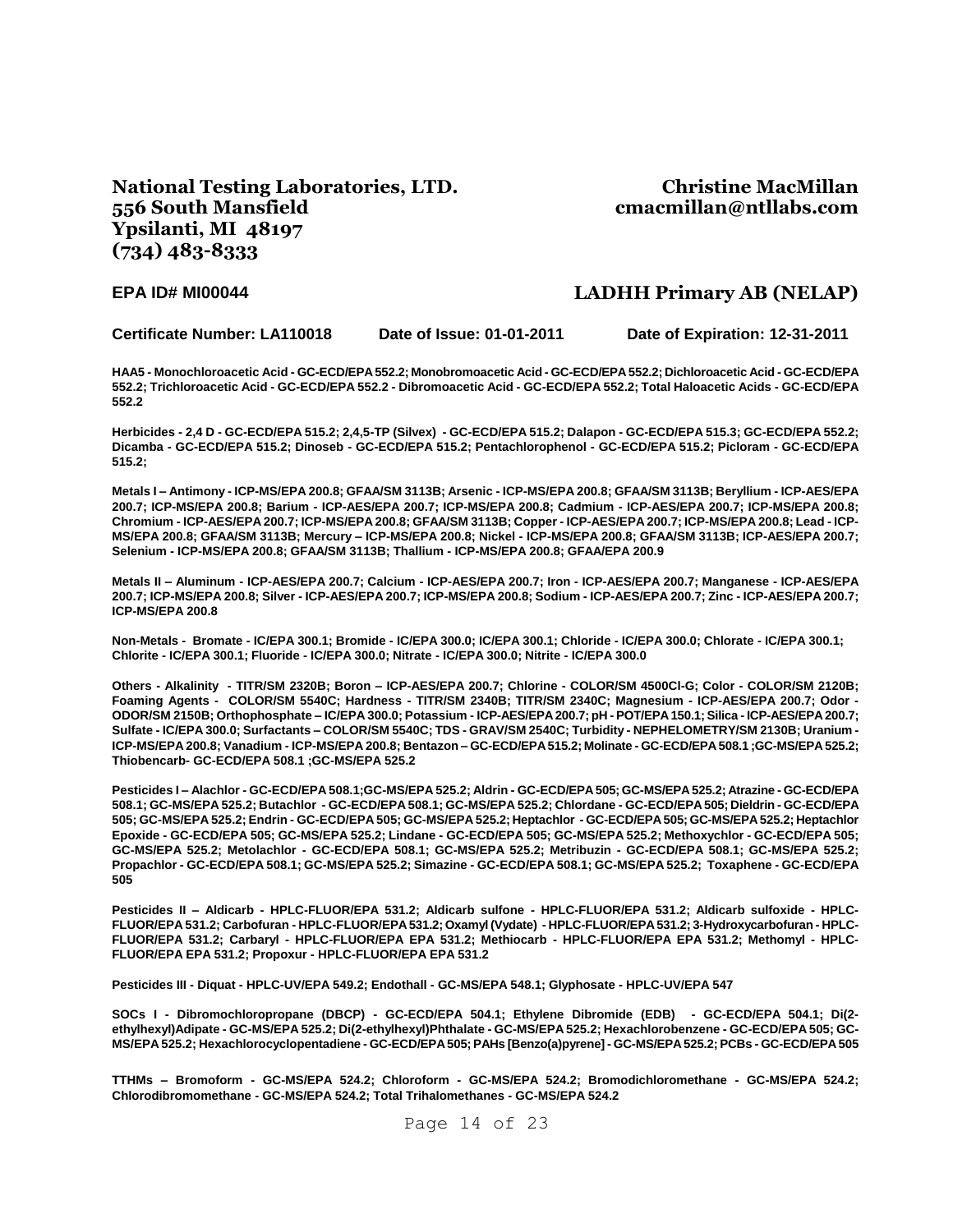**National Testing Laboratories, LTD.**
**556 South Mansfield**
**Ypsilanti, MI 48197**
**(734) 483-8333**

**Christine MacMillan**
**cmacmillan@ntllabs.com**

**EPA ID# MI00044**

**LADHH Primary AB (NELAP)**

**Certificate Number: LA110018** **Date of Issue: 01-01-2011** **Date of Expiration: 12-31-2011**

**HAA5 - Monochloroacetic Acid - GC-ECD/EPA 552.2; Monobromoacetic Acid - GC-ECD/EPA 552.2; Dichloroacetic Acid - GC-ECD/EPA 552.2; Trichloroacetic Acid - GC-ECD/EPA 552.2 - Dibromoacetic Acid - GC-ECD/EPA 552.2; Total Haloacetic Acids - GC-ECD/EPA 552.2**

**Herbicides - 2,4 D - GC-ECD/EPA 515.2; 2,4,5-TP (Silvex) - GC-ECD/EPA 515.2; Dalapon - GC-ECD/EPA 515.3; GC-ECD/EPA 552.2; Dicamba - GC-ECD/EPA 515.2; Dinoseb - GC-ECD/EPA 515.2; Pentachlorophenol - GC-ECD/EPA 515.2; Picloram - GC-ECD/EPA 515.2;**

**Metals I – Antimony - ICP-MS/EPA 200.8; GFAA/SM 3113B; Arsenic - ICP-MS/EPA 200.8; GFAA/SM 3113B; Beryllium - ICP-AES/EPA 200.7; ICP-MS/EPA 200.8; Barium - ICP-AES/EPA 200.7; ICP-MS/EPA 200.8; Cadmium - ICP-AES/EPA 200.7; ICP-MS/EPA 200.8; Chromium - ICP-AES/EPA 200.7; ICP-MS/EPA 200.8; GFAA/SM 3113B; Copper - ICP-AES/EPA 200.7; ICP-MS/EPA 200.8; Lead - ICP-MS/EPA 200.8; GFAA/SM 3113B; Mercury – ICP-MS/EPA 200.8; Nickel - ICP-MS/EPA 200.8; GFAA/SM 3113B; ICP-AES/EPA 200.7; Selenium - ICP-MS/EPA 200.8; GFAA/SM 3113B; Thallium - ICP-MS/EPA 200.8; GFAA/EPA 200.9**

**Metals II – Aluminum - ICP-AES/EPA 200.7; Calcium - ICP-AES/EPA 200.7; Iron - ICP-AES/EPA 200.7; Manganese - ICP-AES/EPA 200.7; ICP-MS/EPA 200.8; Silver - ICP-AES/EPA 200.7; ICP-MS/EPA 200.8; Sodium - ICP-AES/EPA 200.7; Zinc - ICP-AES/EPA 200.7; ICP-MS/EPA 200.8**

**Non-Metals - Bromate - IC/EPA 300.1; Bromide - IC/EPA 300.0; IC/EPA 300.1; Chloride - IC/EPA 300.0; Chlorate - IC/EPA 300.1; Chlorite - IC/EPA 300.1; Fluoride - IC/EPA 300.0; Nitrate - IC/EPA 300.0; Nitrite - IC/EPA 300.0**

**Others - Alkalinity - TITR/SM 2320B; Boron – ICP-AES/EPA 200.7; Chlorine - COLOR/SM 4500Cl-G; Color - COLOR/SM 2120B; Foaming Agents - COLOR/SM 5540C; Hardness - TITR/SM 2340B; TITR/SM 2340C; Magnesium - ICP-AES/EPA 200.7; Odor - ODOR/SM 2150B; Orthophosphate – IC/EPA 300.0; Potassium - ICP-AES/EPA 200.7; pH - POT/EPA 150.1; Silica - ICP-AES/EPA 200.7; Sulfate - IC/EPA 300.0; Surfactants – COLOR/SM 5540C; TDS - GRAV/SM 2540C; Turbidity - NEPHELOMETRY/SM 2130B; Uranium - ICP-MS/EPA 200.8; Vanadium - ICP-MS/EPA 200.8; Bentazon – GC-ECD/EPA 515.2; Molinate - GC-ECD/EPA 508.1 ;GC-MS/EPA 525.2; Thiobencarb- GC-ECD/EPA 508.1 ;GC-MS/EPA 525.2**

**Pesticides I – Alachlor - GC-ECD/EPA 508.1;GC-MS/EPA 525.2; Aldrin - GC-ECD/EPA 505; GC-MS/EPA 525.2; Atrazine - GC-ECD/EPA 508.1; GC-MS/EPA 525.2; Butachlor - GC-ECD/EPA 508.1; GC-MS/EPA 525.2; Chlordane - GC-ECD/EPA 505; Dieldrin - GC-ECD/EPA 505; GC-MS/EPA 525.2; Endrin - GC-ECD/EPA 505; GC-MS/EPA 525.2; Heptachlor - GC-ECD/EPA 505; GC-MS/EPA 525.2; Heptachlor Epoxide - GC-ECD/EPA 505; GC-MS/EPA 525.2; Lindane - GC-ECD/EPA 505; GC-MS/EPA 525.2; Methoxychlor - GC-ECD/EPA 505; GC-MS/EPA 525.2; Metolachlor - GC-ECD/EPA 508.1; GC-MS/EPA 525.2; Metribuzin - GC-ECD/EPA 508.1; GC-MS/EPA 525.2; Propachlor - GC-ECD/EPA 508.1; GC-MS/EPA 525.2; Simazine - GC-ECD/EPA 508.1; GC-MS/EPA 525.2; Toxaphene - GC-ECD/EPA 505**

**Pesticides II – Aldicarb - HPLC-FLUOR/EPA 531.2; Aldicarb sulfone - HPLC-FLUOR/EPA 531.2; Aldicarb sulfoxide - HPLC-FLUOR/EPA 531.2; Carbofuran - HPLC-FLUOR/EPA 531.2; Oxamyl (Vydate) - HPLC-FLUOR/EPA 531.2; 3-Hydroxycarbofuran - HPLC-FLUOR/EPA 531.2; Carbaryl - HPLC-FLUOR/EPA EPA 531.2; Methiocarb - HPLC-FLUOR/EPA EPA 531.2; Methomyl - HPLC-FLUOR/EPA EPA 531.2; Propoxur - HPLC-FLUOR/EPA EPA 531.2**

**Pesticides III - Diquat - HPLC-UV/EPA 549.2; Endothall - GC-MS/EPA 548.1; Glyphosate - HPLC-UV/EPA 547**

**SOCs I - Dibromochloropropane (DBCP) - GC-ECD/EPA 504.1; Ethylene Dibromide (EDB) - GC-ECD/EPA 504.1; Di(2-ethylhexyl)Adipate - GC-MS/EPA 525.2; Di(2-ethylhexyl)Phthalate - GC-MS/EPA 525.2; Hexachlorobenzene - GC-ECD/EPA 505; GC-MS/EPA 525.2; Hexachlorocyclopentadiene - GC-ECD/EPA 505; PAHs [Benzo(a)pyrene] - GC-MS/EPA 525.2; PCBs - GC-ECD/EPA 505**

**TTHMs – Bromoform - GC-MS/EPA 524.2; Chloroform - GC-MS/EPA 524.2; Bromodichloromethane - GC-MS/EPA 524.2; Chlorodibromomethane - GC-MS/EPA 524.2; Total Trihalomethanes - GC-MS/EPA 524.2**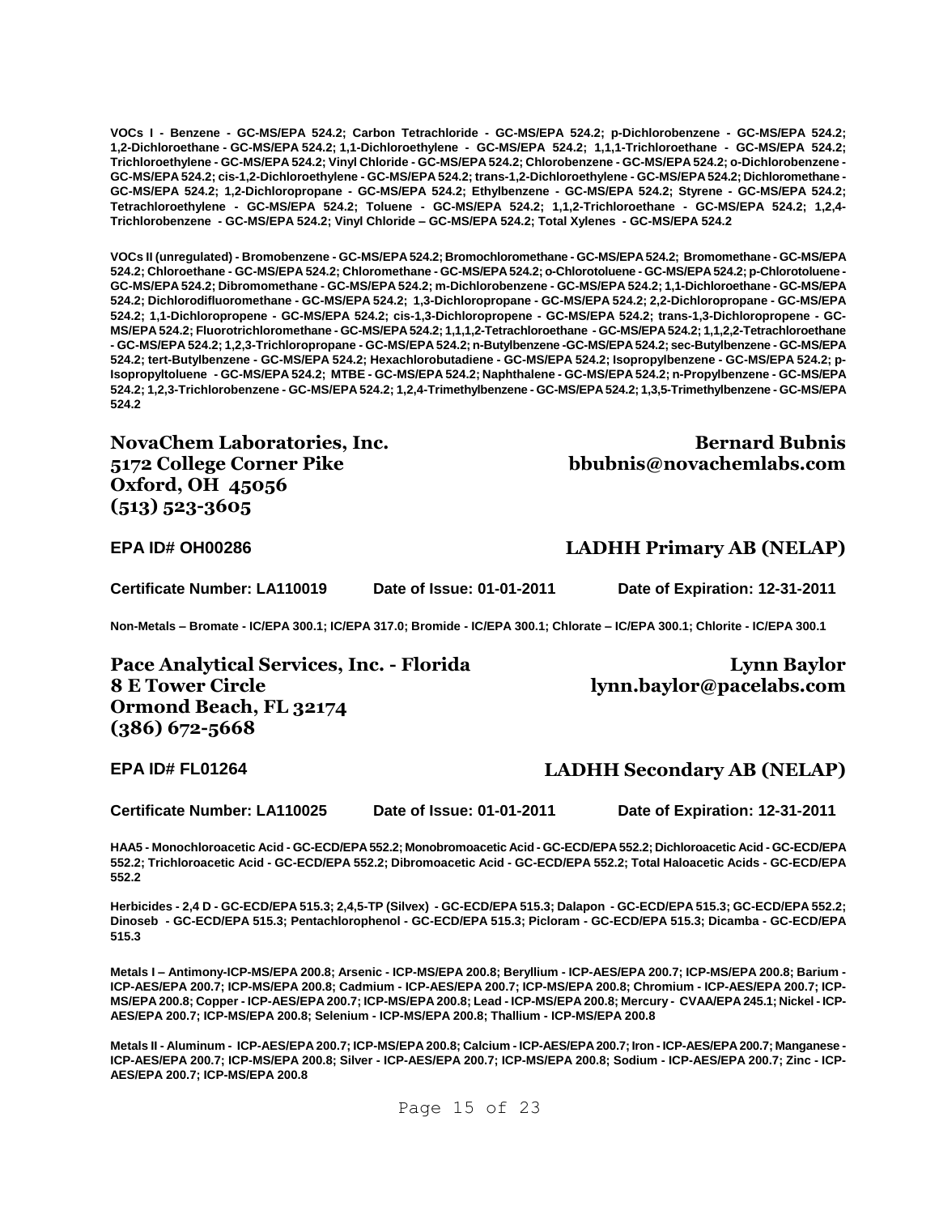**VOCs I - Benzene - GC-MS/EPA 524.2; Carbon Tetrachloride - GC-MS/EPA 524.2; p-Dichlorobenzene - GC-MS/EPA 524.2; 1,2-Dichloroethane - GC-MS/EPA 524.2; 1,1-Dichloroethylene - GC-MS/EPA 524.2; 1,1,1-Trichloroethane - GC-MS/EPA 524.2; Trichloroethylene - GC-MS/EPA 524.2; Vinyl Chloride - GC-MS/EPA 524.2; Chlorobenzene - GC-MS/EPA 524.2; o-Dichlorobenzene - GC-MS/EPA 524.2; cis-1,2-Dichloroethylene - GC-MS/EPA 524.2; trans-1,2-Dichloroethylene - GC-MS/EPA 524.2; Dichloromethane - GC-MS/EPA 524.2; 1,2-Dichloropropane - GC-MS/EPA 524.2; Ethylbenzene - GC-MS/EPA 524.2; Styrene - GC-MS/EPA 524.2; Tetrachloroethylene - GC-MS/EPA 524.2; Toluene - GC-MS/EPA 524.2; 1,1,2-Trichloroethane - GC-MS/EPA 524.2; 1,2,4-Trichlorobenzene - GC-MS/EPA 524.2; Vinyl Chloride – GC-MS/EPA 524.2; Total Xylenes - GC-MS/EPA 524.2**

**VOCs II (unregulated) - Bromobenzene - GC-MS/EPA 524.2; Bromochloromethane - GC-MS/EPA 524.2; Bromomethane - GC-MS/EPA 524.2; Chloroethane - GC-MS/EPA 524.2; Chloromethane - GC-MS/EPA 524.2; o-Chlorotoluene - GC-MS/EPA 524.2; p-Chlorotoluene - GC-MS/EPA 524.2; Dibromomethane - GC-MS/EPA 524.2; m-Dichlorobenzene - GC-MS/EPA 524.2; 1,1-Dichloroethane - GC-MS/EPA 524.2; Dichlorodifluoromethane - GC-MS/EPA 524.2; 1,3-Dichloropropane - GC-MS/EPA 524.2; 2,2-Dichloropropane - GC-MS/EPA 524.2; 1,1-Dichloropropene - GC-MS/EPA 524.2; cis-1,3-Dichloropropene - GC-MS/EPA 524.2; trans-1,3-Dichloropropene - GC-MS/EPA 524.2; Fluorotrichloromethane - GC-MS/EPA 524.2; 1,1,1,2-Tetrachloroethane - GC-MS/EPA 524.2; 1,1,2,2-Tetrachloroethane - GC-MS/EPA 524.2; 1,2,3-Trichloropropane - GC-MS/EPA 524.2; n-Butylbenzene -GC-MS/EPA 524.2; sec-Butylbenzene - GC-MS/EPA 524.2; tert-Butylbenzene - GC-MS/EPA 524.2; Hexachlorobutadiene - GC-MS/EPA 524.2; Isopropylbenzene - GC-MS/EPA 524.2; p-Isopropyltoluene - GC-MS/EPA 524.2; MTBE - GC-MS/EPA 524.2; Naphthalene - GC-MS/EPA 524.2; n-Propylbenzene - GC-MS/EPA 524.2; 1,2,3-Trichlorobenzene - GC-MS/EPA 524.2; 1,2,4-Trimethylbenzene - GC-MS/EPA 524.2; 1,3,5-Trimethylbenzene - GC-MS/EPA 524.2**

## NovaChem Laboratories, Inc.

**5172 College Corner Pike**
**Oxford, OH 45056**
**(513) 523-3605**

**Bernard Bubnis**
**bbubnis@novachemlabs.com**

**EPA ID# OH00286** — **LADHH Primary AB (NELAP)**

**Certificate Number: LA110019** | **Date of Issue: 01-01-2011** | **Date of Expiration: 12-31-2011**

**Non-Metals – Bromate - IC/EPA 300.1; IC/EPA 317.0; Bromide - IC/EPA 300.1; Chlorate – IC/EPA 300.1; Chlorite - IC/EPA 300.1**

## Pace Analytical Services, Inc. - Florida

**8 E Tower Circle**
**Ormond Beach, FL 32174**
**(386) 672-5668**

**Lynn Baylor**
**lynn.baylor@pacelabs.com**

**EPA ID# FL01264** — **LADHH Secondary AB (NELAP)**

**Certificate Number: LA110025** | **Date of Issue: 01-01-2011** | **Date of Expiration: 12-31-2011**

**HAA5 - Monochloroacetic Acid - GC-ECD/EPA 552.2; Monobromoacetic Acid - GC-ECD/EPA 552.2; Dichloroacetic Acid - GC-ECD/EPA 552.2; Trichloroacetic Acid - GC-ECD/EPA 552.2; Dibromoacetic Acid - GC-ECD/EPA 552.2; Total Haloacetic Acids - GC-ECD/EPA 552.2**

**Herbicides - 2,4 D - GC-ECD/EPA 515.3; 2,4,5-TP (Silvex) - GC-ECD/EPA 515.3; Dalapon - GC-ECD/EPA 515.3; GC-ECD/EPA 552.2; Dinoseb - GC-ECD/EPA 515.3; Pentachlorophenol - GC-ECD/EPA 515.3; Picloram - GC-ECD/EPA 515.3; Dicamba - GC-ECD/EPA 515.3**

**Metals I – Antimony-ICP-MS/EPA 200.8; Arsenic - ICP-MS/EPA 200.8; Beryllium - ICP-AES/EPA 200.7; ICP-MS/EPA 200.8; Barium - ICP-AES/EPA 200.7; ICP-MS/EPA 200.8; Cadmium - ICP-AES/EPA 200.7; ICP-MS/EPA 200.8; Chromium - ICP-AES/EPA 200.7; ICP-MS/EPA 200.8; Copper - ICP-AES/EPA 200.7; ICP-MS/EPA 200.8; Lead - ICP-MS/EPA 200.8; Mercury - CVAA/EPA 245.1; Nickel - ICP-AES/EPA 200.7; ICP-MS/EPA 200.8; Selenium - ICP-MS/EPA 200.8; Thallium - ICP-MS/EPA 200.8**

**Metals II - Aluminum - ICP-AES/EPA 200.7; ICP-MS/EPA 200.8; Calcium - ICP-AES/EPA 200.7; Iron - ICP-AES/EPA 200.7; Manganese - ICP-AES/EPA 200.7; ICP-MS/EPA 200.8; Silver - ICP-AES/EPA 200.7; ICP-MS/EPA 200.8; Sodium - ICP-AES/EPA 200.7; Zinc - ICP-AES/EPA 200.7; ICP-MS/EPA 200.8**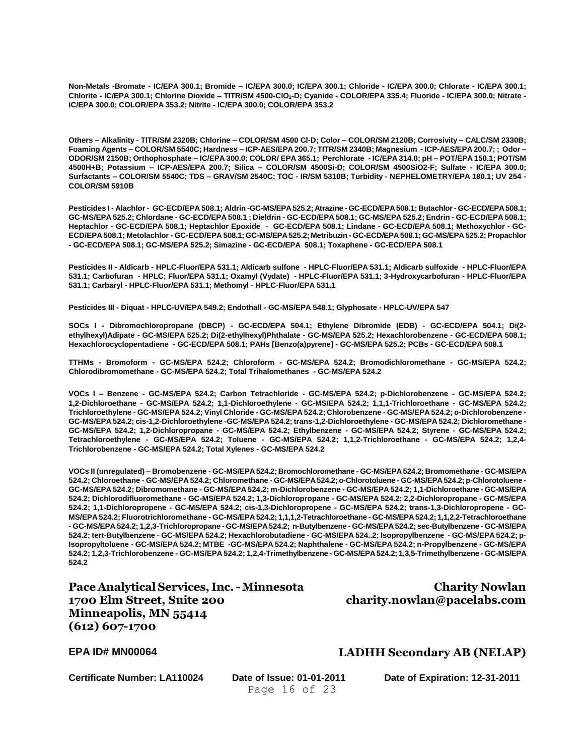**Non-Metals -Bromate - IC/EPA 300.1; Bromide – IC/EPA 300.0; IC/EPA 300.1; Chloride - IC/EPA 300.0; Chlorate - IC/EPA 300.1; Chlorite - IC/EPA 300.1; Chlorine Dioxide – TITR/SM 4500-$ClO_2$-D; Cyanide - COLOR/EPA 335.4; Fluoride - IC/EPA 300.0; Nitrate - IC/EPA 300.0; COLOR/EPA 353.2; Nitrite - IC/EPA 300.0; COLOR/EPA 353.2**

**Others – Alkalinity - TITR/SM 2320B; Chlorine – COLOR/SM 4500 Cl-D; Color – COLOR/SM 2120B; Corrosivity – CALC/SM 2330B; Foaming Agents – COLOR/SM 5540C; Hardness – ICP-AES/EPA 200.7; TITR/SM 2340B; Magnesium - ICP-AES/EPA 200.7; ; Odor – ODOR/SM 2150B; Orthophosphate – IC/EPA 300.0; COLOR/ EPA 365.1; Perchlorate - IC/EPA 314.0; pH – POT/EPA 150.1; POT/SM 4500H+B; Potassium – ICP-AES/EPA 200.7; Silica – COLOR/SM 4500Si-D; COLOR/SM 4500SiO2-F; Sulfate - IC/EPA 300.0; Surfactants – COLOR/SM 5540C; TDS – GRAV/SM 2540C; TOC - IR/SM 5310B; Turbidity - NEPHELOMETRY/EPA 180.1; UV 254 - COLOR/SM 5910B**

**Pesticides I - Alachlor - GC-ECD/EPA 508.1; Aldrin -GC-MS/EPA 525.2; Atrazine - GC-ECD/EPA 508.1; Butachlor - GC-ECD/EPA 508.1; GC-MS/EPA 525.2; Chlordane - GC-ECD/EPA 508.1 ; Dieldrin - GC-ECD/EPA 508.1; GC-MS/EPA 525.2; Endrin - GC-ECD/EPA 508.1; Heptachlor - GC-ECD/EPA 508.1; Heptachlor Epoxide - GC-ECD/EPA 508.1; Lindane - GC-ECD/EPA 508.1; Methoxychlor - GC-ECD/EPA 508.1; Metolachlor - GC-ECD/EPA 508.1; GC-MS/EPA 525.2; Metribuzin - GC-ECD/EPA 508.1; GC-MS/EPA 525.2; Propachlor - GC-ECD/EPA 508.1; GC-MS/EPA 525.2; Simazine - GC-ECD/EPA 508.1; Toxaphene - GC-ECD/EPA 508.1**

**Pesticides II - Aldicarb - HPLC-Fluor/EPA 531.1; Aldicarb sulfone - HPLC-Fluor/EPA 531.1; Aldicarb sulfoxide - HPLC-Fluor/EPA 531.1; Carbofuran - HPLC; Fluor/EPA 531.1; Oxamyl (Vydate) - HPLC-Fluor/EPA 531.1; 3-Hydroxycarbofuran - HPLC-Fluor/EPA 531.1; Carbaryl - HPLC-Fluor/EPA 531.1; Methomyl - HPLC-Fluor/EPA 531.1**

**Pesticides III - Diquat - HPLC-UV/EPA 549.2; Endothall - GC-MS/EPA 548.1; Glyphosate - HPLC-UV/EPA 547**

**SOCs I - Dibromochloropropane (DBCP) - GC-ECD/EPA 504.1; Ethylene Dibromide (EDB) - GC-ECD/EPA 504.1; Di(2-ethylhexyl)Adipate - GC-MS/EPA 525.2; Di(2-ethylhexyl)Phthalate - GC-MS/EPA 525.2; Hexachlorobenzene - GC-ECD/EPA 508.1; Hexachlorocyclopentadiene - GC-ECD/EPA 508.1; PAHs [Benzo(a)pyrene] - GC-MS/EPA 525.2; PCBs - GC-ECD/EPA 508.1**

**TTHMs - Bromoform - GC-MS/EPA 524.2; Chloroform - GC-MS/EPA 524.2; Bromodichloromethane - GC-MS/EPA 524.2; Chlorodibromomethane - GC-MS/EPA 524.2; Total Trihalomethanes - GC-MS/EPA 524.2**

**VOCs I – Benzene - GC-MS/EPA 524.2; Carbon Tetrachloride - GC-MS/EPA 524.2; p-Dichlorobenzene - GC-MS/EPA 524.2; 1,2-Dichloroethane - GC-MS/EPA 524.2; 1,1-Dichloroethylene - GC-MS/EPA 524.2; 1,1,1-Trichloroethane - GC-MS/EPA 524.2; Trichloroethylene - GC-MS/EPA 524.2; Vinyl Chloride - GC-MS/EPA 524.2; Chlorobenzene - GC-MS/EPA 524.2; o-Dichlorobenzene - GC-MS/EPA 524.2; cis-1,2-Dichloroethylene -GC-MS/EPA 524.2; trans-1,2-Dichloroethylene - GC-MS/EPA 524.2; Dichloromethane - GC-MS/EPA 524.2; 1,2-Dichloropropane - GC-MS/EPA 524.2; Ethylbenzene - GC-MS/EPA 524.2; Styrene - GC-MS/EPA 524.2; Tetrachloroethylene - GC-MS/EPA 524.2; Toluene - GC-MS/EPA 524.2; 1,1,2-Trichloroethane - GC-MS/EPA 524.2; 1,2,4-Trichlorobenzene - GC-MS/EPA 524.2; Total Xylenes - GC-MS/EPA 524.2**

**VOCs II (unregulated) – Bromobenzene - GC-MS/EPA 524.2; Bromochloromethane - GC-MS/EPA 524.2; Bromomethane - GC-MS/EPA 524.2; Chloroethane - GC-MS/EPA 524.2; Chloromethane - GC-MS/EPA 524.2; o-Chlorotoluene - GC-MS/EPA 524.2; p-Chlorotoluene - GC-MS/EPA 524.2; Dibromomethane - GC-MS/EPA 524.2; m-Dichlorobenzene - GC-MS/EPA 524.2; 1,1-Dichloroethane - GC-MS/EPA 524.2; Dichlorodifluoromethane - GC-MS/EPA 524.2; 1,3-Dichloropropane - GC-MS/EPA 524.2; 2,2-Dichloropropane - GC-MS/EPA 524.2; 1,1-Dichloropropene - GC-MS/EPA 524.2; cis-1,3-Dichloropropene - GC-MS/EPA 524.2; trans-1,3-Dichloropropene - GC-MS/EPA 524.2; Fluorotrichloromethane - GC-MS/EPA 524.2; 1,1,1,2-Tetrachloroethane - GC-MS/EPA 524.2; 1,1,2,2-Tetrachloroethane - GC-MS/EPA 524.2; 1,2,3-Trichloropropane - GC-MS/EPA 524.2; n-Butylbenzene - GC-MS/EPA 524.2; sec-Butylbenzene - GC-MS/EPA 524.2; tert-Butylbenzene - GC-MS/EPA 524.2; Hexachlorobutadiene - GC-MS/EPA 524..2; Isopropylbenzene - GC-MS/EPA 524.2; p-Isopropyltoluene - GC-MS/EPA 524.2; MTBE -GC-MS/EPA 524.2; Naphthalene - GC-MS/EPA 524.2; n-Propylbenzene - GC-MS/EPA 524.2; 1,2,3-Trichlorobenzene - GC-MS/EPA 524.2; 1,2,4-Trimethylbenzene - GC-MS/EPA 524.2; 1,3,5-Trimethylbenzene - GC-MS/EPA 524.2**

**Pace Analytical Services, Inc. - Minnesota**
**1700 Elm Street, Suite 200**
**Minneapolis, MN 55414**
**(612) 607-1700**

**Charity Nowlan**
**charity.nowlan@pacelabs.com**

**EPA ID# MN00064**

**LADHH Secondary AB (NELAP)**

**Certificate Number: LA110024** **Date of Issue: 01-01-2011** **Date of Expiration: 12-31-2011**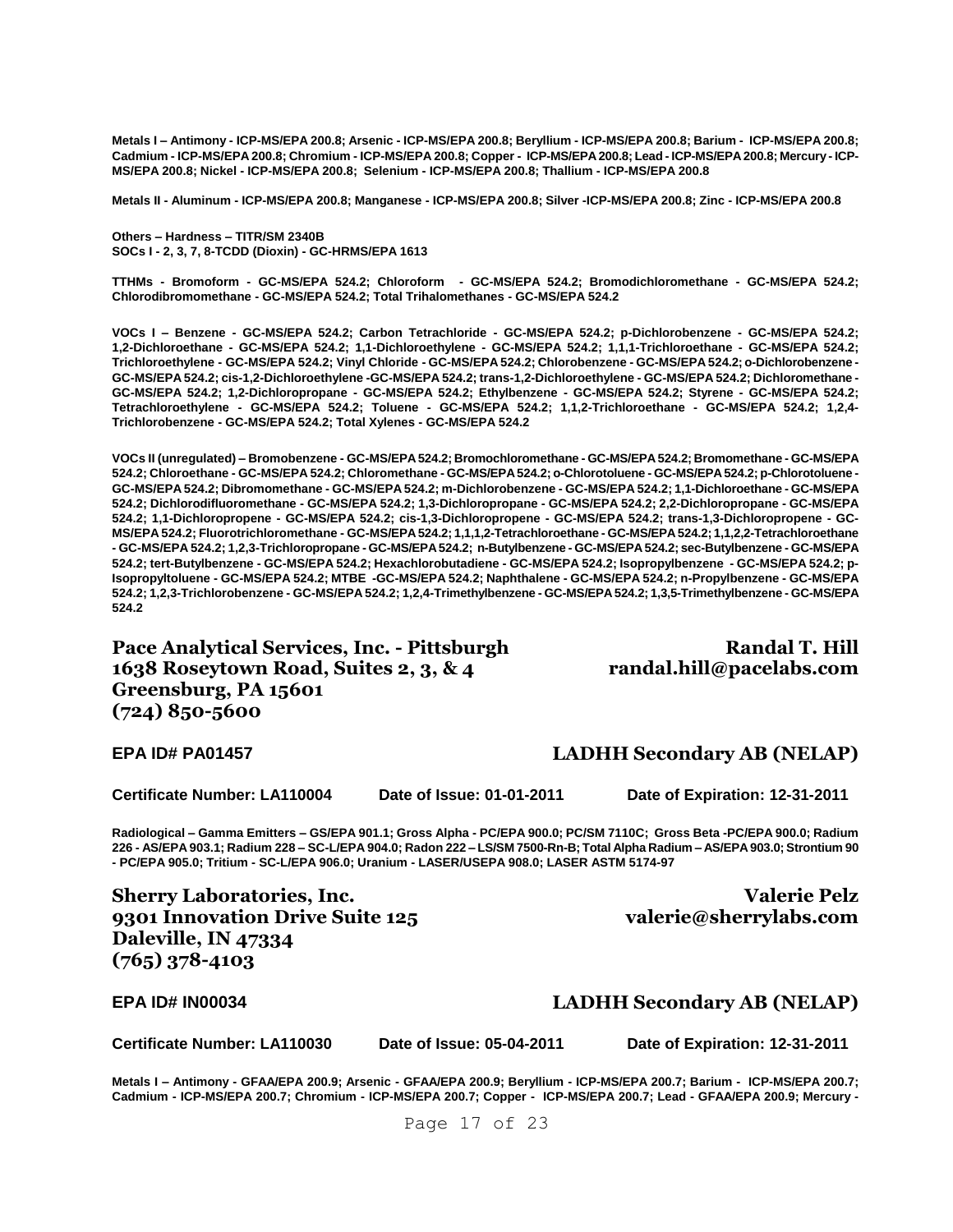**Metals I – Antimony - ICP-MS/EPA 200.8; Arsenic - ICP-MS/EPA 200.8; Beryllium - ICP-MS/EPA 200.8; Barium - ICP-MS/EPA 200.8; Cadmium - ICP-MS/EPA 200.8; Chromium - ICP-MS/EPA 200.8; Copper - ICP-MS/EPA 200.8; Lead - ICP-MS/EPA 200.8; Mercury - ICP-MS/EPA 200.8; Nickel - ICP-MS/EPA 200.8; Selenium - ICP-MS/EPA 200.8; Thallium - ICP-MS/EPA 200.8**

**Metals II - Aluminum - ICP-MS/EPA 200.8; Manganese - ICP-MS/EPA 200.8; Silver -ICP-MS/EPA 200.8; Zinc - ICP-MS/EPA 200.8**

**Others – Hardness – TITR/SM 2340B**
**SOCs I - 2, 3, 7, 8-TCDD (Dioxin) - GC-HRMS/EPA 1613**

**TTHMs - Bromoform - GC-MS/EPA 524.2; Chloroform - GC-MS/EPA 524.2; Bromodichloromethane - GC-MS/EPA 524.2; Chlorodibromomethane - GC-MS/EPA 524.2; Total Trihalomethanes - GC-MS/EPA 524.2**

**VOCs I – Benzene - GC-MS/EPA 524.2; Carbon Tetrachloride - GC-MS/EPA 524.2; p-Dichlorobenzene - GC-MS/EPA 524.2; 1,2-Dichloroethane - GC-MS/EPA 524.2; 1,1-Dichloroethylene - GC-MS/EPA 524.2; 1,1,1-Trichloroethane - GC-MS/EPA 524.2; Trichloroethylene - GC-MS/EPA 524.2; Vinyl Chloride - GC-MS/EPA 524.2; Chlorobenzene - GC-MS/EPA 524.2; o-Dichlorobenzene - GC-MS/EPA 524.2; cis-1,2-Dichloroethylene -GC-MS/EPA 524.2; trans-1,2-Dichloroethylene - GC-MS/EPA 524.2; Dichloromethane - GC-MS/EPA 524.2; 1,2-Dichloropropane - GC-MS/EPA 524.2; Ethylbenzene - GC-MS/EPA 524.2; Styrene - GC-MS/EPA 524.2; Tetrachloroethylene - GC-MS/EPA 524.2; Toluene - GC-MS/EPA 524.2; 1,1,2-Trichloroethane - GC-MS/EPA 524.2; 1,2,4-Trichlorobenzene - GC-MS/EPA 524.2; Total Xylenes - GC-MS/EPA 524.2**

**VOCs II (unregulated) – Bromobenzene - GC-MS/EPA 524.2; Bromochloromethane - GC-MS/EPA 524.2; Bromomethane - GC-MS/EPA 524.2; Chloroethane - GC-MS/EPA 524.2; Chloromethane - GC-MS/EPA 524.2; o-Chlorotoluene - GC-MS/EPA 524.2; p-Chlorotoluene - GC-MS/EPA 524.2; Dibromomethane - GC-MS/EPA 524.2; m-Dichlorobenzene - GC-MS/EPA 524.2; 1,1-Dichloroethane - GC-MS/EPA 524.2; Dichlorodifluoromethane - GC-MS/EPA 524.2; 1,3-Dichloropropane - GC-MS/EPA 524.2; 2,2-Dichloropropane - GC-MS/EPA 524.2; 1,1-Dichloropropene - GC-MS/EPA 524.2; cis-1,3-Dichloropropene - GC-MS/EPA 524.2; trans-1,3-Dichloropropene - GC-MS/EPA 524.2; Fluorotrichloromethane - GC-MS/EPA 524.2; 1,1,1,2-Tetrachloroethane - GC-MS/EPA 524.2; 1,1,2,2-Tetrachloroethane - GC-MS/EPA 524.2; 1,2,3-Trichloropropane - GC-MS/EPA 524.2; n-Butylbenzene - GC-MS/EPA 524.2; sec-Butylbenzene - GC-MS/EPA 524.2; tert-Butylbenzene - GC-MS/EPA 524.2; Hexachlorobutadiene - GC-MS/EPA 524.2; Isopropylbenzene - GC-MS/EPA 524.2; p-Isopropyltoluene - GC-MS/EPA 524.2; MTBE -GC-MS/EPA 524.2; Naphthalene - GC-MS/EPA 524.2; n-Propylbenzene - GC-MS/EPA 524.2; 1,2,3-Trichlorobenzene - GC-MS/EPA 524.2; 1,2,4-Trimethylbenzene - GC-MS/EPA 524.2; 1,3,5-Trimethylbenzene - GC-MS/EPA 524.2**

## Pace Analytical Services, Inc. - Pittsburgh
**1638 Roseytown Road, Suites 2, 3, & 4**
**Greensburg, PA 15601**
**(724) 850-5600**

**Randal T. Hill**
**randal.hill@pacelabs.com**

**EPA ID# PA01457** — **LADHH Secondary AB (NELAP)**

**Certificate Number: LA110004** | **Date of Issue: 01-01-2011** | **Date of Expiration: 12-31-2011**

**Radiological – Gamma Emitters – GS/EPA 901.1; Gross Alpha - PC/EPA 900.0; PC/SM 7110C; Gross Beta -PC/EPA 900.0; Radium 226 - AS/EPA 903.1; Radium 228 – SC-L/EPA 904.0; Radon 222 – LS/SM 7500-Rn-B; Total Alpha Radium – AS/EPA 903.0; Strontium 90 - PC/EPA 905.0; Tritium - SC-L/EPA 906.0; Uranium - LASER/USEPA 908.0; LASER ASTM 5174-97**

## Sherry Laboratories, Inc.
**9301 Innovation Drive Suite 125**
**Daleville, IN 47334**
**(765) 378-4103**

**Valerie Pelz**
**valerie@sherrylabs.com**

**EPA ID# IN00034** — **LADHH Secondary AB (NELAP)**

**Certificate Number: LA110030** | **Date of Issue: 05-04-2011** | **Date of Expiration: 12-31-2011**

**Metals I – Antimony - GFAA/EPA 200.9; Arsenic - GFAA/EPA 200.9; Beryllium - ICP-MS/EPA 200.7; Barium - ICP-MS/EPA 200.7; Cadmium - ICP-MS/EPA 200.7; Chromium - ICP-MS/EPA 200.7; Copper - ICP-MS/EPA 200.7; Lead - GFAA/EPA 200.9; Mercury -**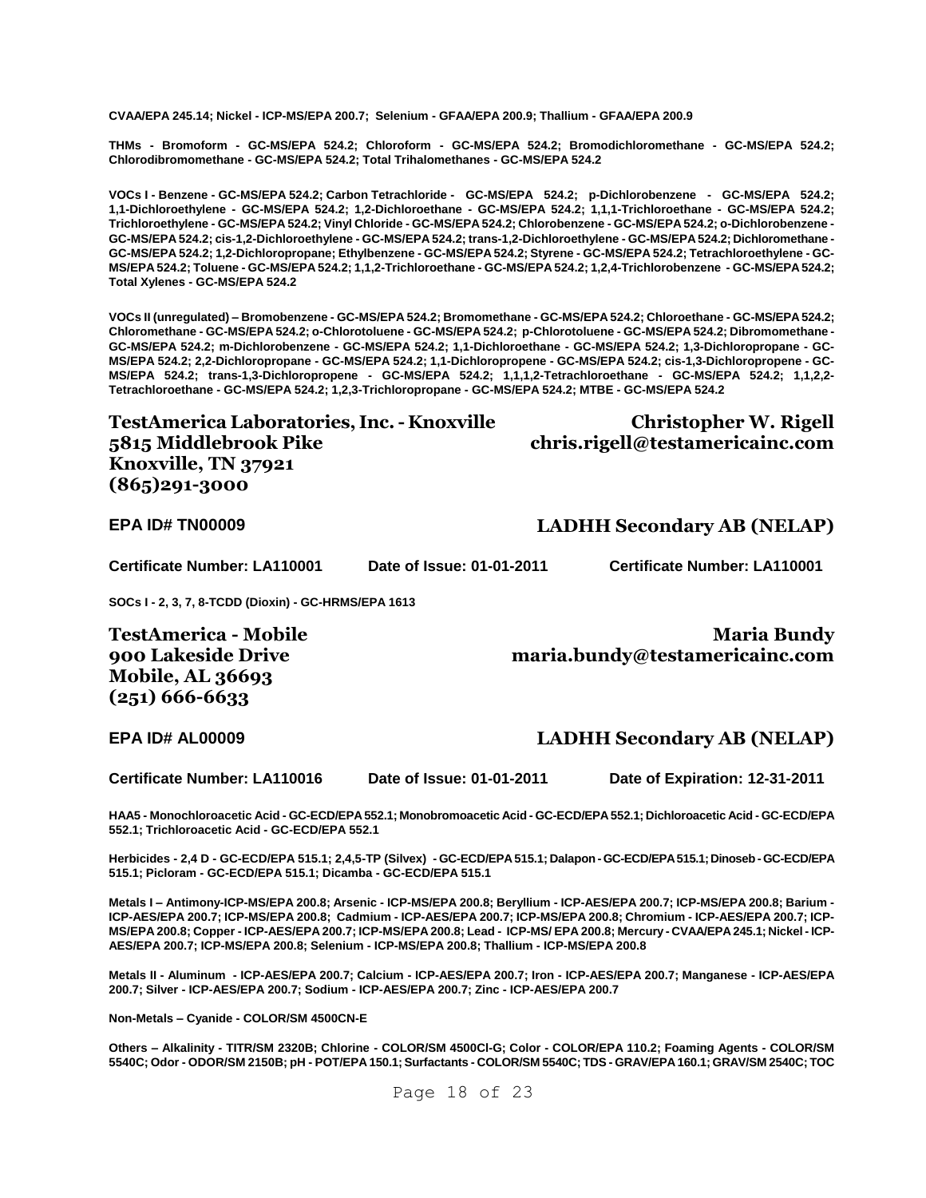**CVAA/EPA 245.14; Nickel - ICP-MS/EPA 200.7; Selenium - GFAA/EPA 200.9; Thallium - GFAA/EPA 200.9**

**THMs - Bromoform - GC-MS/EPA 524.2; Chloroform - GC-MS/EPA 524.2; Bromodichloromethane - GC-MS/EPA 524.2; Chlorodibromomethane - GC-MS/EPA 524.2; Total Trihalomethanes - GC-MS/EPA 524.2**

**VOCs I - Benzene - GC-MS/EPA 524.2; Carbon Tetrachloride - GC-MS/EPA 524.2; p-Dichlorobenzene - GC-MS/EPA 524.2; 1,1-Dichloroethylene - GC-MS/EPA 524.2; 1,2-Dichloroethane - GC-MS/EPA 524.2; 1,1,1-Trichloroethane - GC-MS/EPA 524.2; Trichloroethylene - GC-MS/EPA 524.2; Vinyl Chloride - GC-MS/EPA 524.2; Chlorobenzene - GC-MS/EPA 524.2; o-Dichlorobenzene - GC-MS/EPA 524.2; cis-1,2-Dichloroethylene - GC-MS/EPA 524.2; trans-1,2-Dichloroethylene - GC-MS/EPA 524.2; Dichloromethane - GC-MS/EPA 524.2; 1,2-Dichloropropane; Ethylbenzene - GC-MS/EPA 524.2; Styrene - GC-MS/EPA 524.2; Tetrachloroethylene - GC-MS/EPA 524.2; Toluene - GC-MS/EPA 524.2; 1,1,2-Trichloroethane - GC-MS/EPA 524.2; 1,2,4-Trichlorobenzene - GC-MS/EPA 524.2; Total Xylenes - GC-MS/EPA 524.2**

**VOCs II (unregulated) – Bromobenzene - GC-MS/EPA 524.2; Bromomethane - GC-MS/EPA 524.2; Chloroethane - GC-MS/EPA 524.2; Chloromethane - GC-MS/EPA 524.2; o-Chlorotoluene - GC-MS/EPA 524.2; p-Chlorotoluene - GC-MS/EPA 524.2; Dibromomethane - GC-MS/EPA 524.2; m-Dichlorobenzene - GC-MS/EPA 524.2; 1,1-Dichloroethane - GC-MS/EPA 524.2; 1,3-Dichloropropane - GC-MS/EPA 524.2; 2,2-Dichloropropane - GC-MS/EPA 524.2; 1,1-Dichloropropene - GC-MS/EPA 524.2; cis-1,3-Dichloropropene - GC-MS/EPA 524.2; trans-1,3-Dichloropropene - GC-MS/EPA 524.2; 1,1,1,2-Tetrachloroethane - GC-MS/EPA 524.2; 1,1,2,2-Tetrachloroethane - GC-MS/EPA 524.2; 1,2,3-Trichloropropane - GC-MS/EPA 524.2; MTBE - GC-MS/EPA 524.2**

## TestAmerica Laboratories, Inc. - Knoxville

**5815 Middlebrook Pike**
**Knoxville, TN 37921**
**(865)291-3000**

**Christopher W. Rigell**
**chris.rigell@testamericainc.com**

**EPA ID# TN00009** — **LADHH Secondary AB (NELAP)**

**Certificate Number: LA110001** | **Date of Issue: 01-01-2011** | **Certificate Number: LA110001**

**SOCs I - 2, 3, 7, 8-TCDD (Dioxin) - GC-HRMS/EPA 1613**

## TestAmerica - Mobile

**900 Lakeside Drive**
**Mobile, AL 36693**
**(251) 666-6633**

**Maria Bundy**
**maria.bundy@testamericainc.com**

**EPA ID# AL00009** — **LADHH Secondary AB (NELAP)**

**Certificate Number: LA110016** | **Date of Issue: 01-01-2011** | **Date of Expiration: 12-31-2011**

**HAA5 - Monochloroacetic Acid - GC-ECD/EPA 552.1; Monobromoacetic Acid - GC-ECD/EPA 552.1; Dichloroacetic Acid - GC-ECD/EPA 552.1; Trichloroacetic Acid - GC-ECD/EPA 552.1**

**Herbicides - 2,4 D - GC-ECD/EPA 515.1; 2,4,5-TP (Silvex) - GC-ECD/EPA 515.1; Dalapon - GC-ECD/EPA 515.1; Dinoseb - GC-ECD/EPA 515.1; Picloram - GC-ECD/EPA 515.1; Dicamba - GC-ECD/EPA 515.1**

**Metals I – Antimony-ICP-MS/EPA 200.8; Arsenic - ICP-MS/EPA 200.8; Beryllium - ICP-AES/EPA 200.7; ICP-MS/EPA 200.8; Barium - ICP-AES/EPA 200.7; ICP-MS/EPA 200.8; Cadmium - ICP-AES/EPA 200.7; ICP-MS/EPA 200.8; Chromium - ICP-AES/EPA 200.7; ICP-MS/EPA 200.8; Copper - ICP-AES/EPA 200.7; ICP-MS/EPA 200.8; Lead - ICP-MS/ EPA 200.8; Mercury - CVAA/EPA 245.1; Nickel - ICP-AES/EPA 200.7; ICP-MS/EPA 200.8; Selenium - ICP-MS/EPA 200.8; Thallium - ICP-MS/EPA 200.8**

**Metals II - Aluminum - ICP-AES/EPA 200.7; Calcium - ICP-AES/EPA 200.7; Iron - ICP-AES/EPA 200.7; Manganese - ICP-AES/EPA 200.7; Silver - ICP-AES/EPA 200.7; Sodium - ICP-AES/EPA 200.7; Zinc - ICP-AES/EPA 200.7**

**Non-Metals – Cyanide - COLOR/SM 4500CN-E**

**Others – Alkalinity - TITR/SM 2320B; Chlorine - COLOR/SM 4500Cl-G; Color - COLOR/EPA 110.2; Foaming Agents - COLOR/SM 5540C; Odor - ODOR/SM 2150B; pH - POT/EPA 150.1; Surfactants - COLOR/SM 5540C; TDS - GRAV/EPA 160.1; GRAV/SM 2540C; TOC**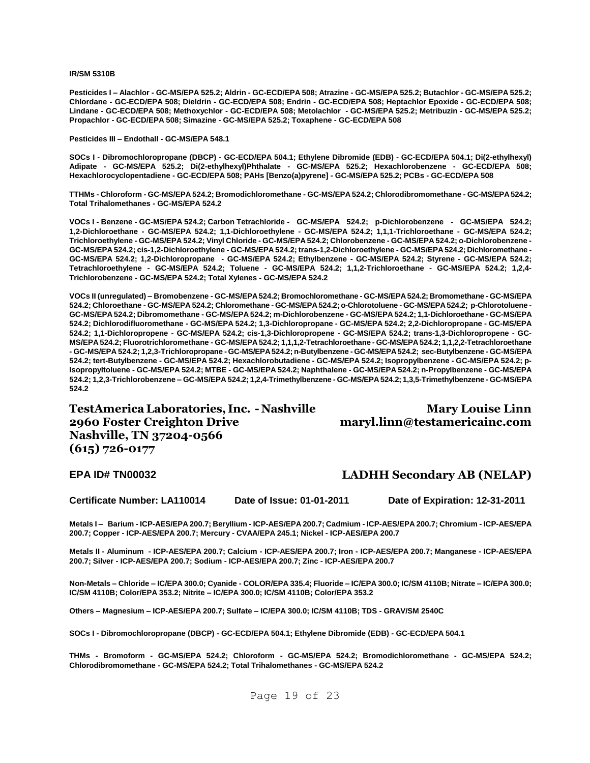**IR/SM 5310B**

**Pesticides I – Alachlor - GC-MS/EPA 525.2; Aldrin - GC-ECD/EPA 508; Atrazine - GC-MS/EPA 525.2; Butachlor - GC-MS/EPA 525.2; Chlordane - GC-ECD/EPA 508; Dieldrin - GC-ECD/EPA 508; Endrin - GC-ECD/EPA 508; Heptachlor Epoxide - GC-ECD/EPA 508; Lindane - GC-ECD/EPA 508; Methoxychlor - GC-ECD/EPA 508; Metolachlor - GC-MS/EPA 525.2; Metribuzin - GC-MS/EPA 525.2; Propachlor - GC-ECD/EPA 508; Simazine - GC-MS/EPA 525.2; Toxaphene - GC-ECD/EPA 508**

**Pesticides III – Endothall - GC-MS/EPA 548.1**

**SOCs I - Dibromochloropropane (DBCP) - GC-ECD/EPA 504.1; Ethylene Dibromide (EDB) - GC-ECD/EPA 504.1; Di(2-ethylhexyl) Adipate - GC-MS/EPA 525.2; Di(2-ethylhexyl)Phthalate - GC-MS/EPA 525.2; Hexachlorobenzene - GC-ECD/EPA 508; Hexachlorocyclopentadiene - GC-ECD/EPA 508; PAHs [Benzo(a)pyrene] - GC-MS/EPA 525.2; PCBs - GC-ECD/EPA 508**

**TTHMs - Chloroform - GC-MS/EPA 524.2; Bromodichloromethane - GC-MS/EPA 524.2; Chlorodibromomethane - GC-MS/EPA 524.2; Total Trihalomethanes - GC-MS/EPA 524.2**

**VOCs I - Benzene - GC-MS/EPA 524.2; Carbon Tetrachloride - GC-MS/EPA 524.2; p-Dichlorobenzene - GC-MS/EPA 524.2; 1,2-Dichloroethane - GC-MS/EPA 524.2; 1,1-Dichloroethylene - GC-MS/EPA 524.2; 1,1,1-Trichloroethane - GC-MS/EPA 524.2; Trichloroethylene - GC-MS/EPA 524.2; Vinyl Chloride - GC-MS/EPA 524.2; Chlorobenzene - GC-MS/EPA 524.2; o-Dichlorobenzene - GC-MS/EPA 524.2; cis-1,2-Dichloroethylene - GC-MS/EPA 524.2; trans-1,2-Dichloroethylene - GC-MS/EPA 524.2; Dichloromethane - GC-MS/EPA 524.2; 1,2-Dichloropropane - GC-MS/EPA 524.2; Ethylbenzene - GC-MS/EPA 524.2; Styrene - GC-MS/EPA 524.2; Tetrachloroethylene - GC-MS/EPA 524.2; Toluene - GC-MS/EPA 524.2; 1,1,2-Trichloroethane - GC-MS/EPA 524.2; 1,2,4-Trichlorobenzene - GC-MS/EPA 524.2; Total Xylenes - GC-MS/EPA 524.2**

**VOCs II (unregulated) – Bromobenzene - GC-MS/EPA 524.2; Bromochloromethane - GC-MS/EPA 524.2; Bromomethane - GC-MS/EPA 524.2; Chloroethane - GC-MS/EPA 524.2; Chloromethane - GC-MS/EPA 524.2; o-Chlorotoluene - GC-MS/EPA 524.2; p-Chlorotoluene - GC-MS/EPA 524.2; Dibromomethane - GC-MS/EPA 524.2; m-Dichlorobenzene - GC-MS/EPA 524.2; 1,1-Dichloroethane - GC-MS/EPA 524.2; Dichlorodifluoromethane - GC-MS/EPA 524.2; 1,3-Dichloropropane - GC-MS/EPA 524.2; 2,2-Dichloropropane - GC-MS/EPA 524.2; 1,1-Dichloropropene - GC-MS/EPA 524.2; cis-1,3-Dichloropropene - GC-MS/EPA 524.2; trans-1,3-Dichloropropene - GC-MS/EPA 524.2; Fluorotrichloromethane - GC-MS/EPA 524.2; 1,1,1,2-Tetrachloroethane - GC-MS/EPA 524.2; 1,1,2,2-Tetrachloroethane - GC-MS/EPA 524.2; 1,2,3-Trichloropropane - GC-MS/EPA 524.2; n-Butylbenzene - GC-MS/EPA 524.2; sec-Butylbenzene - GC-MS/EPA 524.2; tert-Butylbenzene - GC-MS/EPA 524.2; Hexachlorobutadiene - GC-MS/EPA 524.2; Isopropylbenzene - GC-MS/EPA 524.2; p-Isopropyltoluene - GC-MS/EPA 524.2; MTBE - GC-MS/EPA 524.2; Naphthalene - GC-MS/EPA 524.2; n-Propylbenzene - GC-MS/EPA 524.2; 1,2,3-Trichlorobenzene – GC-MS/EPA 524.2; 1,2,4-Trimethylbenzene - GC-MS/EPA 524.2; 1,3,5-Trimethylbenzene - GC-MS/EPA 524.2**

## TestAmerica Laboratories, Inc. - Nashville

**2960 Foster Creighton Drive**
**Nashville, TN 37204-0566**
**(615) 726-0177**

**Mary Louise Linn**
**maryl.linn@testamericainc.com**

**EPA ID# TN00032** **LADHH Secondary AB (NELAP)**

**Certificate Number: LA110014** **Date of Issue: 01-01-2011** **Date of Expiration: 12-31-2011**

**Metals I – Barium - ICP-AES/EPA 200.7; Beryllium - ICP-AES/EPA 200.7; Cadmium - ICP-AES/EPA 200.7; Chromium - ICP-AES/EPA 200.7; Copper - ICP-AES/EPA 200.7; Mercury - CVAA/EPA 245.1; Nickel - ICP-AES/EPA 200.7**

**Metals II - Aluminum - ICP-AES/EPA 200.7; Calcium - ICP-AES/EPA 200.7; Iron - ICP-AES/EPA 200.7; Manganese - ICP-AES/EPA 200.7; Silver - ICP-AES/EPA 200.7; Sodium - ICP-AES/EPA 200.7; Zinc - ICP-AES/EPA 200.7**

**Non-Metals – Chloride – IC/EPA 300.0; Cyanide - COLOR/EPA 335.4; Fluoride – IC/EPA 300.0; IC/SM 4110B; Nitrate – IC/EPA 300.0; IC/SM 4110B; Color/EPA 353.2; Nitrite – IC/EPA 300.0; IC/SM 4110B; Color/EPA 353.2**

**Others – Magnesium – ICP-AES/EPA 200.7; Sulfate – IC/EPA 300.0; IC/SM 4110B; TDS - GRAV/SM 2540C**

**SOCs I - Dibromochloropropane (DBCP) - GC-ECD/EPA 504.1; Ethylene Dibromide (EDB) - GC-ECD/EPA 504.1**

**THMs - Bromoform - GC-MS/EPA 524.2; Chloroform - GC-MS/EPA 524.2; Bromodichloromethane - GC-MS/EPA 524.2; Chlorodibromomethane - GC-MS/EPA 524.2; Total Trihalomethanes - GC-MS/EPA 524.2**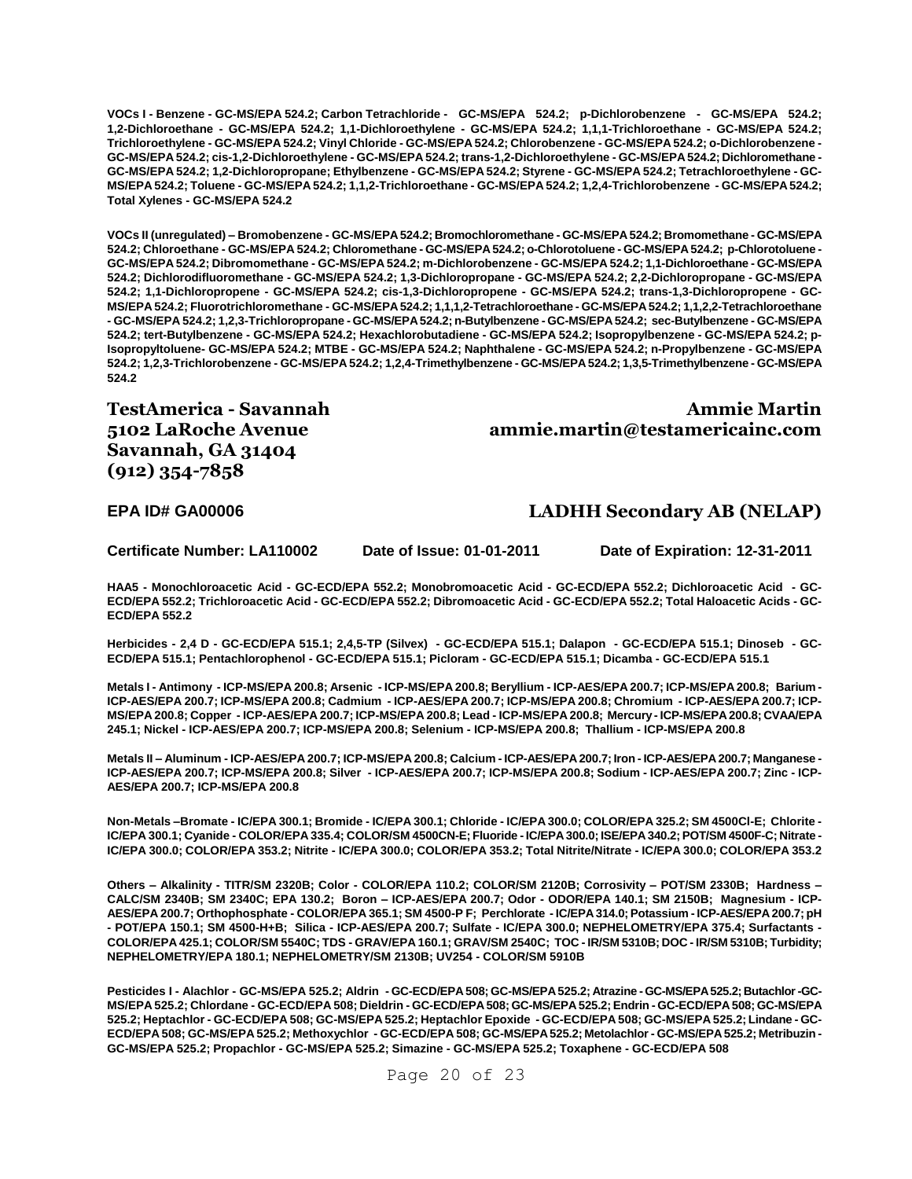**VOCs I - Benzene - GC-MS/EPA 524.2; Carbon Tetrachloride - GC-MS/EPA 524.2; p-Dichlorobenzene - GC-MS/EPA 524.2; 1,2-Dichloroethane - GC-MS/EPA 524.2; 1,1-Dichloroethylene - GC-MS/EPA 524.2; 1,1,1-Trichloroethane - GC-MS/EPA 524.2; Trichloroethylene - GC-MS/EPA 524.2; Vinyl Chloride - GC-MS/EPA 524.2; Chlorobenzene - GC-MS/EPA 524.2; o-Dichlorobenzene - GC-MS/EPA 524.2; cis-1,2-Dichloroethylene - GC-MS/EPA 524.2; trans-1,2-Dichloroethylene - GC-MS/EPA 524.2; Dichloromethane - GC-MS/EPA 524.2; 1,2-Dichloropropane; Ethylbenzene - GC-MS/EPA 524.2; Styrene - GC-MS/EPA 524.2; Tetrachloroethylene - GC-MS/EPA 524.2; Toluene - GC-MS/EPA 524.2; 1,1,2-Trichloroethane - GC-MS/EPA 524.2; 1,2,4-Trichlorobenzene - GC-MS/EPA 524.2; Total Xylenes - GC-MS/EPA 524.2**

**VOCs II (unregulated) – Bromobenzene - GC-MS/EPA 524.2; Bromochloromethane - GC-MS/EPA 524.2; Bromomethane - GC-MS/EPA 524.2; Chloroethane - GC-MS/EPA 524.2; Chloromethane - GC-MS/EPA 524.2; o-Chlorotoluene - GC-MS/EPA 524.2; p-Chlorotoluene - GC-MS/EPA 524.2; Dibromomethane - GC-MS/EPA 524.2; m-Dichlorobenzene - GC-MS/EPA 524.2; 1,1-Dichloroethane - GC-MS/EPA 524.2; Dichlorodifluoromethane - GC-MS/EPA 524.2; 1,3-Dichloropropane - GC-MS/EPA 524.2; 2,2-Dichloropropane - GC-MS/EPA 524.2; 1,1-Dichloropropene - GC-MS/EPA 524.2; cis-1,3-Dichloropropene - GC-MS/EPA 524.2; trans-1,3-Dichloropropene - GC-MS/EPA 524.2; Fluorotrichloromethane - GC-MS/EPA 524.2; 1,1,1,2-Tetrachloroethane - GC-MS/EPA 524.2; 1,1,2,2-Tetrachloroethane - GC-MS/EPA 524.2; 1,2,3-Trichloropropane - GC-MS/EPA 524.2; n-Butylbenzene - GC-MS/EPA 524.2; sec-Butylbenzene - GC-MS/EPA 524.2; tert-Butylbenzene - GC-MS/EPA 524.2; Hexachlorobutadiene - GC-MS/EPA 524.2; Isopropylbenzene - GC-MS/EPA 524.2; p-Isopropyltoluene- GC-MS/EPA 524.2; MTBE - GC-MS/EPA 524.2; Naphthalene - GC-MS/EPA 524.2; n-Propylbenzene - GC-MS/EPA 524.2; 1,2,3-Trichlorobenzene - GC-MS/EPA 524.2; 1,2,4-Trimethylbenzene - GC-MS/EPA 524.2; 1,3,5-Trimethylbenzene - GC-MS/EPA 524.2**

## TestAmerica - Savannah

**5102 LaRoche Avenue**
**Savannah, GA 31404**
**(912) 354-7858**

**Ammie Martin**
**ammie.martin@testamericainc.com**

**EPA ID# GA00006**

## LADHH Secondary AB (NELAP)

**Certificate Number: LA110002 Date of Issue: 01-01-2011 Date of Expiration: 12-31-2011**

**HAA5 - Monochloroacetic Acid - GC-ECD/EPA 552.2; Monobromoacetic Acid - GC-ECD/EPA 552.2; Dichloroacetic Acid - GC-ECD/EPA 552.2; Trichloroacetic Acid - GC-ECD/EPA 552.2; Dibromoacetic Acid - GC-ECD/EPA 552.2; Total Haloacetic Acids - GC-ECD/EPA 552.2**

**Herbicides - 2,4 D - GC-ECD/EPA 515.1; 2,4,5-TP (Silvex) - GC-ECD/EPA 515.1; Dalapon - GC-ECD/EPA 515.1; Dinoseb - GC-ECD/EPA 515.1; Pentachlorophenol - GC-ECD/EPA 515.1; Picloram - GC-ECD/EPA 515.1; Dicamba - GC-ECD/EPA 515.1**

**Metals I - Antimony - ICP-MS/EPA 200.8; Arsenic - ICP-MS/EPA 200.8; Beryllium - ICP-AES/EPA 200.7; ICP-MS/EPA 200.8; Barium - ICP-AES/EPA 200.7; ICP-MS/EPA 200.8; Cadmium - ICP-AES/EPA 200.7; ICP-MS/EPA 200.8; Chromium - ICP-AES/EPA 200.7; ICP-MS/EPA 200.8; Copper - ICP-AES/EPA 200.7; ICP-MS/EPA 200.8; Lead - ICP-MS/EPA 200.8; Mercury - ICP-MS/EPA 200.8; CVAA/EPA 245.1; Nickel - ICP-AES/EPA 200.7; ICP-MS/EPA 200.8; Selenium - ICP-MS/EPA 200.8; Thallium - ICP-MS/EPA 200.8**

**Metals II – Aluminum - ICP-AES/EPA 200.7; ICP-MS/EPA 200.8; Calcium - ICP-AES/EPA 200.7; Iron - ICP-AES/EPA 200.7; Manganese - ICP-AES/EPA 200.7; ICP-MS/EPA 200.8; Silver - ICP-AES/EPA 200.7; ICP-MS/EPA 200.8; Sodium - ICP-AES/EPA 200.7; Zinc - ICP-AES/EPA 200.7; ICP-MS/EPA 200.8**

**Non-Metals –Bromate - IC/EPA 300.1; Bromide - IC/EPA 300.1; Chloride - IC/EPA 300.0; COLOR/EPA 325.2; SM 4500Cl-E; Chlorite - IC/EPA 300.1; Cyanide - COLOR/EPA 335.4; COLOR/SM 4500CN-E; Fluoride - IC/EPA 300.0; ISE/EPA 340.2; POT/SM 4500F-C; Nitrate - IC/EPA 300.0; COLOR/EPA 353.2; Nitrite - IC/EPA 300.0; COLOR/EPA 353.2; Total Nitrite/Nitrate - IC/EPA 300.0; COLOR/EPA 353.2**

**Others – Alkalinity - TITR/SM 2320B; Color - COLOR/EPA 110.2; COLOR/SM 2120B; Corrosivity – POT/SM 2330B; Hardness – CALC/SM 2340B; SM 2340C; EPA 130.2; Boron – ICP-AES/EPA 200.7; Odor - ODOR/EPA 140.1; SM 2150B; Magnesium - ICP-AES/EPA 200.7; Orthophosphate - COLOR/EPA 365.1; SM 4500-P F; Perchlorate - IC/EPA 314.0; Potassium - ICP-AES/EPA 200.7; pH - POT/EPA 150.1; SM 4500-H+B; Silica - ICP-AES/EPA 200.7; Sulfate - IC/EPA 300.0; NEPHELOMETRY/EPA 375.4; Surfactants - COLOR/EPA 425.1; COLOR/SM 5540C; TDS - GRAV/EPA 160.1; GRAV/SM 2540C; TOC - IR/SM 5310B; DOC - IR/SM 5310B; Turbidity; NEPHELOMETRY/EPA 180.1; NEPHELOMETRY/SM 2130B; UV254 - COLOR/SM 5910B**

**Pesticides I - Alachlor - GC-MS/EPA 525.2; Aldrin - GC-ECD/EPA 508; GC-MS/EPA 525.2; Atrazine - GC-MS/EPA 525.2; Butachlor -GC-MS/EPA 525.2; Chlordane - GC-ECD/EPA 508; Dieldrin - GC-ECD/EPA 508; GC-MS/EPA 525.2; Endrin - GC-ECD/EPA 508; GC-MS/EPA 525.2; Heptachlor - GC-ECD/EPA 508; GC-MS/EPA 525.2; Heptachlor Epoxide - GC-ECD/EPA 508; GC-MS/EPA 525.2; Lindane - GC-ECD/EPA 508; GC-MS/EPA 525.2; Methoxychlor - GC-ECD/EPA 508; GC-MS/EPA 525.2; Metolachlor - GC-MS/EPA 525.2; Metribuzin - GC-MS/EPA 525.2; Propachlor - GC-MS/EPA 525.2; Simazine - GC-MS/EPA 525.2; Toxaphene - GC-ECD/EPA 508**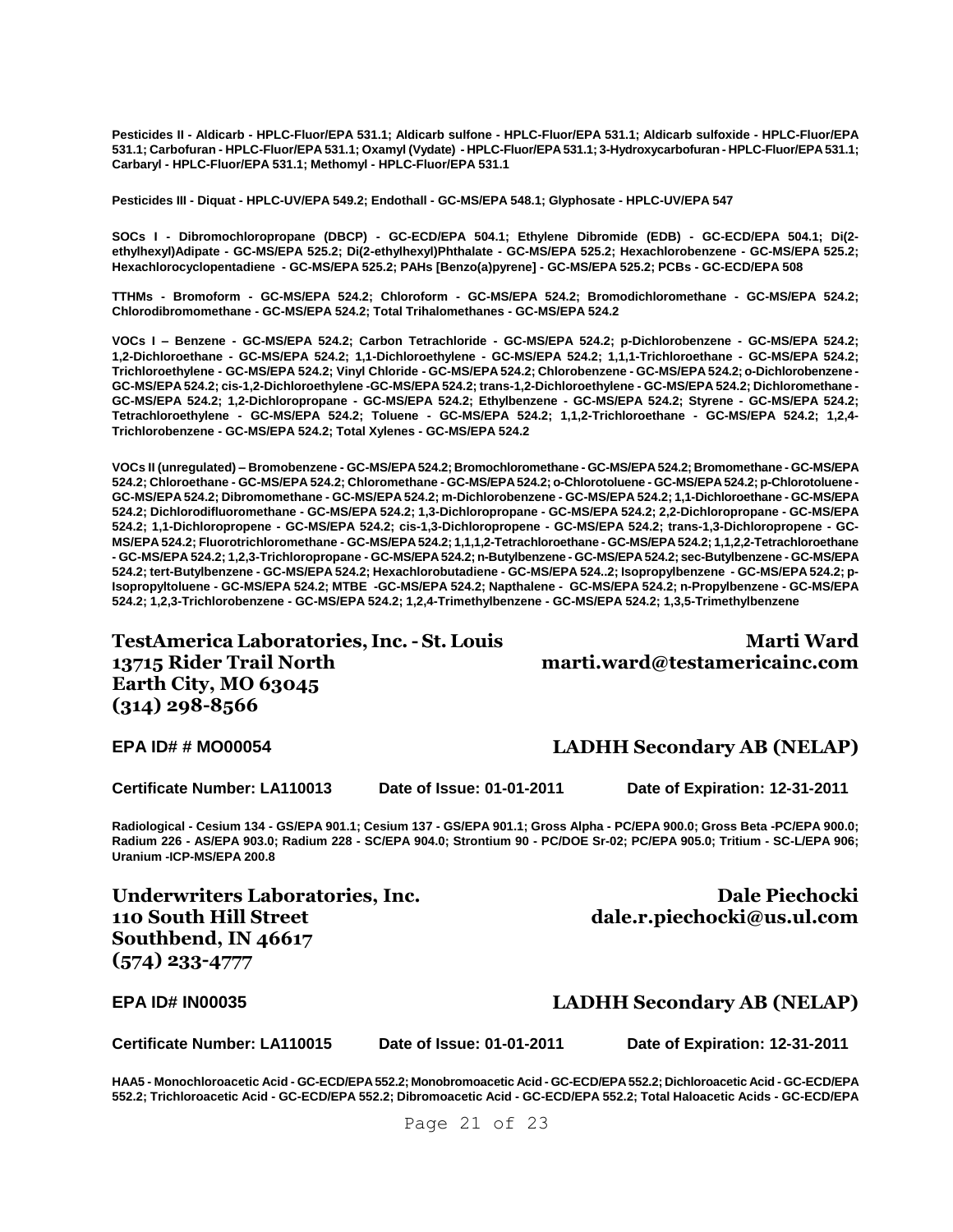**Pesticides II - Aldicarb - HPLC-Fluor/EPA 531.1; Aldicarb sulfone - HPLC-Fluor/EPA 531.1; Aldicarb sulfoxide - HPLC-Fluor/EPA 531.1; Carbofuran - HPLC-Fluor/EPA 531.1; Oxamyl (Vydate) - HPLC-Fluor/EPA 531.1; 3-Hydroxycarbofuran - HPLC-Fluor/EPA 531.1; Carbaryl - HPLC-Fluor/EPA 531.1; Methomyl - HPLC-Fluor/EPA 531.1**

**Pesticides III - Diquat - HPLC-UV/EPA 549.2; Endothall - GC-MS/EPA 548.1; Glyphosate - HPLC-UV/EPA 547**

**SOCs I - Dibromochloropropane (DBCP) - GC-ECD/EPA 504.1; Ethylene Dibromide (EDB) - GC-ECD/EPA 504.1; Di(2-ethylhexyl)Adipate - GC-MS/EPA 525.2; Di(2-ethylhexyl)Phthalate - GC-MS/EPA 525.2; Hexachlorobenzene - GC-MS/EPA 525.2; Hexachlorocyclopentadiene - GC-MS/EPA 525.2; PAHs [Benzo(a)pyrene] - GC-MS/EPA 525.2; PCBs - GC-ECD/EPA 508**

**TTHMs - Bromoform - GC-MS/EPA 524.2; Chloroform - GC-MS/EPA 524.2; Bromodichloromethane - GC-MS/EPA 524.2; Chlorodibromomethane - GC-MS/EPA 524.2; Total Trihalomethanes - GC-MS/EPA 524.2**

**VOCs I – Benzene - GC-MS/EPA 524.2; Carbon Tetrachloride - GC-MS/EPA 524.2; p-Dichlorobenzene - GC-MS/EPA 524.2; 1,2-Dichloroethane - GC-MS/EPA 524.2; 1,1-Dichloroethylene - GC-MS/EPA 524.2; 1,1,1-Trichloroethane - GC-MS/EPA 524.2; Trichloroethylene - GC-MS/EPA 524.2; Vinyl Chloride - GC-MS/EPA 524.2; Chlorobenzene - GC-MS/EPA 524.2; o-Dichlorobenzene - GC-MS/EPA 524.2; cis-1,2-Dichloroethylene -GC-MS/EPA 524.2; trans-1,2-Dichloroethylene - GC-MS/EPA 524.2; Dichloromethane - GC-MS/EPA 524.2; 1,2-Dichloropropane - GC-MS/EPA 524.2; Ethylbenzene - GC-MS/EPA 524.2; Styrene - GC-MS/EPA 524.2; Tetrachloroethylene - GC-MS/EPA 524.2; Toluene - GC-MS/EPA 524.2; 1,1,2-Trichloroethane - GC-MS/EPA 524.2; 1,2,4-Trichlorobenzene - GC-MS/EPA 524.2; Total Xylenes - GC-MS/EPA 524.2**

**VOCs II (unregulated) – Bromobenzene - GC-MS/EPA 524.2; Bromochloromethane - GC-MS/EPA 524.2; Bromomethane - GC-MS/EPA 524.2; Chloroethane - GC-MS/EPA 524.2; Chloromethane - GC-MS/EPA 524.2; o-Chlorotoluene - GC-MS/EPA 524.2; p-Chlorotoluene - GC-MS/EPA 524.2; Dibromomethane - GC-MS/EPA 524.2; m-Dichlorobenzene - GC-MS/EPA 524.2; 1,1-Dichloroethane - GC-MS/EPA 524.2; Dichlorodifluoromethane - GC-MS/EPA 524.2; 1,3-Dichloropropane - GC-MS/EPA 524.2; 2,2-Dichloropropane - GC-MS/EPA 524.2; 1,1-Dichloropropene - GC-MS/EPA 524.2; cis-1,3-Dichloropropene - GC-MS/EPA 524.2; trans-1,3-Dichloropropene - GC-MS/EPA 524.2; Fluorotrichloromethane - GC-MS/EPA 524.2; 1,1,1,2-Tetrachloroethane - GC-MS/EPA 524.2; 1,1,2,2-Tetrachloroethane - GC-MS/EPA 524.2; 1,2,3-Trichloropropane - GC-MS/EPA 524.2; n-Butylbenzene - GC-MS/EPA 524.2; sec-Butylbenzene - GC-MS/EPA 524.2; tert-Butylbenzene - GC-MS/EPA 524.2; Hexachlorobutadiene - GC-MS/EPA 524..2; Isopropylbenzene - GC-MS/EPA 524.2; p-Isopropyltoluene - GC-MS/EPA 524.2; MTBE -GC-MS/EPA 524.2; Napthalene - GC-MS/EPA 524.2; n-Propylbenzene - GC-MS/EPA 524.2; 1,2,3-Trichlorobenzene - GC-MS/EPA 524.2; 1,2,4-Trimethylbenzene - GC-MS/EPA 524.2; 1,3,5-Trimethylbenzene**

## TestAmerica Laboratories, Inc. - St. Louis

**13715 Rider Trail North**
**Earth City, MO 63045**
**(314) 298-8566**

**Marti Ward**
**marti.ward@testamericainc.com**

**EPA ID# # MO00054** — **LADHH Secondary AB (NELAP)**

**Certificate Number: LA110013** | **Date of Issue: 01-01-2011** | **Date of Expiration: 12-31-2011**

**Radiological - Cesium 134 - GS/EPA 901.1; Cesium 137 - GS/EPA 901.1; Gross Alpha - PC/EPA 900.0; Gross Beta -PC/EPA 900.0; Radium 226 - AS/EPA 903.0; Radium 228 - SC/EPA 904.0; Strontium 90 - PC/DOE Sr-02; PC/EPA 905.0; Tritium - SC-L/EPA 906; Uranium -ICP-MS/EPA 200.8**

## Underwriters Laboratories, Inc.

**110 South Hill Street**
**Southbend, IN 46617**
**(574) 233-4777**

**Dale Piechocki**
**dale.r.piechocki@us.ul.com**

**EPA ID# IN00035** — **LADHH Secondary AB (NELAP)**

**Certificate Number: LA110015** | **Date of Issue: 01-01-2011** | **Date of Expiration: 12-31-2011**

**HAA5 - Monochloroacetic Acid - GC-ECD/EPA 552.2; Monobromoacetic Acid - GC-ECD/EPA 552.2; Dichloroacetic Acid - GC-ECD/EPA 552.2; Trichloroacetic Acid - GC-ECD/EPA 552.2; Dibromoacetic Acid - GC-ECD/EPA 552.2; Total Haloacetic Acids - GC-ECD/EPA**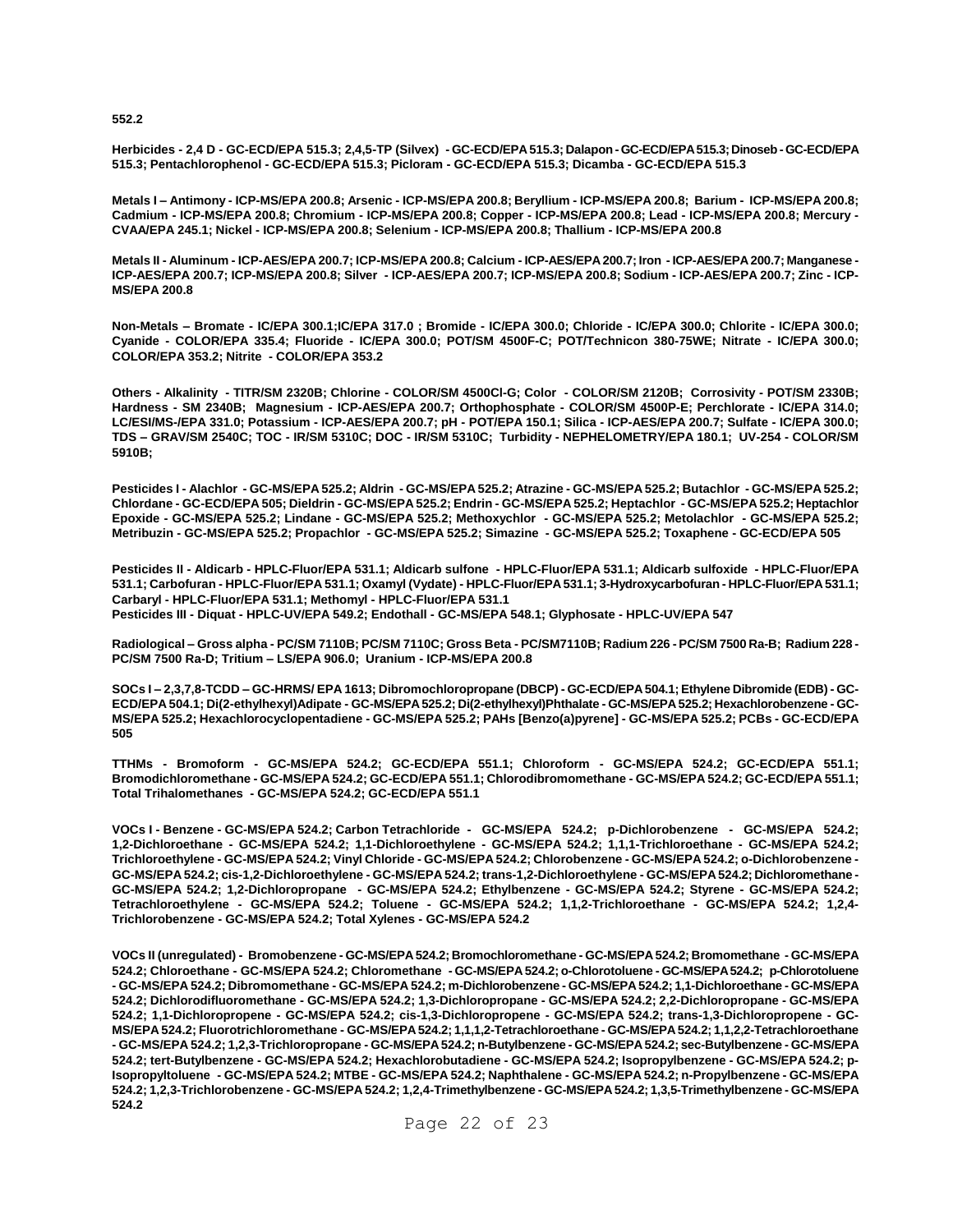**552.2**

**Herbicides - 2,4 D - GC-ECD/EPA 515.3; 2,4,5-TP (Silvex) - GC-ECD/EPA 515.3; Dalapon - GC-ECD/EPA 515.3; Dinoseb - GC-ECD/EPA 515.3; Pentachlorophenol - GC-ECD/EPA 515.3; Picloram - GC-ECD/EPA 515.3; Dicamba - GC-ECD/EPA 515.3**

**Metals I – Antimony - ICP-MS/EPA 200.8; Arsenic - ICP-MS/EPA 200.8; Beryllium - ICP-MS/EPA 200.8; Barium - ICP-MS/EPA 200.8; Cadmium - ICP-MS/EPA 200.8; Chromium - ICP-MS/EPA 200.8; Copper - ICP-MS/EPA 200.8; Lead - ICP-MS/EPA 200.8; Mercury - CVAA/EPA 245.1; Nickel - ICP-MS/EPA 200.8; Selenium - ICP-MS/EPA 200.8; Thallium - ICP-MS/EPA 200.8**

**Metals II - Aluminum - ICP-AES/EPA 200.7; ICP-MS/EPA 200.8; Calcium - ICP-AES/EPA 200.7; Iron - ICP-AES/EPA 200.7; Manganese - ICP-AES/EPA 200.7; ICP-MS/EPA 200.8; Silver - ICP-AES/EPA 200.7; ICP-MS/EPA 200.8; Sodium - ICP-AES/EPA 200.7; Zinc - ICP-MS/EPA 200.8**

**Non-Metals – Bromate - IC/EPA 300.1;IC/EPA 317.0 ; Bromide - IC/EPA 300.0; Chloride - IC/EPA 300.0; Chlorite - IC/EPA 300.0; Cyanide - COLOR/EPA 335.4; Fluoride - IC/EPA 300.0; POT/SM 4500F-C; POT/Technicon 380-75WE; Nitrate - IC/EPA 300.0; COLOR/EPA 353.2; Nitrite - COLOR/EPA 353.2**

**Others - Alkalinity - TITR/SM 2320B; Chlorine - COLOR/SM 4500Cl-G; Color - COLOR/SM 2120B; Corrosivity - POT/SM 2330B; Hardness - SM 2340B; Magnesium - ICP-AES/EPA 200.7; Orthophosphate - COLOR/SM 4500P-E; Perchlorate - IC/EPA 314.0; LC/ESI/MS-/EPA 331.0; Potassium - ICP-AES/EPA 200.7; pH - POT/EPA 150.1; Silica - ICP-AES/EPA 200.7; Sulfate - IC/EPA 300.0; TDS – GRAV/SM 2540C; TOC - IR/SM 5310C; DOC - IR/SM 5310C; Turbidity - NEPHELOMETRY/EPA 180.1; UV-254 - COLOR/SM 5910B;**

**Pesticides I - Alachlor - GC-MS/EPA 525.2; Aldrin - GC-MS/EPA 525.2; Atrazine - GC-MS/EPA 525.2; Butachlor - GC-MS/EPA 525.2; Chlordane - GC-ECD/EPA 505; Dieldrin - GC-MS/EPA 525.2; Endrin - GC-MS/EPA 525.2; Heptachlor - GC-MS/EPA 525.2; Heptachlor Epoxide - GC-MS/EPA 525.2; Lindane - GC-MS/EPA 525.2; Methoxychlor - GC-MS/EPA 525.2; Metolachlor - GC-MS/EPA 525.2; Metribuzin - GC-MS/EPA 525.2; Propachlor - GC-MS/EPA 525.2; Simazine - GC-MS/EPA 525.2; Toxaphene - GC-ECD/EPA 505**

**Pesticides II - Aldicarb - HPLC-Fluor/EPA 531.1; Aldicarb sulfone - HPLC-Fluor/EPA 531.1; Aldicarb sulfoxide - HPLC-Fluor/EPA 531.1; Carbofuran - HPLC-Fluor/EPA 531.1; Oxamyl (Vydate) - HPLC-Fluor/EPA 531.1; 3-Hydroxycarbofuran - HPLC-Fluor/EPA 531.1; Carbaryl - HPLC-Fluor/EPA 531.1; Methomyl - HPLC-Fluor/EPA 531.1**
**Pesticides III - Diquat - HPLC-UV/EPA 549.2; Endothall - GC-MS/EPA 548.1; Glyphosate - HPLC-UV/EPA 547**

**Radiological – Gross alpha - PC/SM 7110B; PC/SM 7110C; Gross Beta - PC/SM7110B; Radium 226 - PC/SM 7500 Ra-B; Radium 228 - PC/SM 7500 Ra-D; Tritium – LS/EPA 906.0; Uranium - ICP-MS/EPA 200.8**

**SOCs I – 2,3,7,8-TCDD – GC-HRMS/ EPA 1613; Dibromochloropropane (DBCP) - GC-ECD/EPA 504.1; Ethylene Dibromide (EDB) - GC-ECD/EPA 504.1; Di(2-ethylhexyl)Adipate - GC-MS/EPA 525.2; Di(2-ethylhexyl)Phthalate - GC-MS/EPA 525.2; Hexachlorobenzene - GC-MS/EPA 525.2; Hexachlorocyclopentadiene - GC-MS/EPA 525.2; PAHs [Benzo(a)pyrene] - GC-MS/EPA 525.2; PCBs - GC-ECD/EPA 505**

**TTHMs - Bromoform - GC-MS/EPA 524.2; GC-ECD/EPA 551.1; Chloroform - GC-MS/EPA 524.2; GC-ECD/EPA 551.1; Bromodichloromethane - GC-MS/EPA 524.2; GC-ECD/EPA 551.1; Chlorodibromomethane - GC-MS/EPA 524.2; GC-ECD/EPA 551.1; Total Trihalomethanes - GC-MS/EPA 524.2; GC-ECD/EPA 551.1**

**VOCs I - Benzene - GC-MS/EPA 524.2; Carbon Tetrachloride - GC-MS/EPA 524.2; p-Dichlorobenzene - GC-MS/EPA 524.2; 1,2-Dichloroethane - GC-MS/EPA 524.2; 1,1-Dichloroethylene - GC-MS/EPA 524.2; 1,1,1-Trichloroethane - GC-MS/EPA 524.2; Trichloroethylene - GC-MS/EPA 524.2; Vinyl Chloride - GC-MS/EPA 524.2; Chlorobenzene - GC-MS/EPA 524.2; o-Dichlorobenzene - GC-MS/EPA 524.2; cis-1,2-Dichloroethylene - GC-MS/EPA 524.2; trans-1,2-Dichloroethylene - GC-MS/EPA 524.2; Dichloromethane - GC-MS/EPA 524.2; 1,2-Dichloropropane - GC-MS/EPA 524.2; Ethylbenzene - GC-MS/EPA 524.2; Styrene - GC-MS/EPA 524.2; Tetrachloroethylene - GC-MS/EPA 524.2; Toluene - GC-MS/EPA 524.2; 1,1,2-Trichloroethane - GC-MS/EPA 524.2; 1,2,4-Trichlorobenzene - GC-MS/EPA 524.2; Total Xylenes - GC-MS/EPA 524.2**

**VOCs II (unregulated) - Bromobenzene - GC-MS/EPA 524.2; Bromochloromethane - GC-MS/EPA 524.2; Bromomethane - GC-MS/EPA 524.2; Chloroethane - GC-MS/EPA 524.2; Chloromethane - GC-MS/EPA 524.2; o-Chlorotoluene - GC-MS/EPA 524.2; p-Chlorotoluene - GC-MS/EPA 524.2; Dibromomethane - GC-MS/EPA 524.2; m-Dichlorobenzene - GC-MS/EPA 524.2; 1,1-Dichloroethane - GC-MS/EPA 524.2; Dichlorodifluoromethane - GC-MS/EPA 524.2; 1,3-Dichloropropane - GC-MS/EPA 524.2; 2,2-Dichloropropane - GC-MS/EPA 524.2; 1,1-Dichloropropene - GC-MS/EPA 524.2; cis-1,3-Dichloropropene - GC-MS/EPA 524.2; trans-1,3-Dichloropropene - GC-MS/EPA 524.2; Fluorotrichloromethane - GC-MS/EPA 524.2; 1,1,1,2-Tetrachloroethane - GC-MS/EPA 524.2; 1,1,2,2-Tetrachloroethane - GC-MS/EPA 524.2; 1,2,3-Trichloropropane - GC-MS/EPA 524.2; n-Butylbenzene - GC-MS/EPA 524.2; sec-Butylbenzene - GC-MS/EPA 524.2; tert-Butylbenzene - GC-MS/EPA 524.2; Hexachlorobutadiene - GC-MS/EPA 524.2; Isopropylbenzene - GC-MS/EPA 524.2; p-Isopropyltoluene - GC-MS/EPA 524.2; MTBE - GC-MS/EPA 524.2; Naphthalene - GC-MS/EPA 524.2; n-Propylbenzene - GC-MS/EPA 524.2; 1,2,3-Trichlorobenzene - GC-MS/EPA 524.2; 1,2,4-Trimethylbenzene - GC-MS/EPA 524.2; 1,3,5-Trimethylbenzene - GC-MS/EPA 524.2**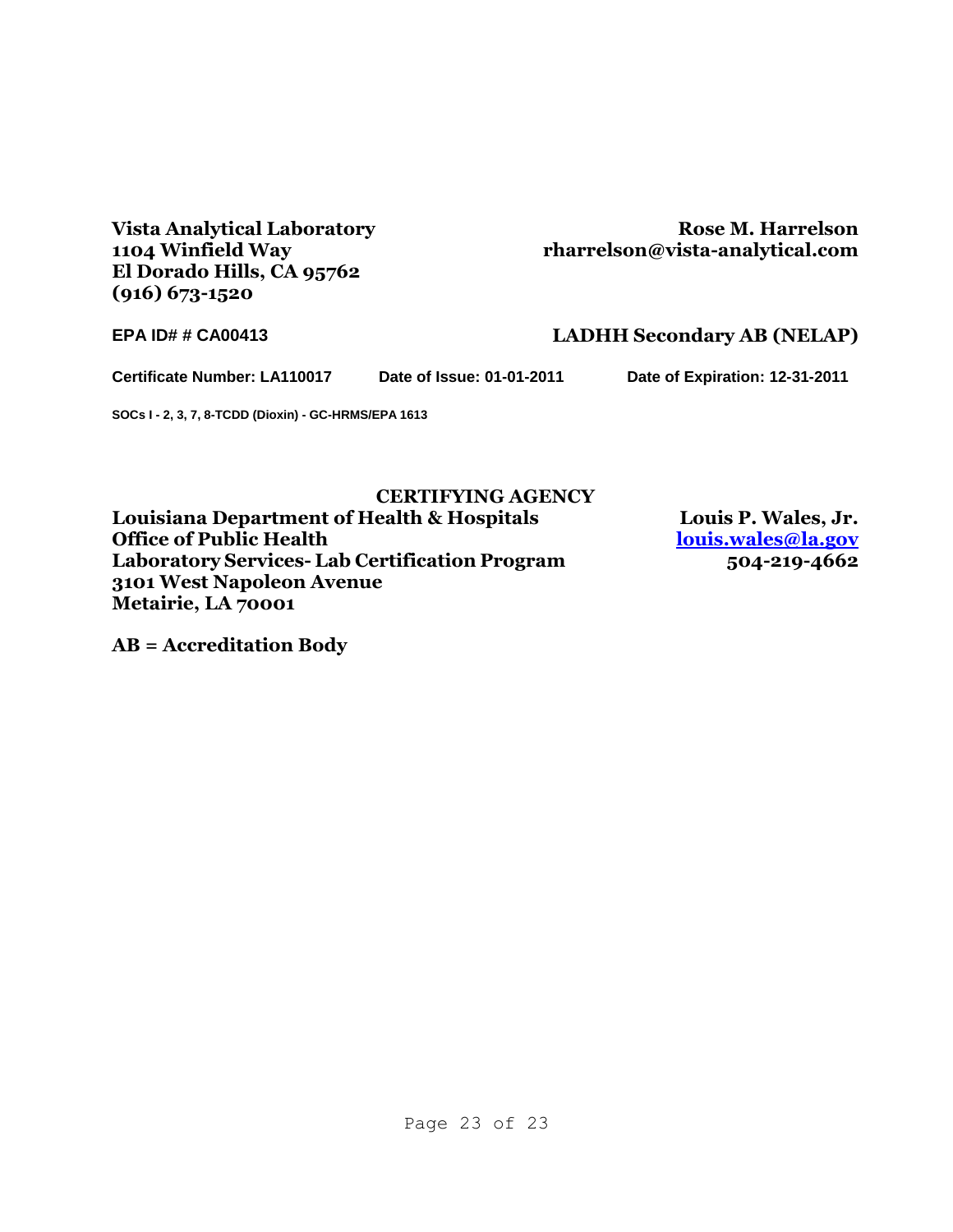**Vista Analytical Laboratory**
**1104 Winfield Way**
**El Dorado Hills, CA 95762**
**(916) 673-1520**

**Rose M. Harrelson**
**rharrelson@vista-analytical.com**

**EPA ID# # CA00413**

**LADHH Secondary AB (NELAP)**

**Certificate Number: LA110017** **Date of Issue: 01-01-2011** **Date of Expiration: 12-31-2011**

**SOCs I - 2, 3, 7, 8-TCDD (Dioxin) - GC-HRMS/EPA 1613**

**CERTIFYING AGENCY**

**Louisiana Department of Health & Hospitals**
**Office of Public Health**
**Laboratory Services- Lab Certification Program**
**3101 West Napoleon Avenue**
**Metairie, LA 70001**

**Louis P. Wales, Jr.**
**louis.wales@la.gov**
**504-219-4662**

**AB = Accreditation Body**